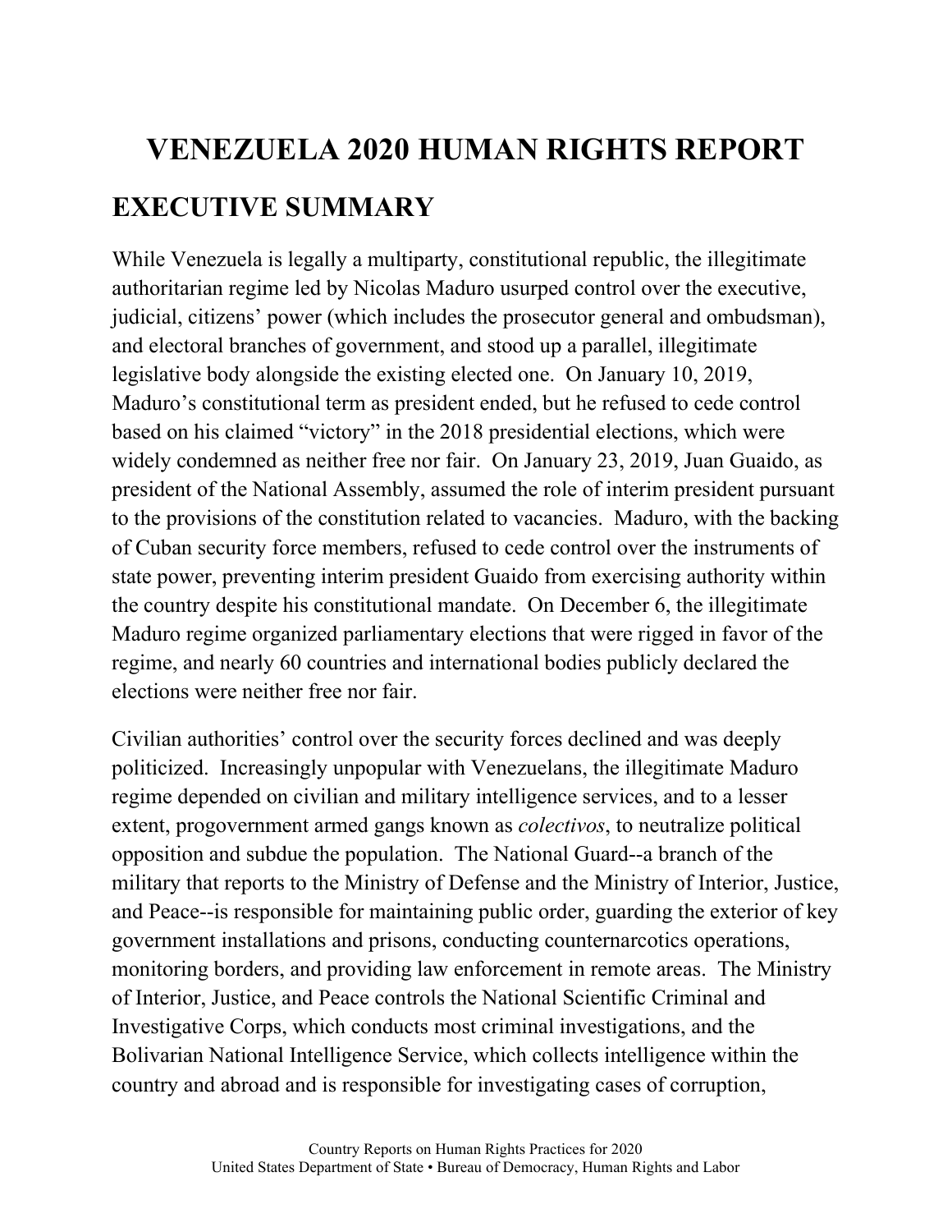# VENEZUELA 2020 HUMAN RIGHTS REPORT

## EXECUTIVE SUMMARY

While Venezuela is legally a multiparty, constitutional republic, the illegitimate authoritarian regime led by Nicolas Maduro usurped control over the executive, judicial, citizens' power (which includes the prosecutor general and ombudsman), and electoral branches of government, and stood up a parallel, illegitimate legislative body alongside the existing elected one. On January 10, 2019, Maduro's constitutional term as president ended, but he refused to cede control based on his claimed "victory" in the 2018 presidential elections, which were widely condemned as neither free nor fair. On January 23, 2019, Juan Guaido, as president of the National Assembly, assumed the role of interim president pursuant to the provisions of the constitution related to vacancies. Maduro, with the backing of Cuban security force members, refused to cede control over the instruments of state power, preventing interim president Guaido from exercising authority within the country despite his constitutional mandate. On December 6, the illegitimate Maduro regime organized parliamentary elections that were rigged in favor of the regime, and nearly 60 countries and international bodies publicly declared the elections were neither free nor fair.

Civilian authorities' control over the security forces declined and was deeply politicized. Increasingly unpopular with Venezuelans, the illegitimate Maduro regime depended on civilian and military intelligence services, and to a lesser extent, progovernment armed gangs known as *colectivos*, to neutralize political opposition and subdue the population. The National Guard--a branch of the military that reports to the Ministry of Defense and the Ministry of Interior, Justice, and Peace--is responsible for maintaining public order, guarding the exterior of key government installations and prisons, conducting counternarcotics operations, monitoring borders, and providing law enforcement in remote areas. The Ministry of Interior, Justice, and Peace controls the National Scientific Criminal and Investigative Corps, which conducts most criminal investigations, and the Bolivarian National Intelligence Service, which collects intelligence within the country and abroad and is responsible for investigating cases of corruption,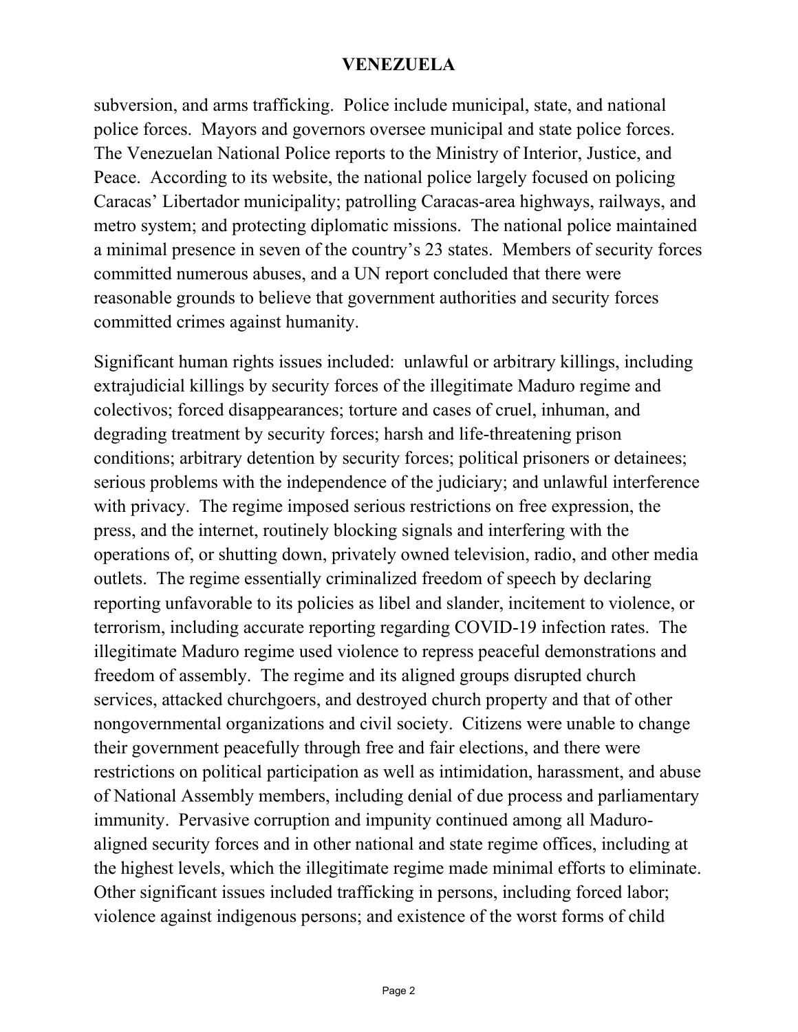subversion, and arms trafficking. Police include municipal, state, and national police forces. Mayors and governors oversee municipal and state police forces. The Venezuelan National Police reports to the Ministry of Interior, Justice, and Peace. According to its website, the national police largely focused on policing Caracas' Libertador municipality; patrolling Caracas-area highways, railways, and metro system; and protecting diplomatic missions. The national police maintained a minimal presence in seven of the country's 23 states. Members of security forces committed numerous abuses, and a UN report concluded that there were reasonable grounds to believe that government authorities and security forces committed crimes against humanity.

Significant human rights issues included: unlawful or arbitrary killings, including extrajudicial killings by security forces of the illegitimate Maduro regime and colectivos; forced disappearances; torture and cases of cruel, inhuman, and degrading treatment by security forces; harsh and life-threatening prison conditions; arbitrary detention by security forces; political prisoners or detainees; serious problems with the independence of the judiciary; and unlawful interference with privacy. The regime imposed serious restrictions on free expression, the press, and the internet, routinely blocking signals and interfering with the operations of, or shutting down, privately owned television, radio, and other media outlets. The regime essentially criminalized freedom of speech by declaring reporting unfavorable to its policies as libel and slander, incitement to violence, or terrorism, including accurate reporting regarding COVID-19 infection rates. The illegitimate Maduro regime used violence to repress peaceful demonstrations and freedom of assembly. The regime and its aligned groups disrupted church services, attacked churchgoers, and destroyed church property and that of other nongovernmental organizations and civil society. Citizens were unable to change their government peacefully through free and fair elections, and there were restrictions on political participation as well as intimidation, harassment, and abuse of National Assembly members, including denial of due process and parliamentary immunity. Pervasive corruption and impunity continued among all Maduro-aligned security forces and in other national and state regime offices, including at the highest levels, which the illegitimate regime made minimal efforts to eliminate. Other significant issues included trafficking in persons, including forced labor; violence against indigenous persons; and existence of the worst forms of child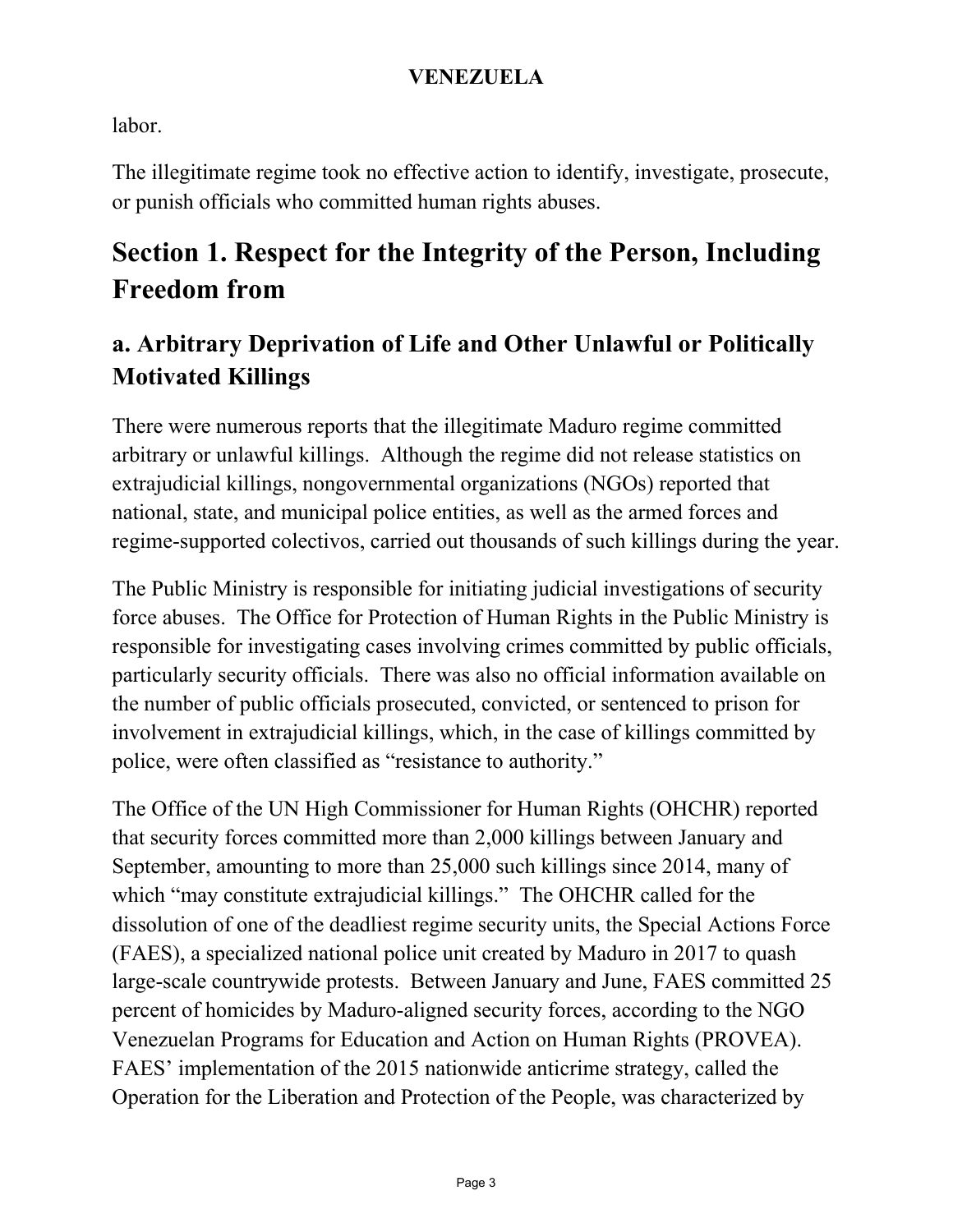labor.

The illegitimate regime took no effective action to identify, investigate, prosecute, or punish officials who committed human rights abuses.

# Section 1. Respect for the Integrity of the Person, Including Freedom from

## a. Arbitrary Deprivation of Life and Other Unlawful or Politically Motivated Killings

There were numerous reports that the illegitimate Maduro regime committed arbitrary or unlawful killings. Although the regime did not release statistics on extrajudicial killings, nongovernmental organizations (NGOs) reported that national, state, and municipal police entities, as well as the armed forces and regime-supported colectivos, carried out thousands of such killings during the year.

The Public Ministry is responsible for initiating judicial investigations of security force abuses. The Office for Protection of Human Rights in the Public Ministry is responsible for investigating cases involving crimes committed by public officials, particularly security officials. There was also no official information available on the number of public officials prosecuted, convicted, or sentenced to prison for involvement in extrajudicial killings, which, in the case of killings committed by police, were often classified as "resistance to authority."

The Office of the UN High Commissioner for Human Rights (OHCHR) reported that security forces committed more than 2,000 killings between January and September, amounting to more than 25,000 such killings since 2014, many of which "may constitute extrajudicial killings." The OHCHR called for the dissolution of one of the deadliest regime security units, the Special Actions Force (FAES), a specialized national police unit created by Maduro in 2017 to quash large-scale countrywide protests. Between January and June, FAES committed 25 percent of homicides by Maduro-aligned security forces, according to the NGO Venezuelan Programs for Education and Action on Human Rights (PROVEA). FAES' implementation of the 2015 nationwide anticrime strategy, called the Operation for the Liberation and Protection of the People, was characterized by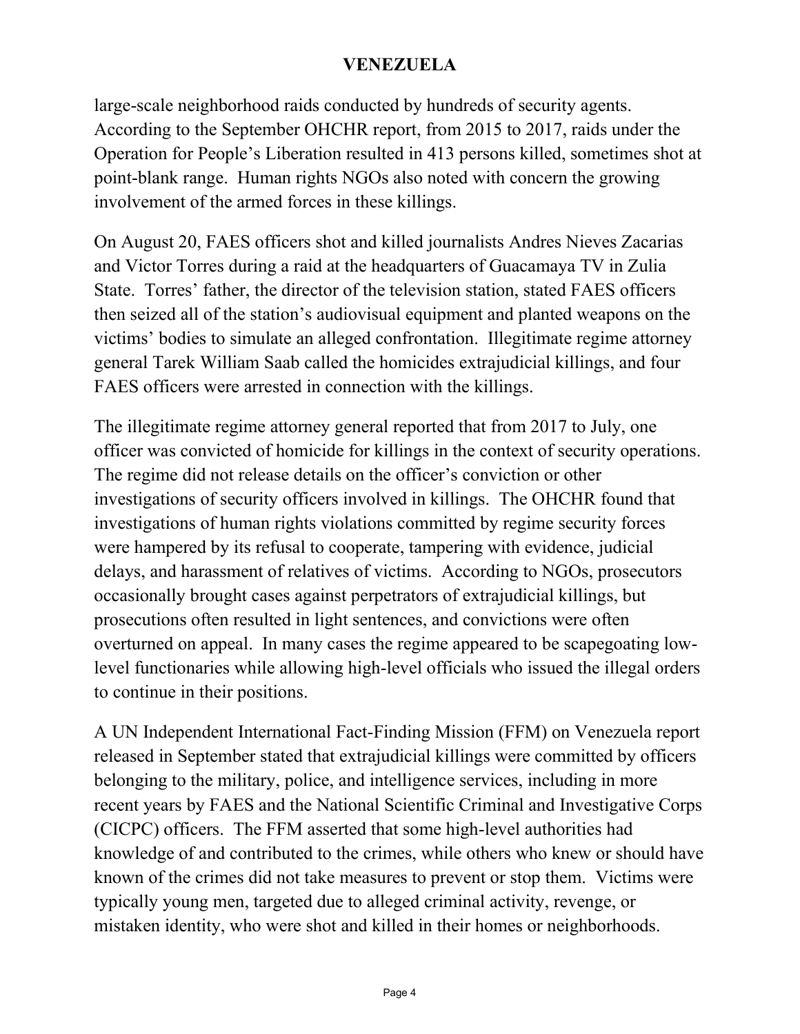large-scale neighborhood raids conducted by hundreds of security agents. According to the September OHCHR report, from 2015 to 2017, raids under the Operation for People's Liberation resulted in 413 persons killed, sometimes shot at point-blank range. Human rights NGOs also noted with concern the growing involvement of the armed forces in these killings.

On August 20, FAES officers shot and killed journalists Andres Nieves Zacarias and Victor Torres during a raid at the headquarters of Guacamaya TV in Zulia State. Torres' father, the director of the television station, stated FAES officers then seized all of the station's audiovisual equipment and planted weapons on the victims' bodies to simulate an alleged confrontation. Illegitimate regime attorney general Tarek William Saab called the homicides extrajudicial killings, and four FAES officers were arrested in connection with the killings.

The illegitimate regime attorney general reported that from 2017 to July, one officer was convicted of homicide for killings in the context of security operations. The regime did not release details on the officer's conviction or other investigations of security officers involved in killings. The OHCHR found that investigations of human rights violations committed by regime security forces were hampered by its refusal to cooperate, tampering with evidence, judicial delays, and harassment of relatives of victims. According to NGOs, prosecutors occasionally brought cases against perpetrators of extrajudicial killings, but prosecutions often resulted in light sentences, and convictions were often overturned on appeal. In many cases the regime appeared to be scapegoating low-level functionaries while allowing high-level officials who issued the illegal orders to continue in their positions.

A UN Independent International Fact-Finding Mission (FFM) on Venezuela report released in September stated that extrajudicial killings were committed by officers belonging to the military, police, and intelligence services, including in more recent years by FAES and the National Scientific Criminal and Investigative Corps (CICPC) officers. The FFM asserted that some high-level authorities had knowledge of and contributed to the crimes, while others who knew or should have known of the crimes did not take measures to prevent or stop them. Victims were typically young men, targeted due to alleged criminal activity, revenge, or mistaken identity, who were shot and killed in their homes or neighborhoods.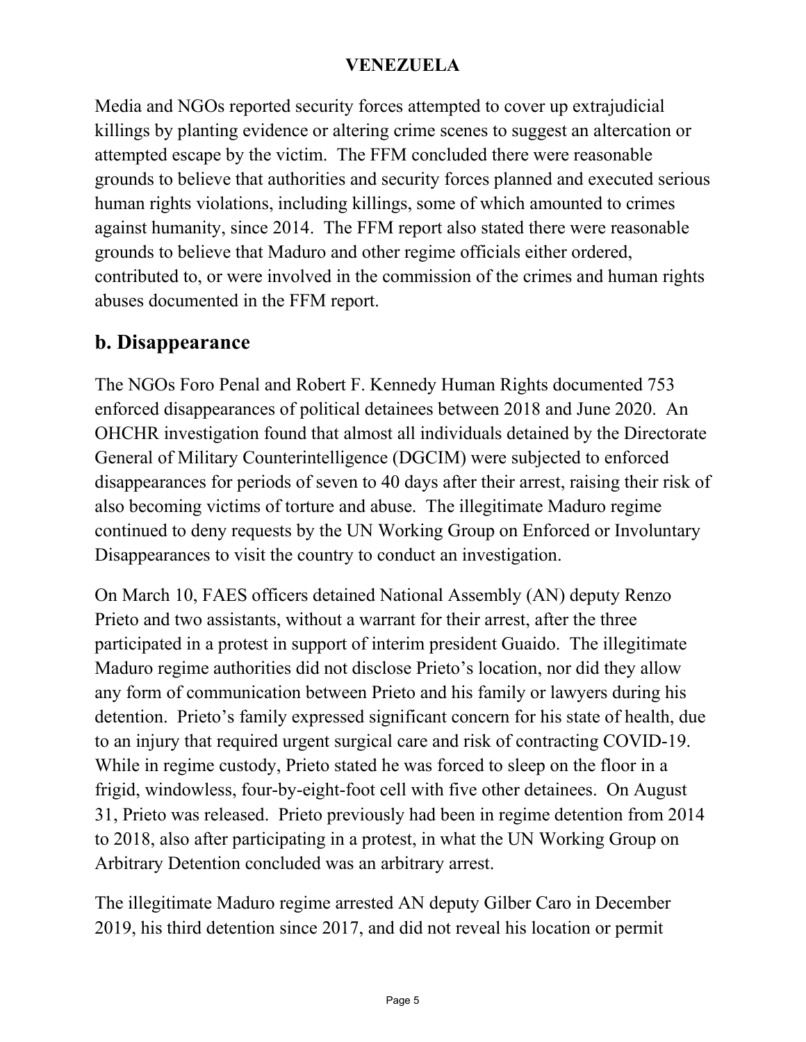Media and NGOs reported security forces attempted to cover up extrajudicial killings by planting evidence or altering crime scenes to suggest an altercation or attempted escape by the victim. The FFM concluded there were reasonable grounds to believe that authorities and security forces planned and executed serious human rights violations, including killings, some of which amounted to crimes against humanity, since 2014. The FFM report also stated there were reasonable grounds to believe that Maduro and other regime officials either ordered, contributed to, or were involved in the commission of the crimes and human rights abuses documented in the FFM report.

## b. Disappearance

The NGOs Foro Penal and Robert F. Kennedy Human Rights documented 753 enforced disappearances of political detainees between 2018 and June 2020. An OHCHR investigation found that almost all individuals detained by the Directorate General of Military Counterintelligence (DGCIM) were subjected to enforced disappearances for periods of seven to 40 days after their arrest, raising their risk of also becoming victims of torture and abuse. The illegitimate Maduro regime continued to deny requests by the UN Working Group on Enforced or Involuntary Disappearances to visit the country to conduct an investigation.

On March 10, FAES officers detained National Assembly (AN) deputy Renzo Prieto and two assistants, without a warrant for their arrest, after the three participated in a protest in support of interim president Guaido. The illegitimate Maduro regime authorities did not disclose Prieto's location, nor did they allow any form of communication between Prieto and his family or lawyers during his detention. Prieto's family expressed significant concern for his state of health, due to an injury that required urgent surgical care and risk of contracting COVID-19. While in regime custody, Prieto stated he was forced to sleep on the floor in a frigid, windowless, four-by-eight-foot cell with five other detainees. On August 31, Prieto was released. Prieto previously had been in regime detention from 2014 to 2018, also after participating in a protest, in what the UN Working Group on Arbitrary Detention concluded was an arbitrary arrest.

The illegitimate Maduro regime arrested AN deputy Gilber Caro in December 2019, his third detention since 2017, and did not reveal his location or permit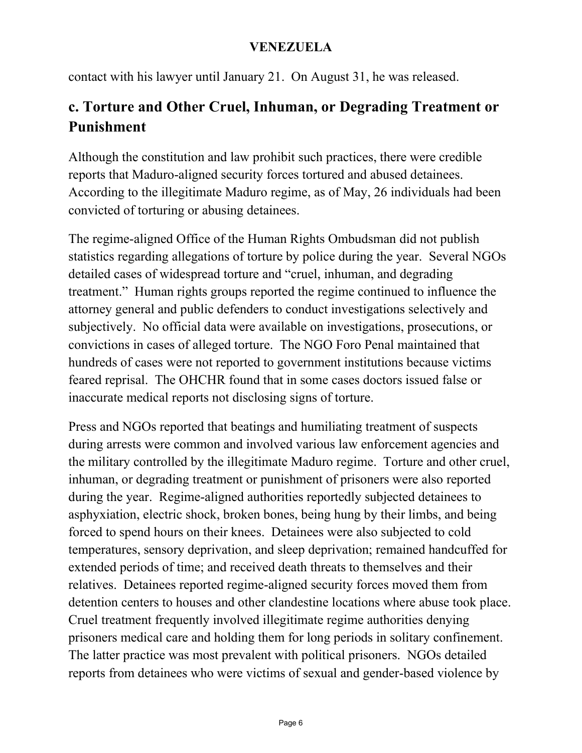contact with his lawyer until January 21. On August 31, he was released.

## c. Torture and Other Cruel, Inhuman, or Degrading Treatment or Punishment

Although the constitution and law prohibit such practices, there were credible reports that Maduro-aligned security forces tortured and abused detainees. According to the illegitimate Maduro regime, as of May, 26 individuals had been convicted of torturing or abusing detainees.

The regime-aligned Office of the Human Rights Ombudsman did not publish statistics regarding allegations of torture by police during the year. Several NGOs detailed cases of widespread torture and "cruel, inhuman, and degrading treatment." Human rights groups reported the regime continued to influence the attorney general and public defenders to conduct investigations selectively and subjectively. No official data were available on investigations, prosecutions, or convictions in cases of alleged torture. The NGO Foro Penal maintained that hundreds of cases were not reported to government institutions because victims feared reprisal. The OHCHR found that in some cases doctors issued false or inaccurate medical reports not disclosing signs of torture.

Press and NGOs reported that beatings and humiliating treatment of suspects during arrests were common and involved various law enforcement agencies and the military controlled by the illegitimate Maduro regime. Torture and other cruel, inhuman, or degrading treatment or punishment of prisoners were also reported during the year. Regime-aligned authorities reportedly subjected detainees to asphyxiation, electric shock, broken bones, being hung by their limbs, and being forced to spend hours on their knees. Detainees were also subjected to cold temperatures, sensory deprivation, and sleep deprivation; remained handcuffed for extended periods of time; and received death threats to themselves and their relatives. Detainees reported regime-aligned security forces moved them from detention centers to houses and other clandestine locations where abuse took place. Cruel treatment frequently involved illegitimate regime authorities denying prisoners medical care and holding them for long periods in solitary confinement. The latter practice was most prevalent with political prisoners. NGOs detailed reports from detainees who were victims of sexual and gender-based violence by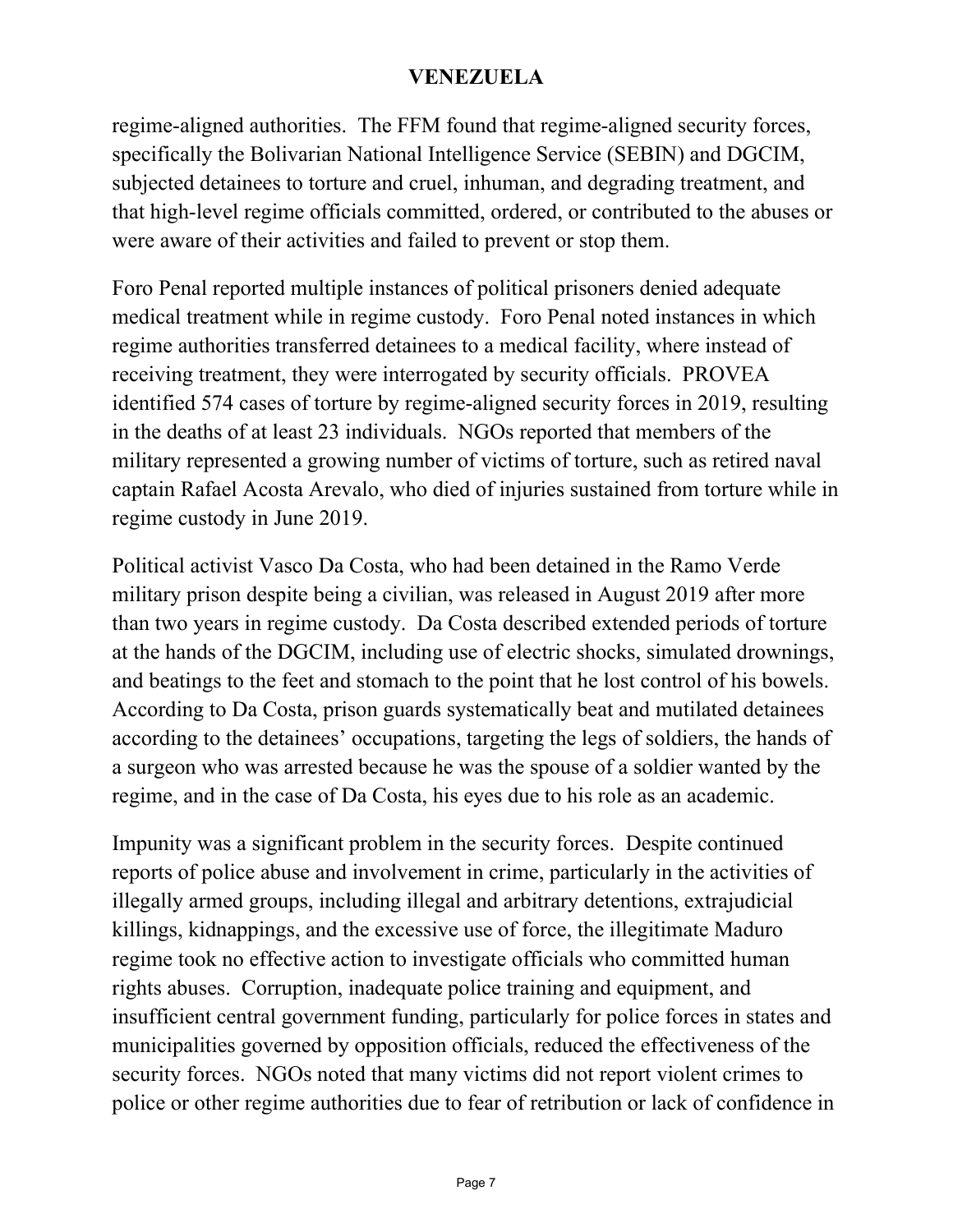regime-aligned authorities. The FFM found that regime-aligned security forces, specifically the Bolivarian National Intelligence Service (SEBIN) and DGCIM, subjected detainees to torture and cruel, inhuman, and degrading treatment, and that high-level regime officials committed, ordered, or contributed to the abuses or were aware of their activities and failed to prevent or stop them.

Foro Penal reported multiple instances of political prisoners denied adequate medical treatment while in regime custody. Foro Penal noted instances in which regime authorities transferred detainees to a medical facility, where instead of receiving treatment, they were interrogated by security officials. PROVEA identified 574 cases of torture by regime-aligned security forces in 2019, resulting in the deaths of at least 23 individuals. NGOs reported that members of the military represented a growing number of victims of torture, such as retired naval captain Rafael Acosta Arevalo, who died of injuries sustained from torture while in regime custody in June 2019.

Political activist Vasco Da Costa, who had been detained in the Ramo Verde military prison despite being a civilian, was released in August 2019 after more than two years in regime custody. Da Costa described extended periods of torture at the hands of the DGCIM, including use of electric shocks, simulated drownings, and beatings to the feet and stomach to the point that he lost control of his bowels. According to Da Costa, prison guards systematically beat and mutilated detainees according to the detainees' occupations, targeting the legs of soldiers, the hands of a surgeon who was arrested because he was the spouse of a soldier wanted by the regime, and in the case of Da Costa, his eyes due to his role as an academic.

Impunity was a significant problem in the security forces. Despite continued reports of police abuse and involvement in crime, particularly in the activities of illegally armed groups, including illegal and arbitrary detentions, extrajudicial killings, kidnappings, and the excessive use of force, the illegitimate Maduro regime took no effective action to investigate officials who committed human rights abuses. Corruption, inadequate police training and equipment, and insufficient central government funding, particularly for police forces in states and municipalities governed by opposition officials, reduced the effectiveness of the security forces. NGOs noted that many victims did not report violent crimes to police or other regime authorities due to fear of retribution or lack of confidence in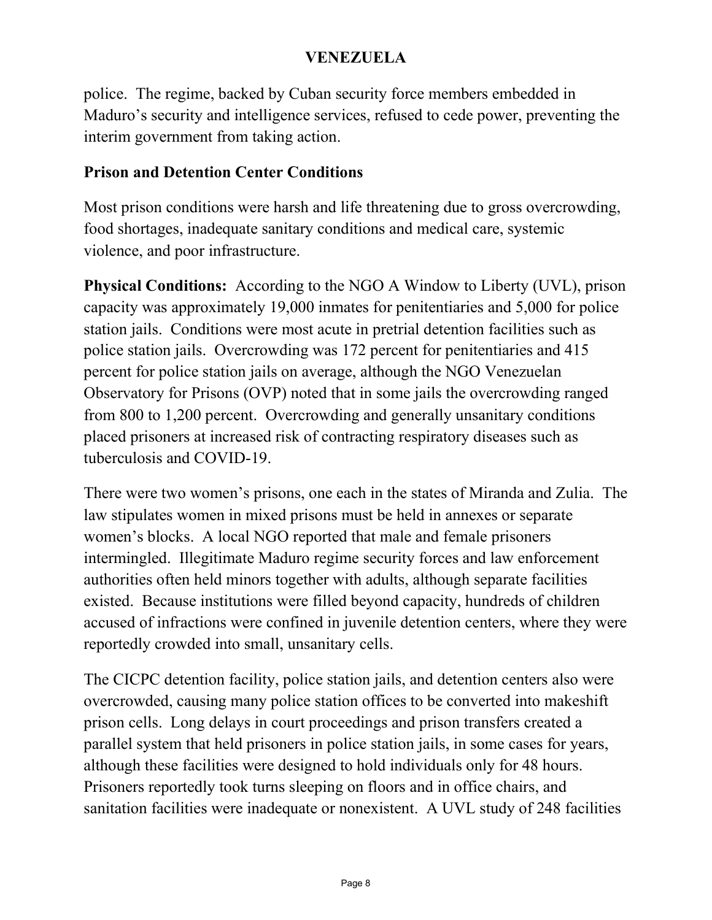police. The regime, backed by Cuban security force members embedded in Maduro's security and intelligence services, refused to cede power, preventing the interim government from taking action.

## Prison and Detention Center Conditions

Most prison conditions were harsh and life threatening due to gross overcrowding, food shortages, inadequate sanitary conditions and medical care, systemic violence, and poor infrastructure.

**Physical Conditions:** According to the NGO A Window to Liberty (UVL), prison capacity was approximately 19,000 inmates for penitentiaries and 5,000 for police station jails. Conditions were most acute in pretrial detention facilities such as police station jails. Overcrowding was 172 percent for penitentiaries and 415 percent for police station jails on average, although the NGO Venezuelan Observatory for Prisons (OVP) noted that in some jails the overcrowding ranged from 800 to 1,200 percent. Overcrowding and generally unsanitary conditions placed prisoners at increased risk of contracting respiratory diseases such as tuberculosis and COVID-19.

There were two women's prisons, one each in the states of Miranda and Zulia. The law stipulates women in mixed prisons must be held in annexes or separate women's blocks. A local NGO reported that male and female prisoners intermingled. Illegitimate Maduro regime security forces and law enforcement authorities often held minors together with adults, although separate facilities existed. Because institutions were filled beyond capacity, hundreds of children accused of infractions were confined in juvenile detention centers, where they were reportedly crowded into small, unsanitary cells.

The CICPC detention facility, police station jails, and detention centers also were overcrowded, causing many police station offices to be converted into makeshift prison cells. Long delays in court proceedings and prison transfers created a parallel system that held prisoners in police station jails, in some cases for years, although these facilities were designed to hold individuals only for 48 hours. Prisoners reportedly took turns sleeping on floors and in office chairs, and sanitation facilities were inadequate or nonexistent. A UVL study of 248 facilities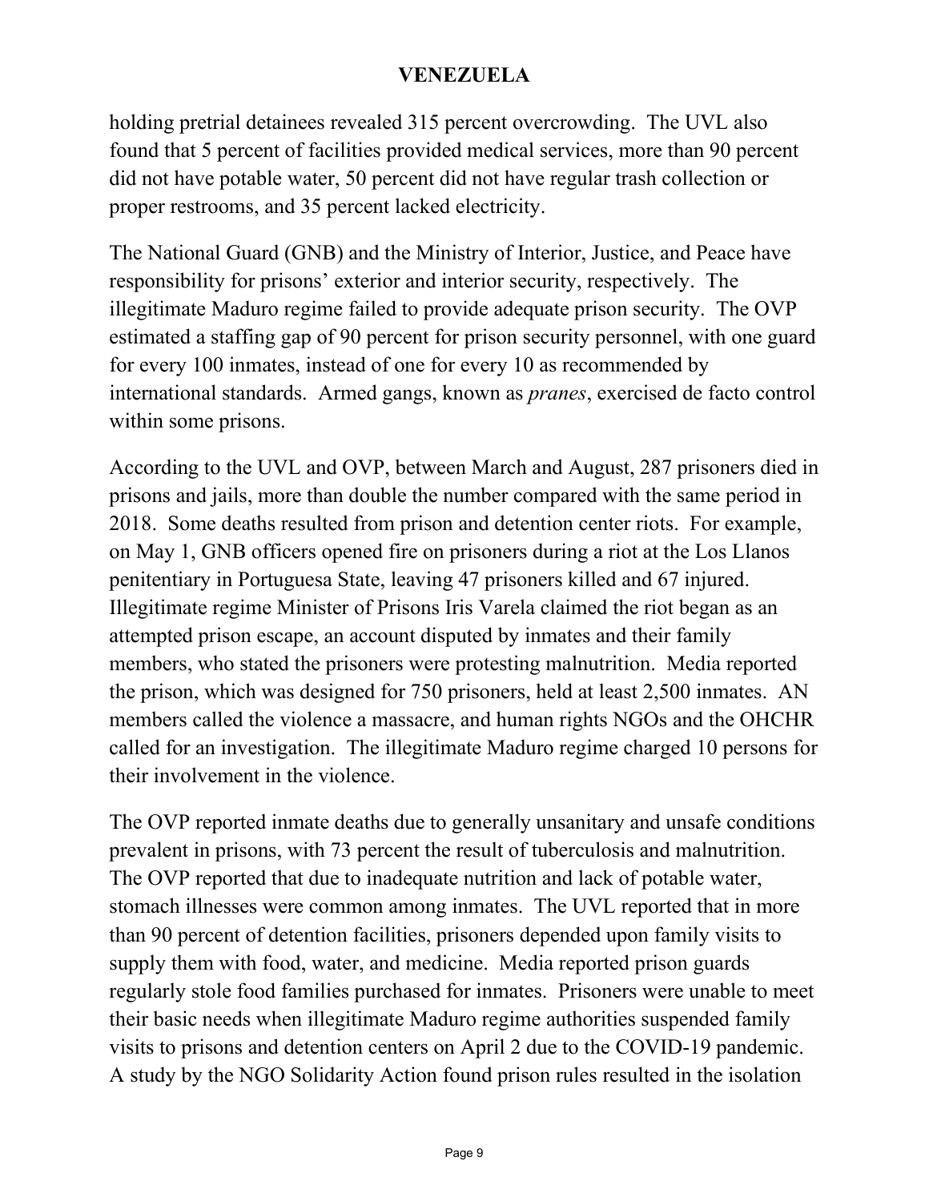holding pretrial detainees revealed 315 percent overcrowding. The UVL also found that 5 percent of facilities provided medical services, more than 90 percent did not have potable water, 50 percent did not have regular trash collection or proper restrooms, and 35 percent lacked electricity.

The National Guard (GNB) and the Ministry of Interior, Justice, and Peace have responsibility for prisons' exterior and interior security, respectively. The illegitimate Maduro regime failed to provide adequate prison security. The OVP estimated a staffing gap of 90 percent for prison security personnel, with one guard for every 100 inmates, instead of one for every 10 as recommended by international standards. Armed gangs, known as *pranes*, exercised de facto control within some prisons.

According to the UVL and OVP, between March and August, 287 prisoners died in prisons and jails, more than double the number compared with the same period in 2018. Some deaths resulted from prison and detention center riots. For example, on May 1, GNB officers opened fire on prisoners during a riot at the Los Llanos penitentiary in Portuguesa State, leaving 47 prisoners killed and 67 injured. Illegitimate regime Minister of Prisons Iris Varela claimed the riot began as an attempted prison escape, an account disputed by inmates and their family members, who stated the prisoners were protesting malnutrition. Media reported the prison, which was designed for 750 prisoners, held at least 2,500 inmates. AN members called the violence a massacre, and human rights NGOs and the OHCHR called for an investigation. The illegitimate Maduro regime charged 10 persons for their involvement in the violence.

The OVP reported inmate deaths due to generally unsanitary and unsafe conditions prevalent in prisons, with 73 percent the result of tuberculosis and malnutrition. The OVP reported that due to inadequate nutrition and lack of potable water, stomach illnesses were common among inmates. The UVL reported that in more than 90 percent of detention facilities, prisoners depended upon family visits to supply them with food, water, and medicine. Media reported prison guards regularly stole food families purchased for inmates. Prisoners were unable to meet their basic needs when illegitimate Maduro regime authorities suspended family visits to prisons and detention centers on April 2 due to the COVID-19 pandemic. A study by the NGO Solidarity Action found prison rules resulted in the isolation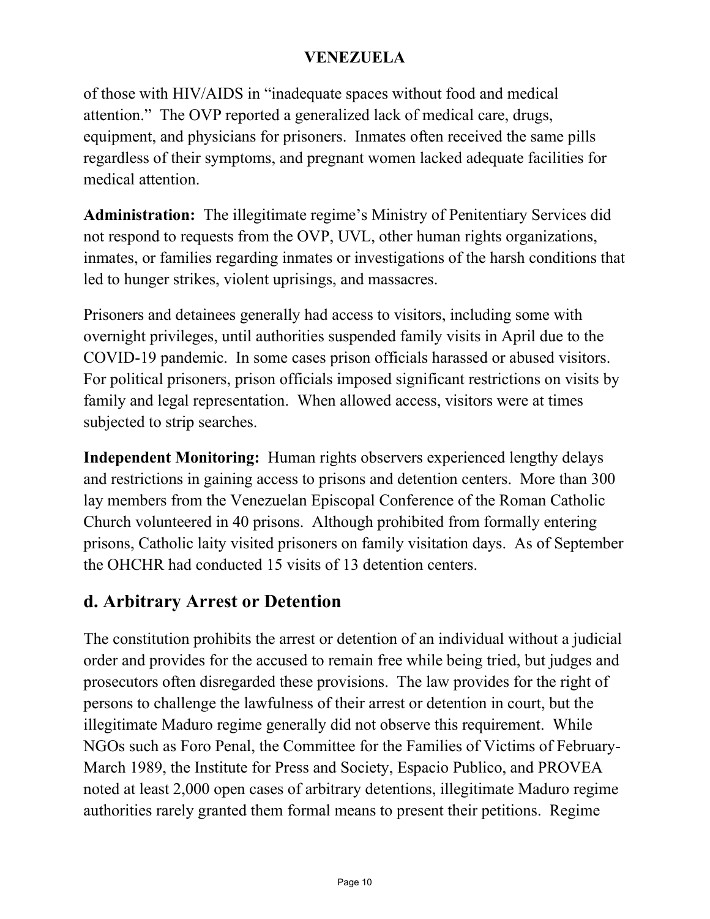of those with HIV/AIDS in "inadequate spaces without food and medical attention." The OVP reported a generalized lack of medical care, drugs, equipment, and physicians for prisoners. Inmates often received the same pills regardless of their symptoms, and pregnant women lacked adequate facilities for medical attention.

**Administration:** The illegitimate regime's Ministry of Penitentiary Services did not respond to requests from the OVP, UVL, other human rights organizations, inmates, or families regarding inmates or investigations of the harsh conditions that led to hunger strikes, violent uprisings, and massacres.

Prisoners and detainees generally had access to visitors, including some with overnight privileges, until authorities suspended family visits in April due to the COVID-19 pandemic. In some cases prison officials harassed or abused visitors. For political prisoners, prison officials imposed significant restrictions on visits by family and legal representation. When allowed access, visitors were at times subjected to strip searches.

**Independent Monitoring:** Human rights observers experienced lengthy delays and restrictions in gaining access to prisons and detention centers. More than 300 lay members from the Venezuelan Episcopal Conference of the Roman Catholic Church volunteered in 40 prisons. Although prohibited from formally entering prisons, Catholic laity visited prisoners on family visitation days. As of September the OHCHR had conducted 15 visits of 13 detention centers.

## d. Arbitrary Arrest or Detention

The constitution prohibits the arrest or detention of an individual without a judicial order and provides for the accused to remain free while being tried, but judges and prosecutors often disregarded these provisions. The law provides for the right of persons to challenge the lawfulness of their arrest or detention in court, but the illegitimate Maduro regime generally did not observe this requirement. While NGOs such as Foro Penal, the Committee for the Families of Victims of February-March 1989, the Institute for Press and Society, Espacio Publico, and PROVEA noted at least 2,000 open cases of arbitrary detentions, illegitimate Maduro regime authorities rarely granted them formal means to present their petitions. Regime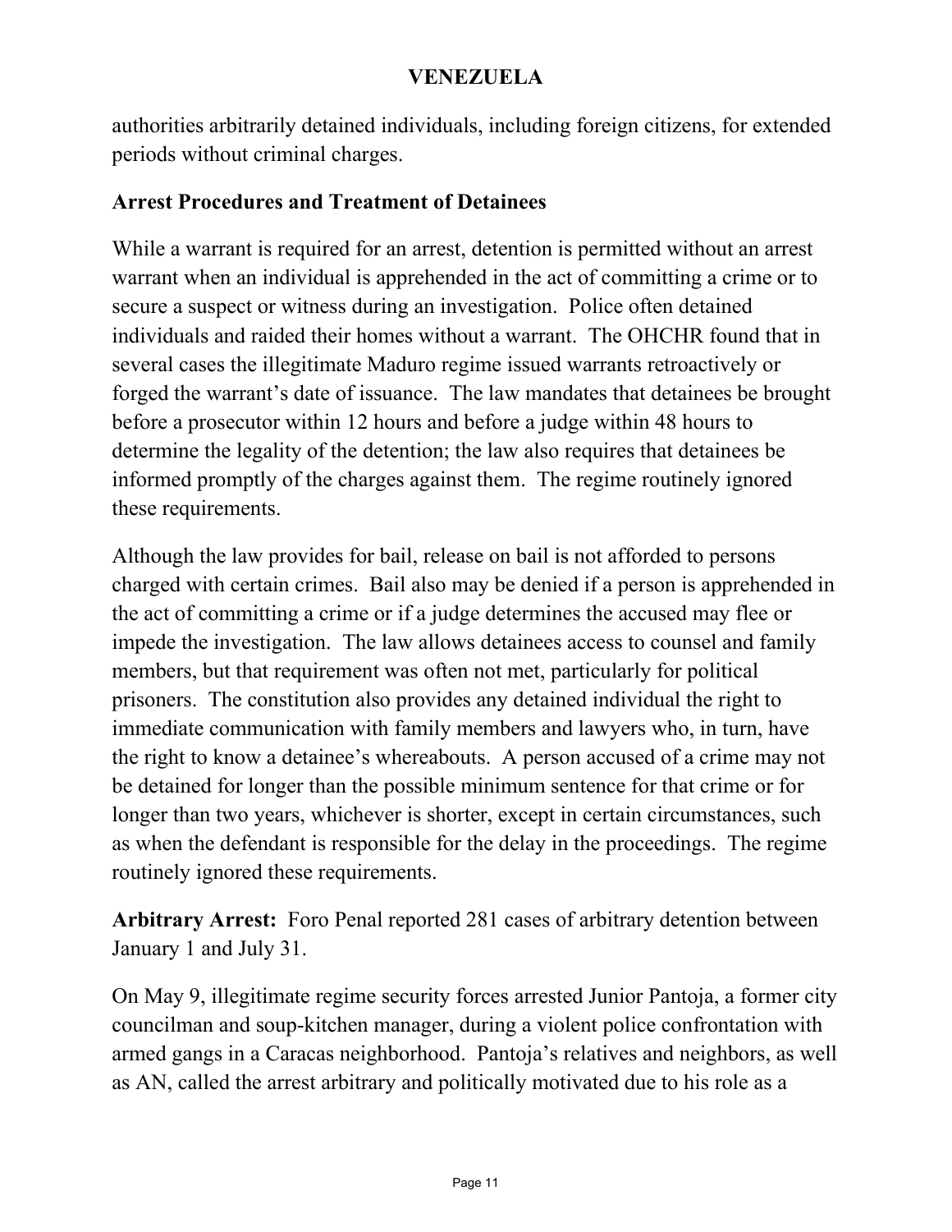authorities arbitrarily detained individuals, including foreign citizens, for extended periods without criminal charges.

### Arrest Procedures and Treatment of Detainees

While a warrant is required for an arrest, detention is permitted without an arrest warrant when an individual is apprehended in the act of committing a crime or to secure a suspect or witness during an investigation. Police often detained individuals and raided their homes without a warrant. The OHCHR found that in several cases the illegitimate Maduro regime issued warrants retroactively or forged the warrant's date of issuance. The law mandates that detainees be brought before a prosecutor within 12 hours and before a judge within 48 hours to determine the legality of the detention; the law also requires that detainees be informed promptly of the charges against them. The regime routinely ignored these requirements.

Although the law provides for bail, release on bail is not afforded to persons charged with certain crimes. Bail also may be denied if a person is apprehended in the act of committing a crime or if a judge determines the accused may flee or impede the investigation. The law allows detainees access to counsel and family members, but that requirement was often not met, particularly for political prisoners. The constitution also provides any detained individual the right to immediate communication with family members and lawyers who, in turn, have the right to know a detainee's whereabouts. A person accused of a crime may not be detained for longer than the possible minimum sentence for that crime or for longer than two years, whichever is shorter, except in certain circumstances, such as when the defendant is responsible for the delay in the proceedings. The regime routinely ignored these requirements.

**Arbitrary Arrest:** Foro Penal reported 281 cases of arbitrary detention between January 1 and July 31.

On May 9, illegitimate regime security forces arrested Junior Pantoja, a former city councilman and soup-kitchen manager, during a violent police confrontation with armed gangs in a Caracas neighborhood. Pantoja's relatives and neighbors, as well as AN, called the arrest arbitrary and politically motivated due to his role as a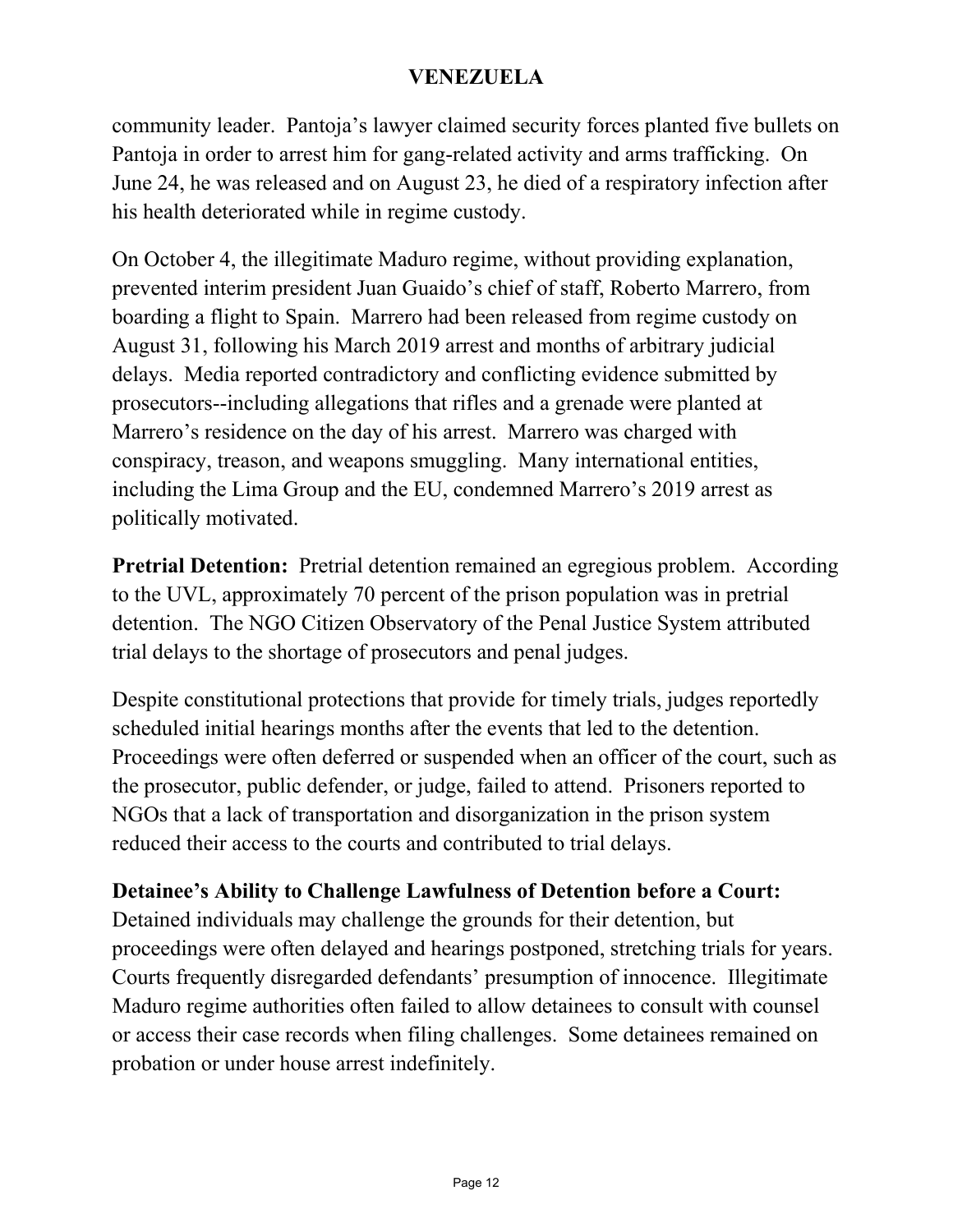community leader. Pantoja's lawyer claimed security forces planted five bullets on Pantoja in order to arrest him for gang-related activity and arms trafficking. On June 24, he was released and on August 23, he died of a respiratory infection after his health deteriorated while in regime custody.

On October 4, the illegitimate Maduro regime, without providing explanation, prevented interim president Juan Guaido's chief of staff, Roberto Marrero, from boarding a flight to Spain. Marrero had been released from regime custody on August 31, following his March 2019 arrest and months of arbitrary judicial delays. Media reported contradictory and conflicting evidence submitted by prosecutors--including allegations that rifles and a grenade were planted at Marrero's residence on the day of his arrest. Marrero was charged with conspiracy, treason, and weapons smuggling. Many international entities, including the Lima Group and the EU, condemned Marrero's 2019 arrest as politically motivated.

**Pretrial Detention:** Pretrial detention remained an egregious problem. According to the UVL, approximately 70 percent of the prison population was in pretrial detention. The NGO Citizen Observatory of the Penal Justice System attributed trial delays to the shortage of prosecutors and penal judges.

Despite constitutional protections that provide for timely trials, judges reportedly scheduled initial hearings months after the events that led to the detention. Proceedings were often deferred or suspended when an officer of the court, such as the prosecutor, public defender, or judge, failed to attend. Prisoners reported to NGOs that a lack of transportation and disorganization in the prison system reduced their access to the courts and contributed to trial delays.

**Detainee's Ability to Challenge Lawfulness of Detention before a Court:** Detained individuals may challenge the grounds for their detention, but proceedings were often delayed and hearings postponed, stretching trials for years. Courts frequently disregarded defendants' presumption of innocence. Illegitimate Maduro regime authorities often failed to allow detainees to consult with counsel or access their case records when filing challenges. Some detainees remained on probation or under house arrest indefinitely.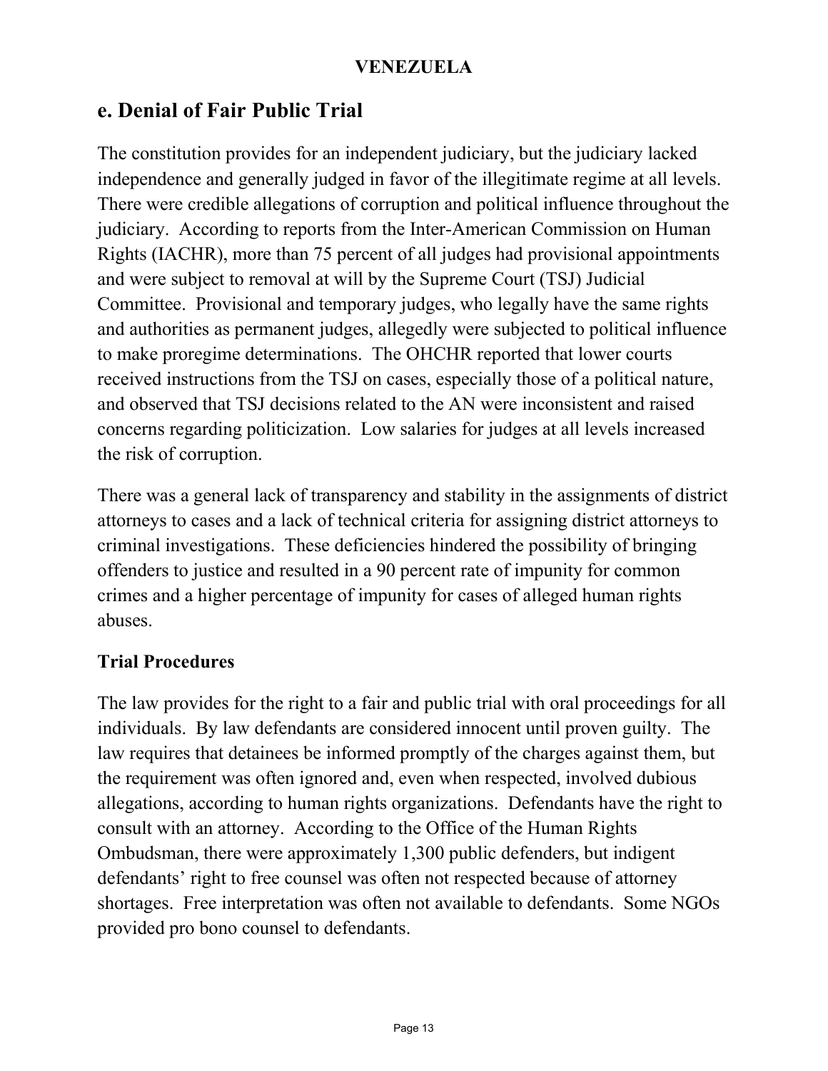## e. Denial of Fair Public Trial

The constitution provides for an independent judiciary, but the judiciary lacked independence and generally judged in favor of the illegitimate regime at all levels. There were credible allegations of corruption and political influence throughout the judiciary. According to reports from the Inter-American Commission on Human Rights (IACHR), more than 75 percent of all judges had provisional appointments and were subject to removal at will by the Supreme Court (TSJ) Judicial Committee. Provisional and temporary judges, who legally have the same rights and authorities as permanent judges, allegedly were subjected to political influence to make proregime determinations. The OHCHR reported that lower courts received instructions from the TSJ on cases, especially those of a political nature, and observed that TSJ decisions related to the AN were inconsistent and raised concerns regarding politicization. Low salaries for judges at all levels increased the risk of corruption.

There was a general lack of transparency and stability in the assignments of district attorneys to cases and a lack of technical criteria for assigning district attorneys to criminal investigations. These deficiencies hindered the possibility of bringing offenders to justice and resulted in a 90 percent rate of impunity for common crimes and a higher percentage of impunity for cases of alleged human rights abuses.

### Trial Procedures

The law provides for the right to a fair and public trial with oral proceedings for all individuals. By law defendants are considered innocent until proven guilty. The law requires that detainees be informed promptly of the charges against them, but the requirement was often ignored and, even when respected, involved dubious allegations, according to human rights organizations. Defendants have the right to consult with an attorney. According to the Office of the Human Rights Ombudsman, there were approximately 1,300 public defenders, but indigent defendants' right to free counsel was often not respected because of attorney shortages. Free interpretation was often not available to defendants. Some NGOs provided pro bono counsel to defendants.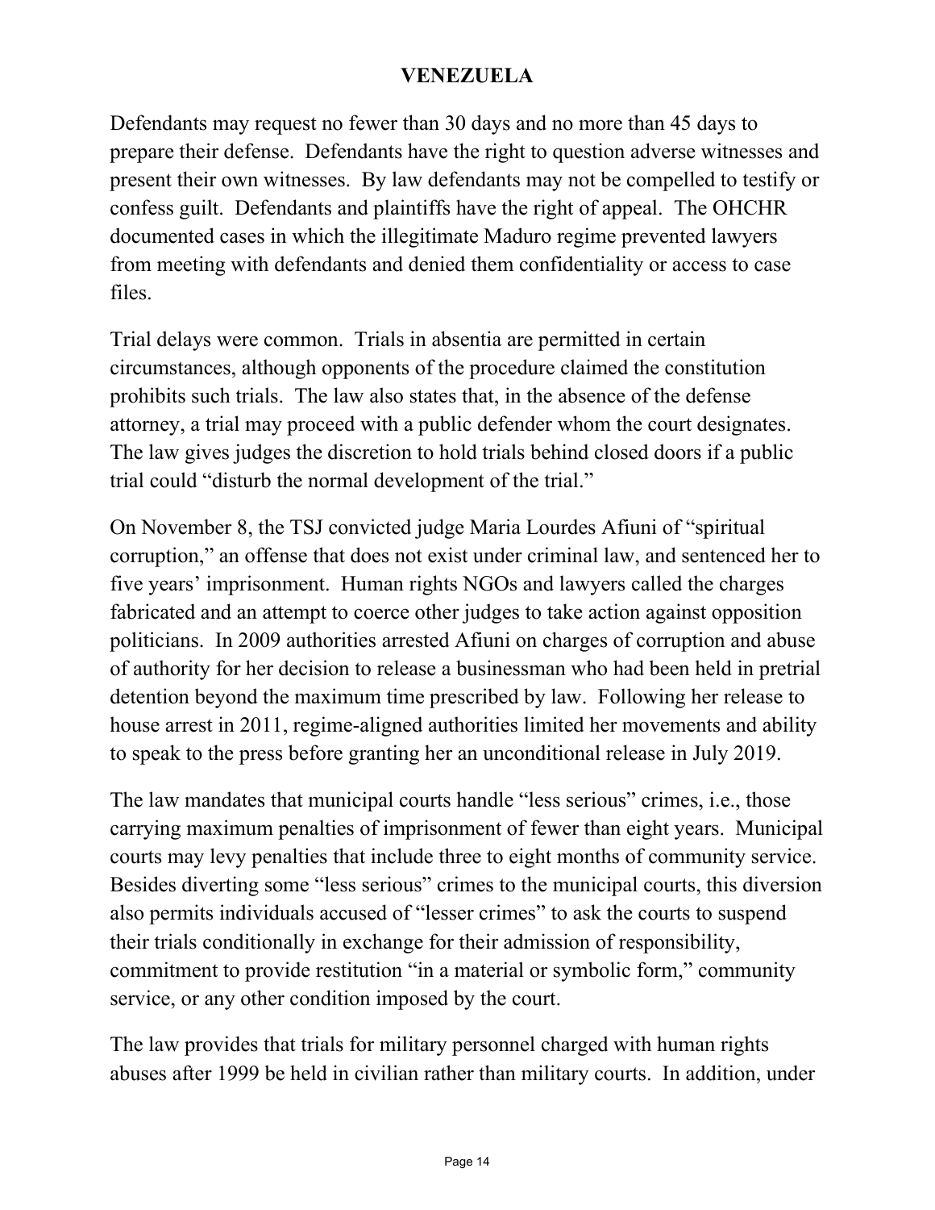Defendants may request no fewer than 30 days and no more than 45 days to prepare their defense. Defendants have the right to question adverse witnesses and present their own witnesses. By law defendants may not be compelled to testify or confess guilt. Defendants and plaintiffs have the right of appeal. The OHCHR documented cases in which the illegitimate Maduro regime prevented lawyers from meeting with defendants and denied them confidentiality or access to case files.

Trial delays were common. Trials in absentia are permitted in certain circumstances, although opponents of the procedure claimed the constitution prohibits such trials. The law also states that, in the absence of the defense attorney, a trial may proceed with a public defender whom the court designates. The law gives judges the discretion to hold trials behind closed doors if a public trial could "disturb the normal development of the trial."

On November 8, the TSJ convicted judge Maria Lourdes Afiuni of "spiritual corruption," an offense that does not exist under criminal law, and sentenced her to five years' imprisonment. Human rights NGOs and lawyers called the charges fabricated and an attempt to coerce other judges to take action against opposition politicians. In 2009 authorities arrested Afiuni on charges of corruption and abuse of authority for her decision to release a businessman who had been held in pretrial detention beyond the maximum time prescribed by law. Following her release to house arrest in 2011, regime-aligned authorities limited her movements and ability to speak to the press before granting her an unconditional release in July 2019.

The law mandates that municipal courts handle "less serious" crimes, i.e., those carrying maximum penalties of imprisonment of fewer than eight years. Municipal courts may levy penalties that include three to eight months of community service. Besides diverting some "less serious" crimes to the municipal courts, this diversion also permits individuals accused of "lesser crimes" to ask the courts to suspend their trials conditionally in exchange for their admission of responsibility, commitment to provide restitution "in a material or symbolic form," community service, or any other condition imposed by the court.

The law provides that trials for military personnel charged with human rights abuses after 1999 be held in civilian rather than military courts. In addition, under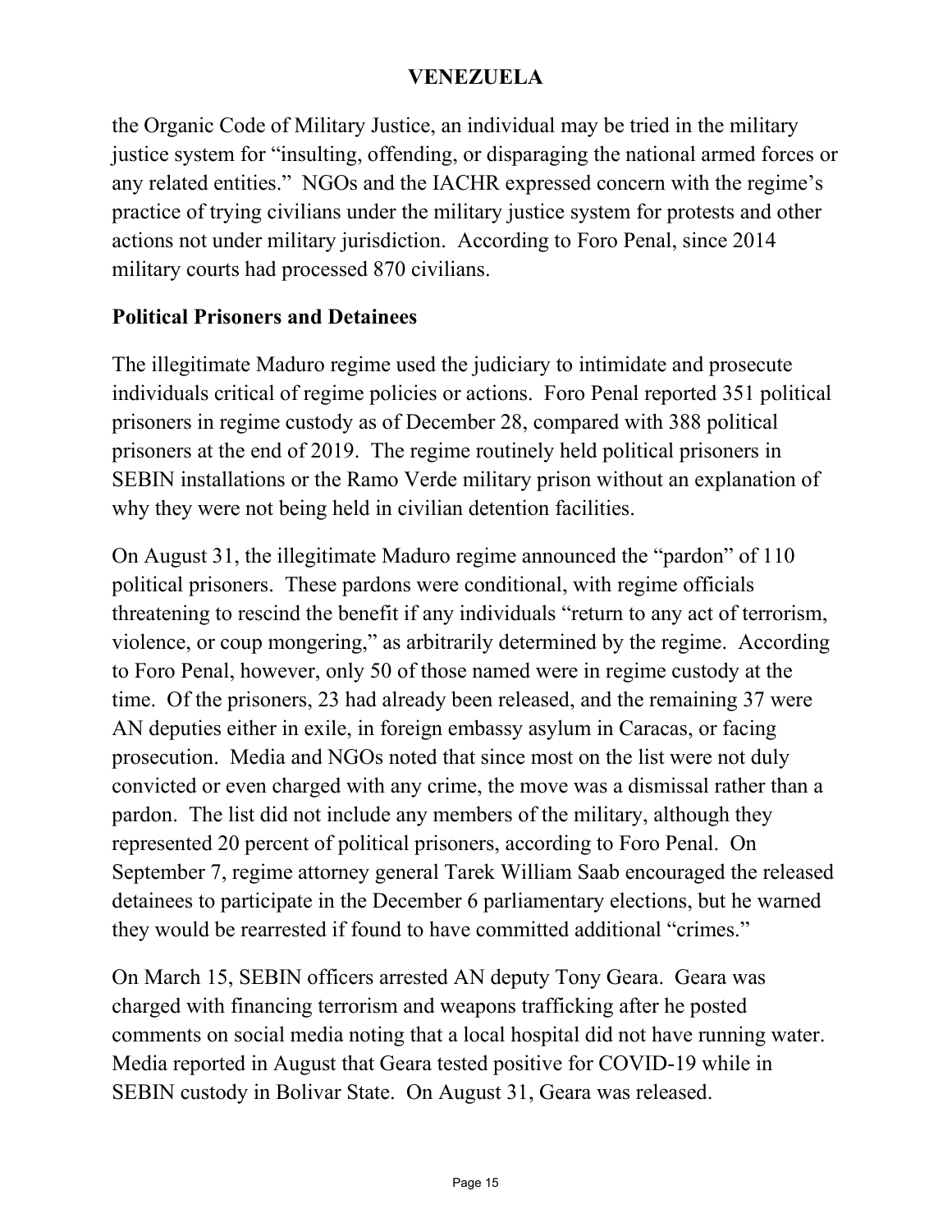the Organic Code of Military Justice, an individual may be tried in the military justice system for "insulting, offending, or disparaging the national armed forces or any related entities." NGOs and the IACHR expressed concern with the regime's practice of trying civilians under the military justice system for protests and other actions not under military jurisdiction. According to Foro Penal, since 2014 military courts had processed 870 civilians.

**Political Prisoners and Detainees**

The illegitimate Maduro regime used the judiciary to intimidate and prosecute individuals critical of regime policies or actions. Foro Penal reported 351 political prisoners in regime custody as of December 28, compared with 388 political prisoners at the end of 2019. The regime routinely held political prisoners in SEBIN installations or the Ramo Verde military prison without an explanation of why they were not being held in civilian detention facilities.

On August 31, the illegitimate Maduro regime announced the "pardon" of 110 political prisoners. These pardons were conditional, with regime officials threatening to rescind the benefit if any individuals "return to any act of terrorism, violence, or coup mongering," as arbitrarily determined by the regime. According to Foro Penal, however, only 50 of those named were in regime custody at the time. Of the prisoners, 23 had already been released, and the remaining 37 were AN deputies either in exile, in foreign embassy asylum in Caracas, or facing prosecution. Media and NGOs noted that since most on the list were not duly convicted or even charged with any crime, the move was a dismissal rather than a pardon. The list did not include any members of the military, although they represented 20 percent of political prisoners, according to Foro Penal. On September 7, regime attorney general Tarek William Saab encouraged the released detainees to participate in the December 6 parliamentary elections, but he warned they would be rearrested if found to have committed additional "crimes."

On March 15, SEBIN officers arrested AN deputy Tony Geara. Geara was charged with financing terrorism and weapons trafficking after he posted comments on social media noting that a local hospital did not have running water. Media reported in August that Geara tested positive for COVID-19 while in SEBIN custody in Bolivar State. On August 31, Geara was released.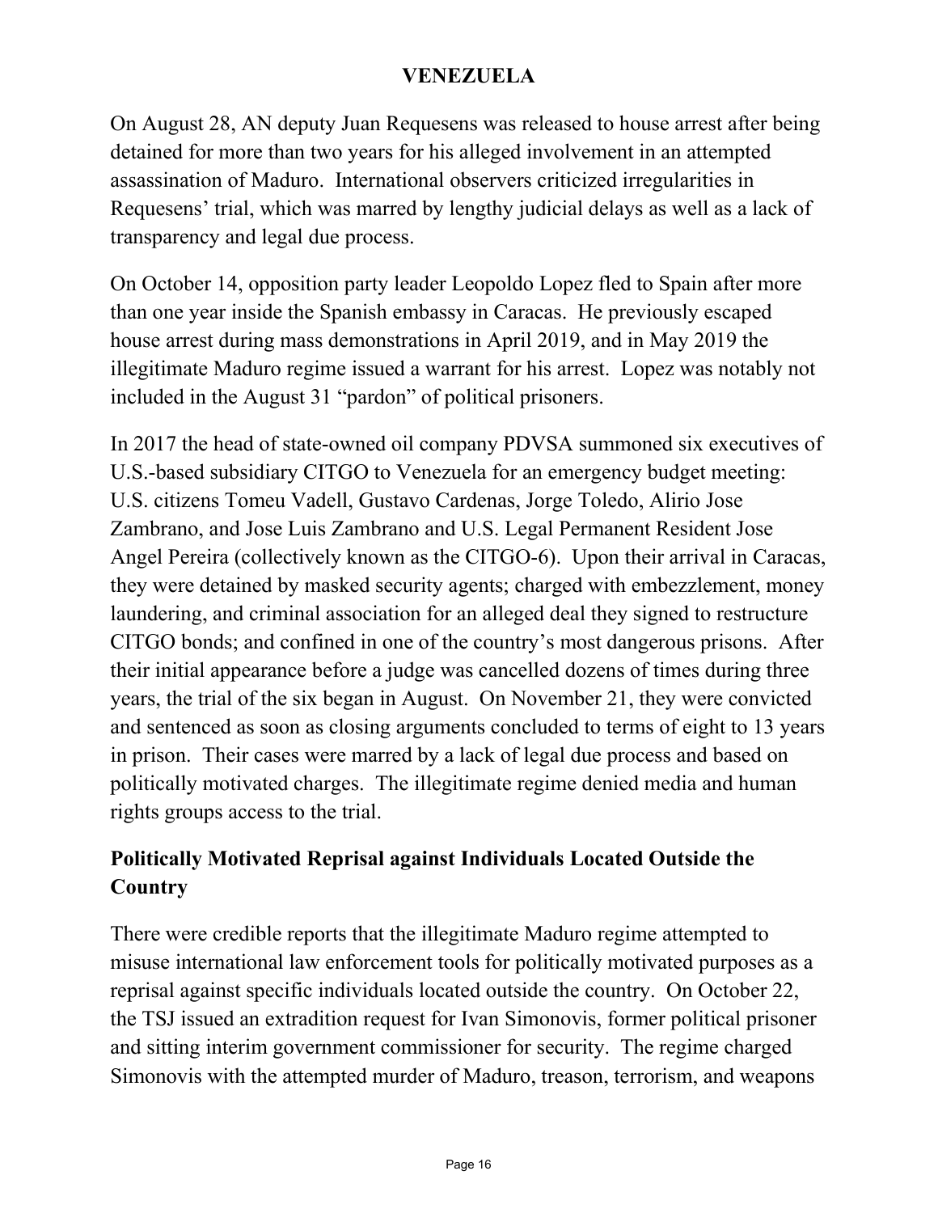## VENEZUELA

On August 28, AN deputy Juan Requesens was released to house arrest after being detained for more than two years for his alleged involvement in an attempted assassination of Maduro. International observers criticized irregularities in Requesens' trial, which was marred by lengthy judicial delays as well as a lack of transparency and legal due process.

On October 14, opposition party leader Leopoldo Lopez fled to Spain after more than one year inside the Spanish embassy in Caracas. He previously escaped house arrest during mass demonstrations in April 2019, and in May 2019 the illegitimate Maduro regime issued a warrant for his arrest. Lopez was notably not included in the August 31 "pardon" of political prisoners.

In 2017 the head of state-owned oil company PDVSA summoned six executives of U.S.-based subsidiary CITGO to Venezuela for an emergency budget meeting: U.S. citizens Tomeu Vadell, Gustavo Cardenas, Jorge Toledo, Alirio Jose Zambrano, and Jose Luis Zambrano and U.S. Legal Permanent Resident Jose Angel Pereira (collectively known as the CITGO-6). Upon their arrival in Caracas, they were detained by masked security agents; charged with embezzlement, money laundering, and criminal association for an alleged deal they signed to restructure CITGO bonds; and confined in one of the country's most dangerous prisons. After their initial appearance before a judge was cancelled dozens of times during three years, the trial of the six began in August. On November 21, they were convicted and sentenced as soon as closing arguments concluded to terms of eight to 13 years in prison. Their cases were marred by a lack of legal due process and based on politically motivated charges. The illegitimate regime denied media and human rights groups access to the trial.

### Politically Motivated Reprisal against Individuals Located Outside the Country

There were credible reports that the illegitimate Maduro regime attempted to misuse international law enforcement tools for politically motivated purposes as a reprisal against specific individuals located outside the country. On October 22, the TSJ issued an extradition request for Ivan Simonovis, former political prisoner and sitting interim government commissioner for security. The regime charged Simonovis with the attempted murder of Maduro, treason, terrorism, and weapons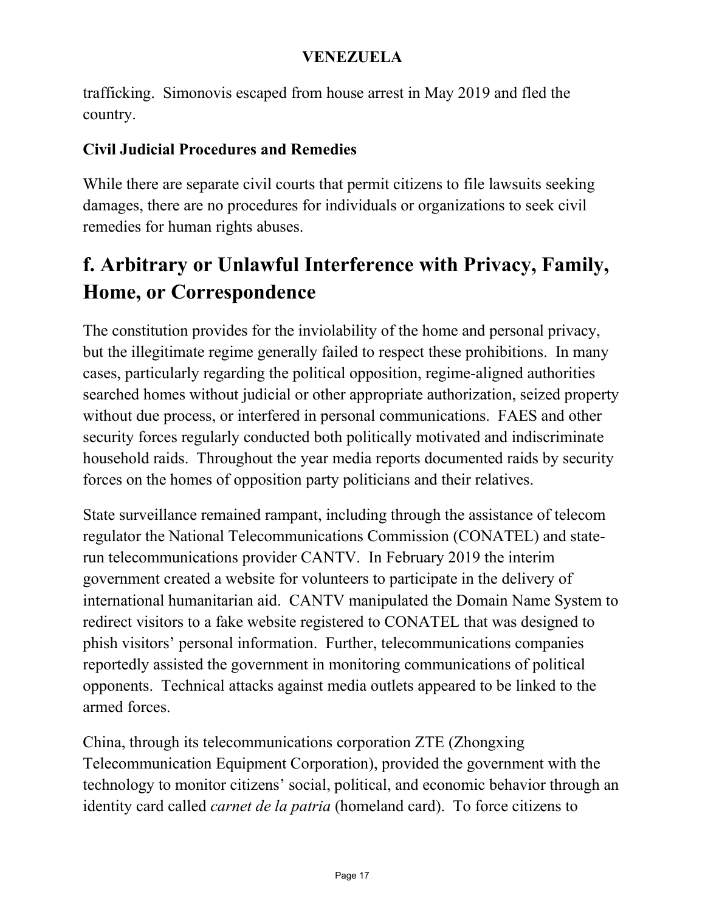trafficking. Simonovis escaped from house arrest in May 2019 and fled the country.

### Civil Judicial Procedures and Remedies

While there are separate civil courts that permit citizens to file lawsuits seeking damages, there are no procedures for individuals or organizations to seek civil remedies for human rights abuses.

## f. Arbitrary or Unlawful Interference with Privacy, Family, Home, or Correspondence

The constitution provides for the inviolability of the home and personal privacy, but the illegitimate regime generally failed to respect these prohibitions. In many cases, particularly regarding the political opposition, regime-aligned authorities searched homes without judicial or other appropriate authorization, seized property without due process, or interfered in personal communications. FAES and other security forces regularly conducted both politically motivated and indiscriminate household raids. Throughout the year media reports documented raids by security forces on the homes of opposition party politicians and their relatives.

State surveillance remained rampant, including through the assistance of telecom regulator the National Telecommunications Commission (CONATEL) and state-run telecommunications provider CANTV. In February 2019 the interim government created a website for volunteers to participate in the delivery of international humanitarian aid. CANTV manipulated the Domain Name System to redirect visitors to a fake website registered to CONATEL that was designed to phish visitors' personal information. Further, telecommunications companies reportedly assisted the government in monitoring communications of political opponents. Technical attacks against media outlets appeared to be linked to the armed forces.

China, through its telecommunications corporation ZTE (Zhongxing Telecommunication Equipment Corporation), provided the government with the technology to monitor citizens' social, political, and economic behavior through an identity card called *carnet de la patria* (homeland card). To force citizens to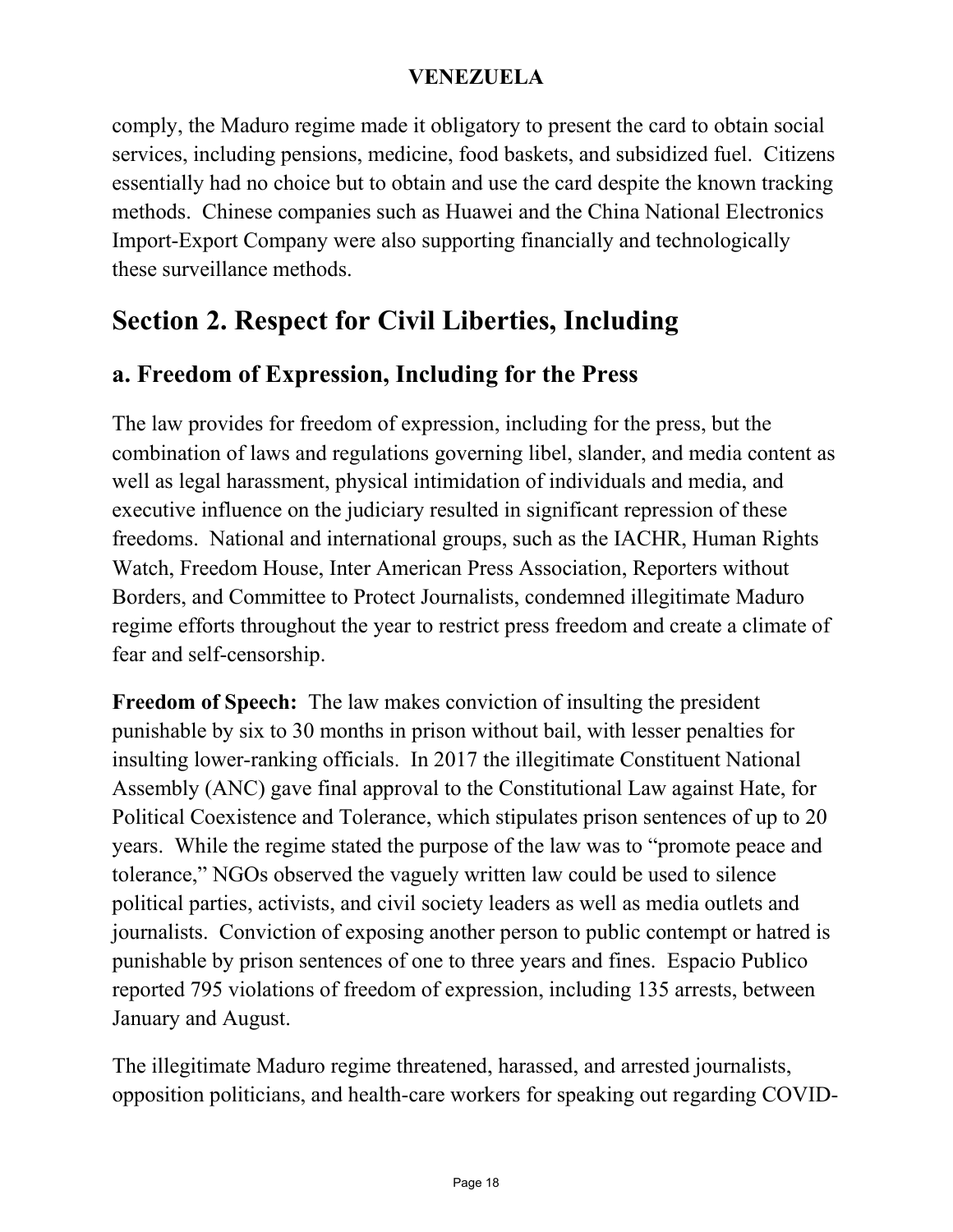comply, the Maduro regime made it obligatory to present the card to obtain social services, including pensions, medicine, food baskets, and subsidized fuel. Citizens essentially had no choice but to obtain and use the card despite the known tracking methods. Chinese companies such as Huawei and the China National Electronics Import-Export Company were also supporting financially and technologically these surveillance methods.

# Section 2. Respect for Civil Liberties, Including

## a. Freedom of Expression, Including for the Press

The law provides for freedom of expression, including for the press, but the combination of laws and regulations governing libel, slander, and media content as well as legal harassment, physical intimidation of individuals and media, and executive influence on the judiciary resulted in significant repression of these freedoms. National and international groups, such as the IACHR, Human Rights Watch, Freedom House, Inter American Press Association, Reporters without Borders, and Committee to Protect Journalists, condemned illegitimate Maduro regime efforts throughout the year to restrict press freedom and create a climate of fear and self-censorship.

**Freedom of Speech:** The law makes conviction of insulting the president punishable by six to 30 months in prison without bail, with lesser penalties for insulting lower-ranking officials. In 2017 the illegitimate Constituent National Assembly (ANC) gave final approval to the Constitutional Law against Hate, for Political Coexistence and Tolerance, which stipulates prison sentences of up to 20 years. While the regime stated the purpose of the law was to "promote peace and tolerance," NGOs observed the vaguely written law could be used to silence political parties, activists, and civil society leaders as well as media outlets and journalists. Conviction of exposing another person to public contempt or hatred is punishable by prison sentences of one to three years and fines. Espacio Publico reported 795 violations of freedom of expression, including 135 arrests, between January and August.

The illegitimate Maduro regime threatened, harassed, and arrested journalists, opposition politicians, and health-care workers for speaking out regarding COVID-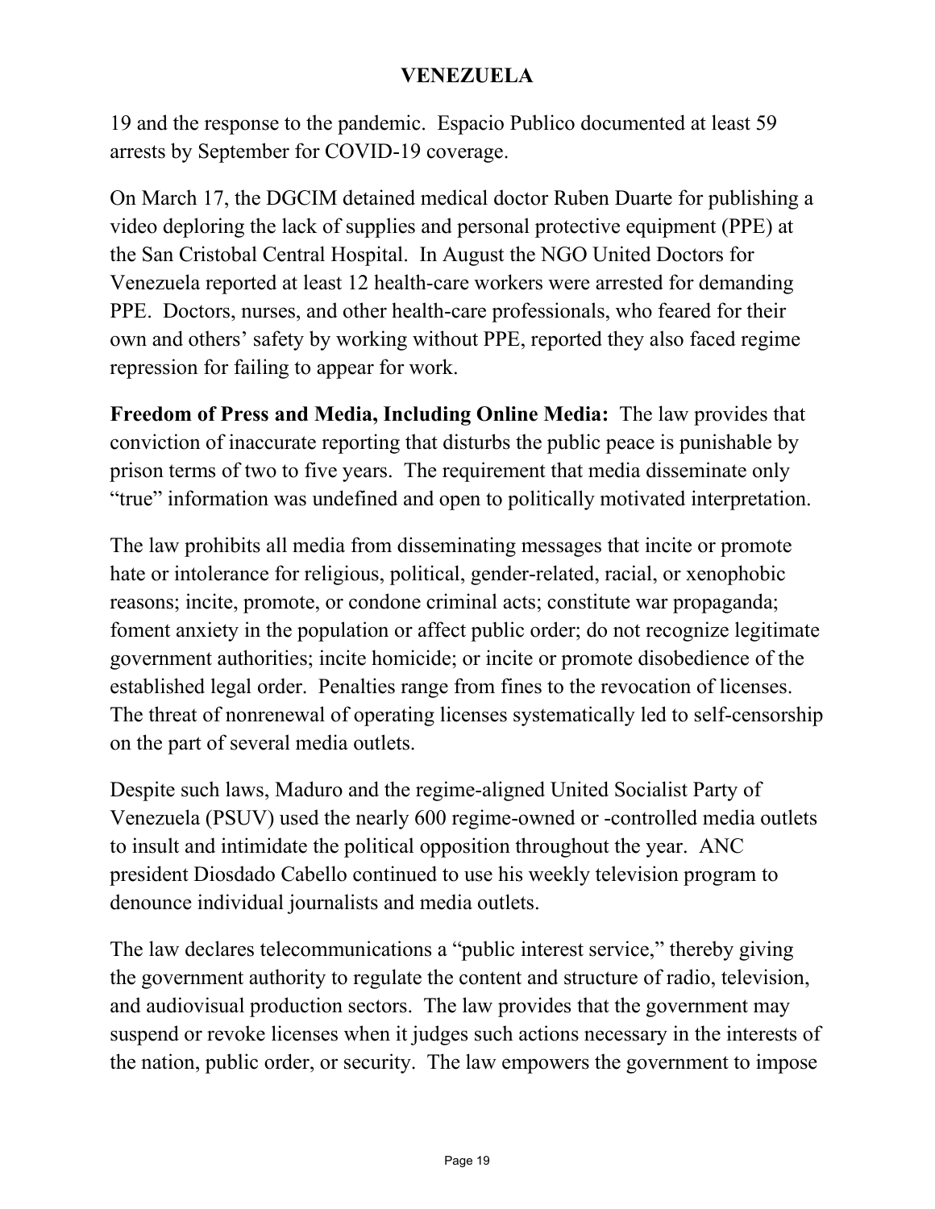19 and the response to the pandemic. Espacio Publico documented at least 59 arrests by September for COVID-19 coverage.

On March 17, the DGCIM detained medical doctor Ruben Duarte for publishing a video deploring the lack of supplies and personal protective equipment (PPE) at the San Cristobal Central Hospital. In August the NGO United Doctors for Venezuela reported at least 12 health-care workers were arrested for demanding PPE. Doctors, nurses, and other health-care professionals, who feared for their own and others' safety by working without PPE, reported they also faced regime repression for failing to appear for work.

**Freedom of Press and Media, Including Online Media:** The law provides that conviction of inaccurate reporting that disturbs the public peace is punishable by prison terms of two to five years. The requirement that media disseminate only "true" information was undefined and open to politically motivated interpretation.

The law prohibits all media from disseminating messages that incite or promote hate or intolerance for religious, political, gender-related, racial, or xenophobic reasons; incite, promote, or condone criminal acts; constitute war propaganda; foment anxiety in the population or affect public order; do not recognize legitimate government authorities; incite homicide; or incite or promote disobedience of the established legal order. Penalties range from fines to the revocation of licenses. The threat of nonrenewal of operating licenses systematically led to self-censorship on the part of several media outlets.

Despite such laws, Maduro and the regime-aligned United Socialist Party of Venezuela (PSUV) used the nearly 600 regime-owned or -controlled media outlets to insult and intimidate the political opposition throughout the year. ANC president Diosdado Cabello continued to use his weekly television program to denounce individual journalists and media outlets.

The law declares telecommunications a "public interest service," thereby giving the government authority to regulate the content and structure of radio, television, and audiovisual production sectors. The law provides that the government may suspend or revoke licenses when it judges such actions necessary in the interests of the nation, public order, or security. The law empowers the government to impose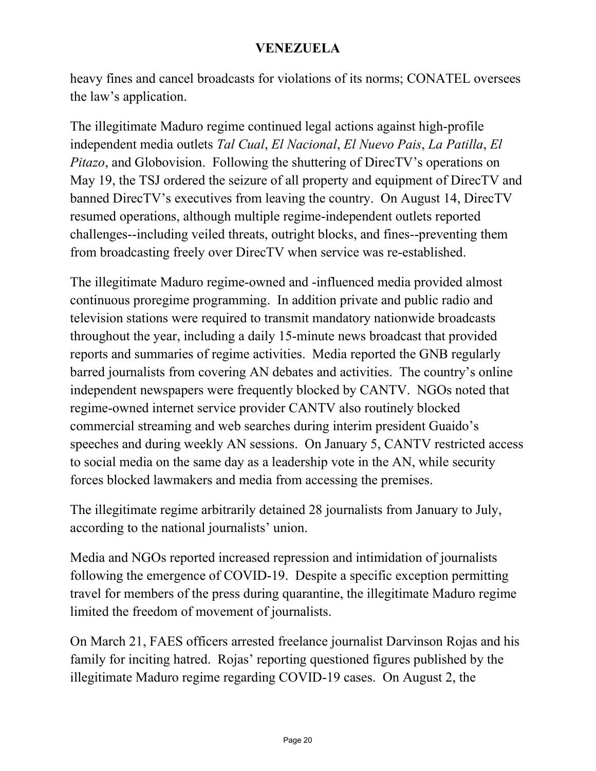heavy fines and cancel broadcasts for violations of its norms; CONATEL oversees the law's application.

The illegitimate Maduro regime continued legal actions against high-profile independent media outlets *Tal Cual*, *El Nacional*, *El Nuevo Pais*, *La Patilla*, *El Pitazo*, and Globovision. Following the shuttering of DirecTV's operations on May 19, the TSJ ordered the seizure of all property and equipment of DirecTV and banned DirecTV's executives from leaving the country. On August 14, DirecTV resumed operations, although multiple regime-independent outlets reported challenges--including veiled threats, outright blocks, and fines--preventing them from broadcasting freely over DirecTV when service was re-established.

The illegitimate Maduro regime-owned and -influenced media provided almost continuous proregime programming. In addition private and public radio and television stations were required to transmit mandatory nationwide broadcasts throughout the year, including a daily 15-minute news broadcast that provided reports and summaries of regime activities. Media reported the GNB regularly barred journalists from covering AN debates and activities. The country's online independent newspapers were frequently blocked by CANTV. NGOs noted that regime-owned internet service provider CANTV also routinely blocked commercial streaming and web searches during interim president Guaido's speeches and during weekly AN sessions. On January 5, CANTV restricted access to social media on the same day as a leadership vote in the AN, while security forces blocked lawmakers and media from accessing the premises.

The illegitimate regime arbitrarily detained 28 journalists from January to July, according to the national journalists' union.

Media and NGOs reported increased repression and intimidation of journalists following the emergence of COVID-19. Despite a specific exception permitting travel for members of the press during quarantine, the illegitimate Maduro regime limited the freedom of movement of journalists.

On March 21, FAES officers arrested freelance journalist Darvinson Rojas and his family for inciting hatred. Rojas' reporting questioned figures published by the illegitimate Maduro regime regarding COVID-19 cases. On August 2, the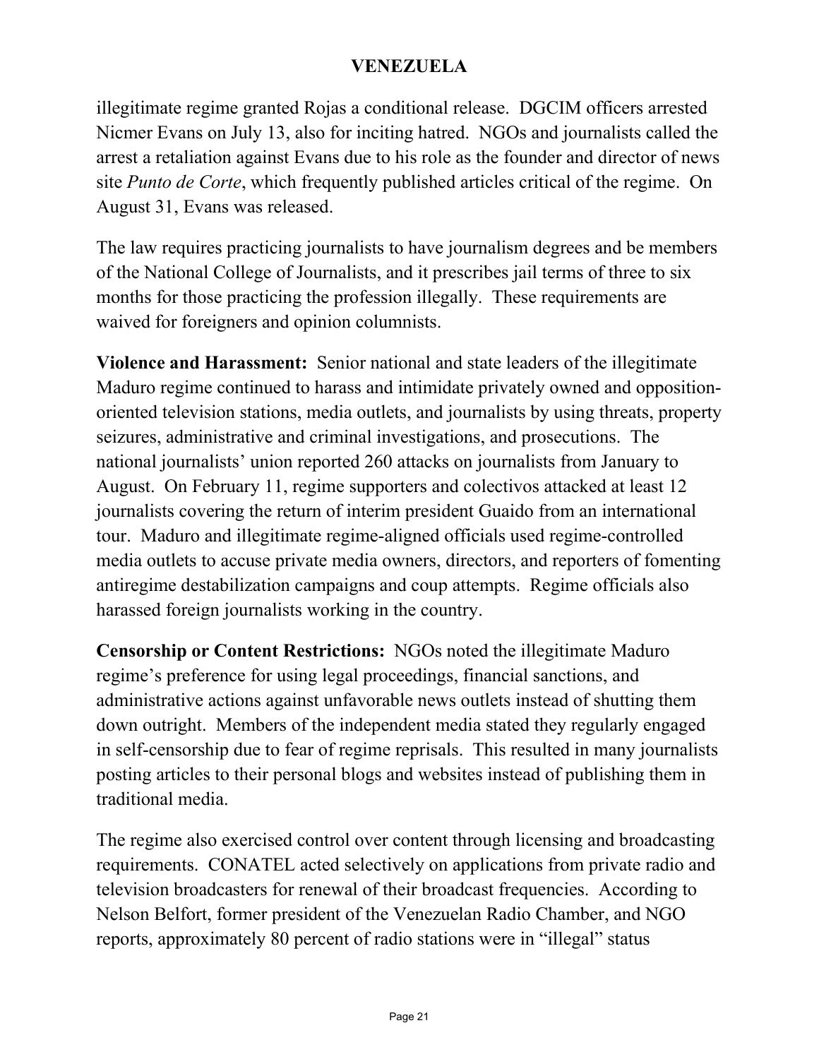illegitimate regime granted Rojas a conditional release. DGCIM officers arrested Nicmer Evans on July 13, also for inciting hatred. NGOs and journalists called the arrest a retaliation against Evans due to his role as the founder and director of news site *Punto de Corte*, which frequently published articles critical of the regime. On August 31, Evans was released.

The law requires practicing journalists to have journalism degrees and be members of the National College of Journalists, and it prescribes jail terms of three to six months for those practicing the profession illegally. These requirements are waived for foreigners and opinion columnists.

**Violence and Harassment:** Senior national and state leaders of the illegitimate Maduro regime continued to harass and intimidate privately owned and opposition-oriented television stations, media outlets, and journalists by using threats, property seizures, administrative and criminal investigations, and prosecutions. The national journalists' union reported 260 attacks on journalists from January to August. On February 11, regime supporters and colectivos attacked at least 12 journalists covering the return of interim president Guaido from an international tour. Maduro and illegitimate regime-aligned officials used regime-controlled media outlets to accuse private media owners, directors, and reporters of fomenting antiregime destabilization campaigns and coup attempts. Regime officials also harassed foreign journalists working in the country.

**Censorship or Content Restrictions:** NGOs noted the illegitimate Maduro regime's preference for using legal proceedings, financial sanctions, and administrative actions against unfavorable news outlets instead of shutting them down outright. Members of the independent media stated they regularly engaged in self-censorship due to fear of regime reprisals. This resulted in many journalists posting articles to their personal blogs and websites instead of publishing them in traditional media.

The regime also exercised control over content through licensing and broadcasting requirements. CONATEL acted selectively on applications from private radio and television broadcasters for renewal of their broadcast frequencies. According to Nelson Belfort, former president of the Venezuelan Radio Chamber, and NGO reports, approximately 80 percent of radio stations were in "illegal" status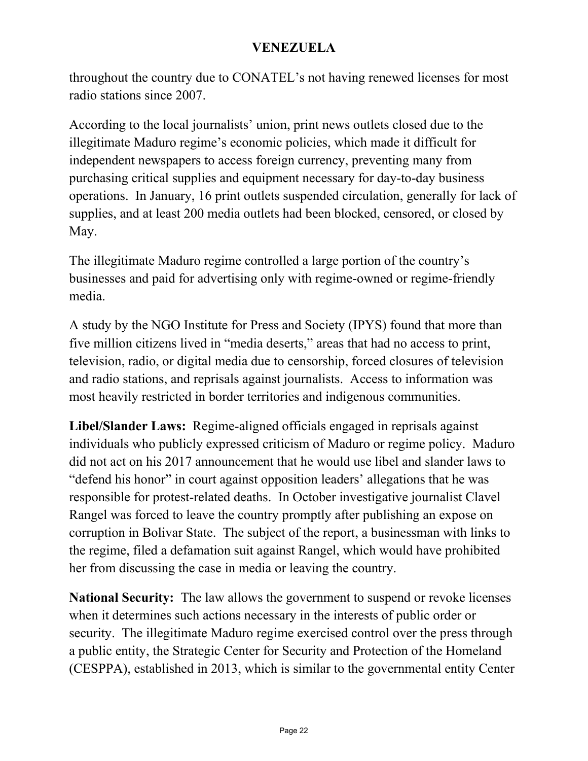throughout the country due to CONATEL's not having renewed licenses for most radio stations since 2007.

According to the local journalists' union, print news outlets closed due to the illegitimate Maduro regime's economic policies, which made it difficult for independent newspapers to access foreign currency, preventing many from purchasing critical supplies and equipment necessary for day-to-day business operations. In January, 16 print outlets suspended circulation, generally for lack of supplies, and at least 200 media outlets had been blocked, censored, or closed by May.

The illegitimate Maduro regime controlled a large portion of the country's businesses and paid for advertising only with regime-owned or regime-friendly media.

A study by the NGO Institute for Press and Society (IPYS) found that more than five million citizens lived in "media deserts," areas that had no access to print, television, radio, or digital media due to censorship, forced closures of television and radio stations, and reprisals against journalists. Access to information was most heavily restricted in border territories and indigenous communities.

**Libel/Slander Laws:** Regime-aligned officials engaged in reprisals against individuals who publicly expressed criticism of Maduro or regime policy. Maduro did not act on his 2017 announcement that he would use libel and slander laws to "defend his honor" in court against opposition leaders' allegations that he was responsible for protest-related deaths. In October investigative journalist Clavel Rangel was forced to leave the country promptly after publishing an expose on corruption in Bolivar State. The subject of the report, a businessman with links to the regime, filed a defamation suit against Rangel, which would have prohibited her from discussing the case in media or leaving the country.

**National Security:** The law allows the government to suspend or revoke licenses when it determines such actions necessary in the interests of public order or security. The illegitimate Maduro regime exercised control over the press through a public entity, the Strategic Center for Security and Protection of the Homeland (CESPPA), established in 2013, which is similar to the governmental entity Center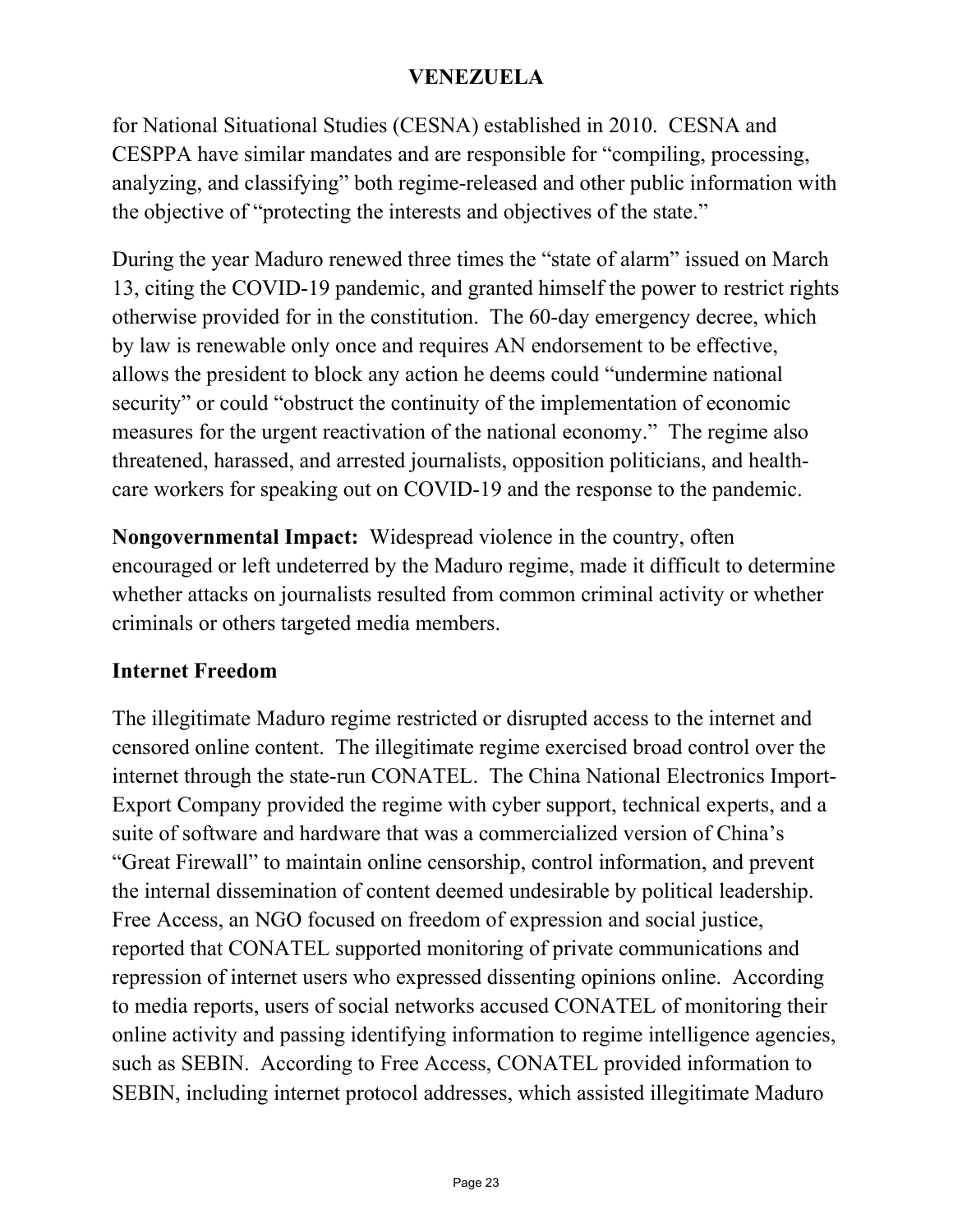for National Situational Studies (CESNA) established in 2010. CESNA and CESPPA have similar mandates and are responsible for "compiling, processing, analyzing, and classifying" both regime-released and other public information with the objective of "protecting the interests and objectives of the state."

During the year Maduro renewed three times the "state of alarm" issued on March 13, citing the COVID-19 pandemic, and granted himself the power to restrict rights otherwise provided for in the constitution. The 60-day emergency decree, which by law is renewable only once and requires AN endorsement to be effective, allows the president to block any action he deems could "undermine national security" or could "obstruct the continuity of the implementation of economic measures for the urgent reactivation of the national economy." The regime also threatened, harassed, and arrested journalists, opposition politicians, and health-care workers for speaking out on COVID-19 and the response to the pandemic.

**Nongovernmental Impact:** Widespread violence in the country, often encouraged or left undeterred by the Maduro regime, made it difficult to determine whether attacks on journalists resulted from common criminal activity or whether criminals or others targeted media members.

## Internet Freedom

The illegitimate Maduro regime restricted or disrupted access to the internet and censored online content. The illegitimate regime exercised broad control over the internet through the state-run CONATEL. The China National Electronics Import-Export Company provided the regime with cyber support, technical experts, and a suite of software and hardware that was a commercialized version of China's "Great Firewall" to maintain online censorship, control information, and prevent the internal dissemination of content deemed undesirable by political leadership. Free Access, an NGO focused on freedom of expression and social justice, reported that CONATEL supported monitoring of private communications and repression of internet users who expressed dissenting opinions online. According to media reports, users of social networks accused CONATEL of monitoring their online activity and passing identifying information to regime intelligence agencies, such as SEBIN. According to Free Access, CONATEL provided information to SEBIN, including internet protocol addresses, which assisted illegitimate Maduro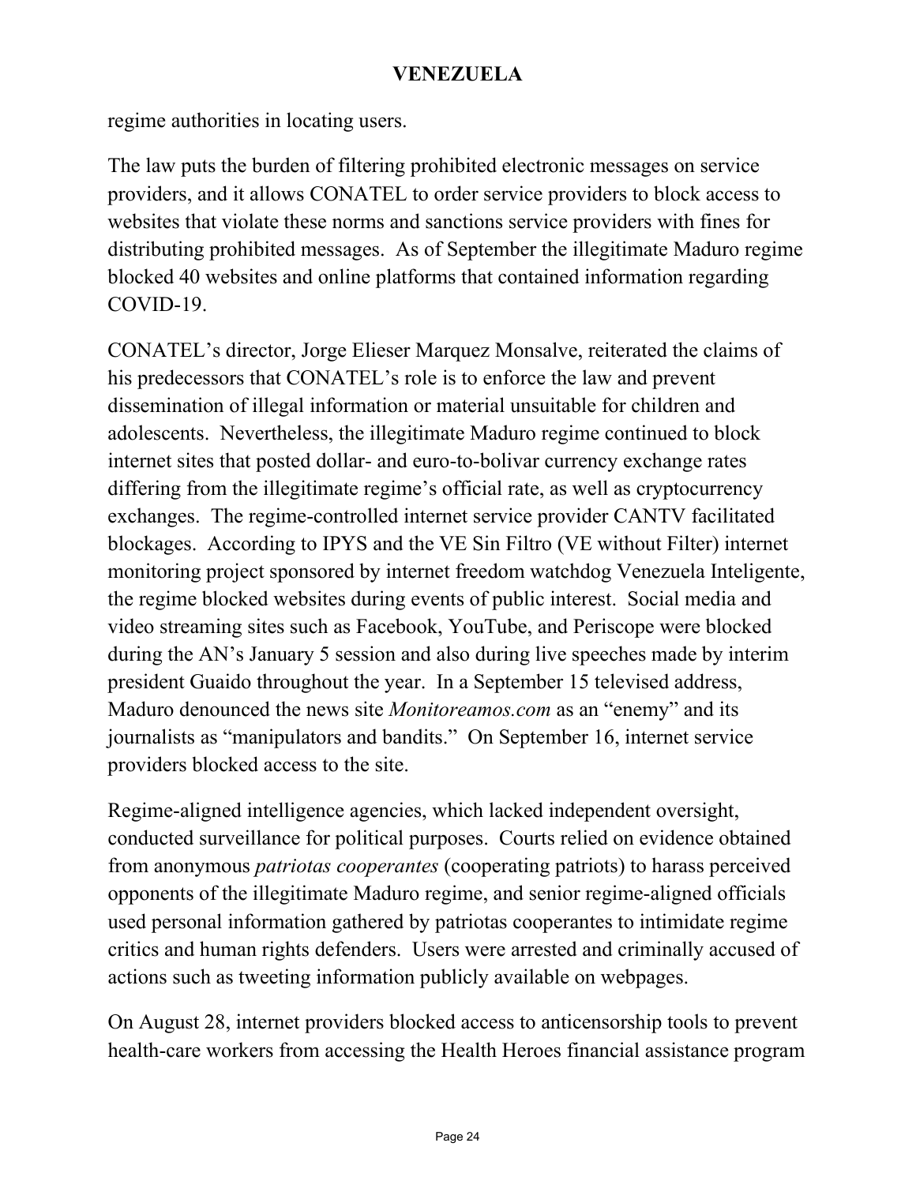regime authorities in locating users.

The law puts the burden of filtering prohibited electronic messages on service providers, and it allows CONATEL to order service providers to block access to websites that violate these norms and sanctions service providers with fines for distributing prohibited messages. As of September the illegitimate Maduro regime blocked 40 websites and online platforms that contained information regarding COVID-19.

CONATEL's director, Jorge Elieser Marquez Monsalve, reiterated the claims of his predecessors that CONATEL's role is to enforce the law and prevent dissemination of illegal information or material unsuitable for children and adolescents. Nevertheless, the illegitimate Maduro regime continued to block internet sites that posted dollar- and euro-to-bolivar currency exchange rates differing from the illegitimate regime's official rate, as well as cryptocurrency exchanges. The regime-controlled internet service provider CANTV facilitated blockages. According to IPYS and the VE Sin Filtro (VE without Filter) internet monitoring project sponsored by internet freedom watchdog Venezuela Inteligente, the regime blocked websites during events of public interest. Social media and video streaming sites such as Facebook, YouTube, and Periscope were blocked during the AN's January 5 session and also during live speeches made by interim president Guaido throughout the year. In a September 15 televised address, Maduro denounced the news site *Monitoreamos.com* as an "enemy" and its journalists as "manipulators and bandits." On September 16, internet service providers blocked access to the site.

Regime-aligned intelligence agencies, which lacked independent oversight, conducted surveillance for political purposes. Courts relied on evidence obtained from anonymous *patriotas cooperantes* (cooperating patriots) to harass perceived opponents of the illegitimate Maduro regime, and senior regime-aligned officials used personal information gathered by patriotas cooperantes to intimidate regime critics and human rights defenders. Users were arrested and criminally accused of actions such as tweeting information publicly available on webpages.

On August 28, internet providers blocked access to anticensorship tools to prevent health-care workers from accessing the Health Heroes financial assistance program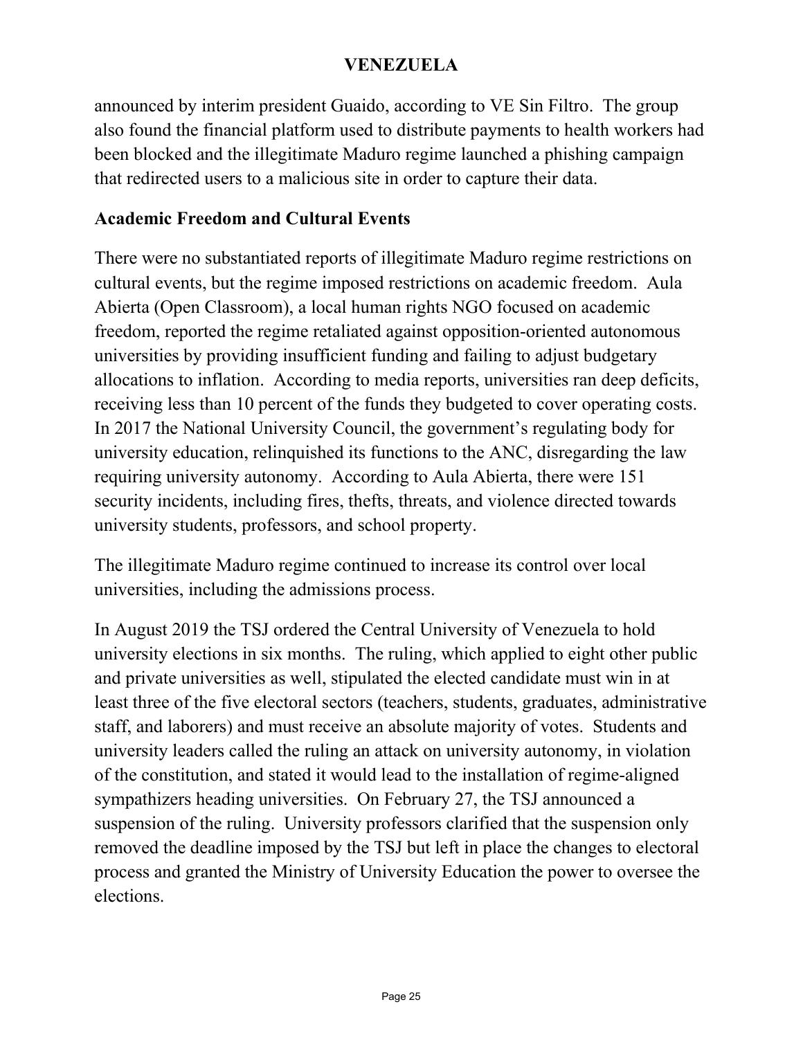announced by interim president Guaido, according to VE Sin Filtro. The group also found the financial platform used to distribute payments to health workers had been blocked and the illegitimate Maduro regime launched a phishing campaign that redirected users to a malicious site in order to capture their data.

**Academic Freedom and Cultural Events**

There were no substantiated reports of illegitimate Maduro regime restrictions on cultural events, but the regime imposed restrictions on academic freedom. Aula Abierta (Open Classroom), a local human rights NGO focused on academic freedom, reported the regime retaliated against opposition-oriented autonomous universities by providing insufficient funding and failing to adjust budgetary allocations to inflation. According to media reports, universities ran deep deficits, receiving less than 10 percent of the funds they budgeted to cover operating costs. In 2017 the National University Council, the government's regulating body for university education, relinquished its functions to the ANC, disregarding the law requiring university autonomy. According to Aula Abierta, there were 151 security incidents, including fires, thefts, threats, and violence directed towards university students, professors, and school property.

The illegitimate Maduro regime continued to increase its control over local universities, including the admissions process.

In August 2019 the TSJ ordered the Central University of Venezuela to hold university elections in six months. The ruling, which applied to eight other public and private universities as well, stipulated the elected candidate must win in at least three of the five electoral sectors (teachers, students, graduates, administrative staff, and laborers) and must receive an absolute majority of votes. Students and university leaders called the ruling an attack on university autonomy, in violation of the constitution, and stated it would lead to the installation of regime-aligned sympathizers heading universities. On February 27, the TSJ announced a suspension of the ruling. University professors clarified that the suspension only removed the deadline imposed by the TSJ but left in place the changes to electoral process and granted the Ministry of University Education the power to oversee the elections.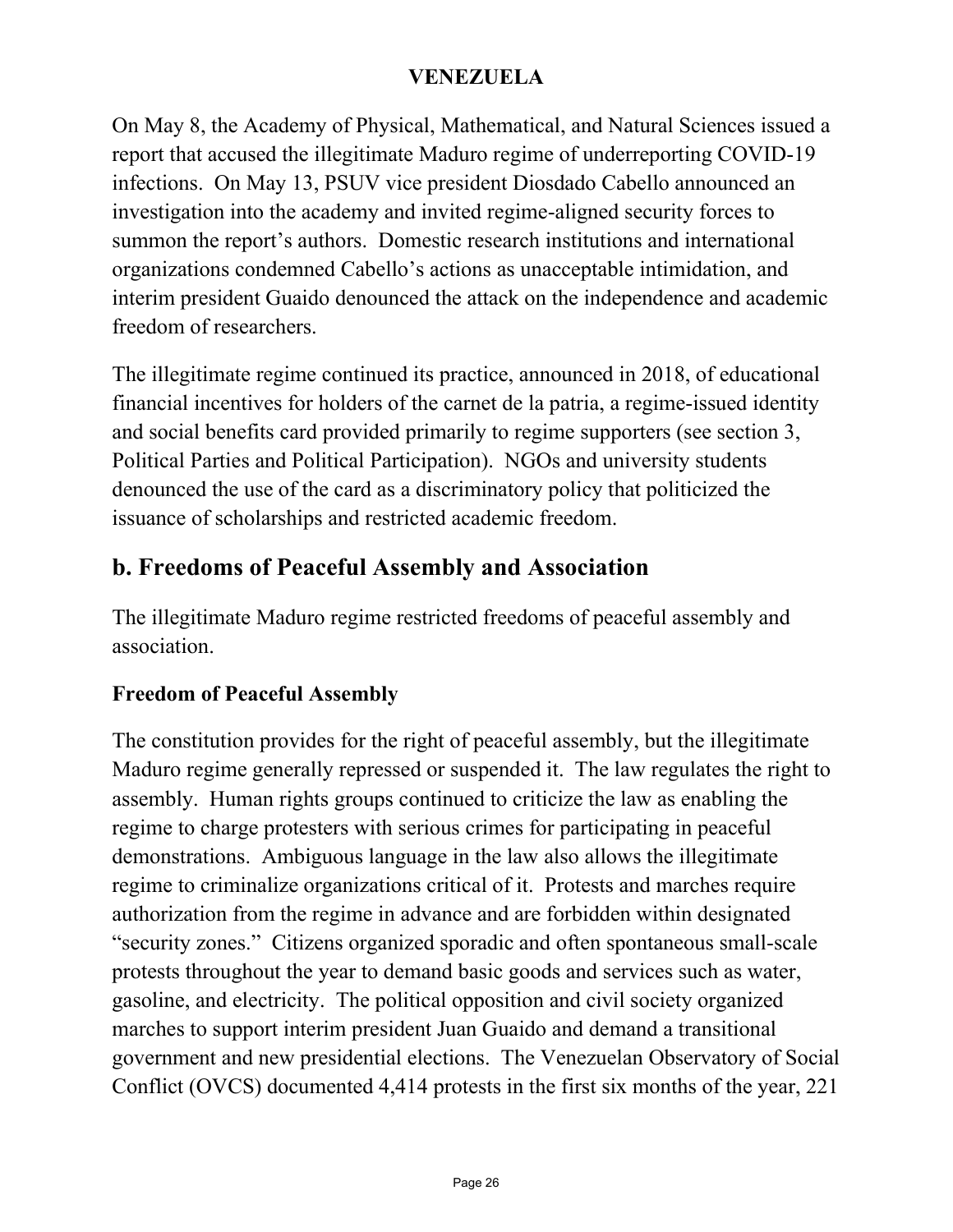On May 8, the Academy of Physical, Mathematical, and Natural Sciences issued a report that accused the illegitimate Maduro regime of underreporting COVID-19 infections. On May 13, PSUV vice president Diosdado Cabello announced an investigation into the academy and invited regime-aligned security forces to summon the report's authors. Domestic research institutions and international organizations condemned Cabello's actions as unacceptable intimidation, and interim president Guaido denounced the attack on the independence and academic freedom of researchers.

The illegitimate regime continued its practice, announced in 2018, of educational financial incentives for holders of the carnet de la patria, a regime-issued identity and social benefits card provided primarily to regime supporters (see section 3, Political Parties and Political Participation). NGOs and university students denounced the use of the card as a discriminatory policy that politicized the issuance of scholarships and restricted academic freedom.

## b. Freedoms of Peaceful Assembly and Association

The illegitimate Maduro regime restricted freedoms of peaceful assembly and association.

### Freedom of Peaceful Assembly

The constitution provides for the right of peaceful assembly, but the illegitimate Maduro regime generally repressed or suspended it. The law regulates the right to assembly. Human rights groups continued to criticize the law as enabling the regime to charge protesters with serious crimes for participating in peaceful demonstrations. Ambiguous language in the law also allows the illegitimate regime to criminalize organizations critical of it. Protests and marches require authorization from the regime in advance and are forbidden within designated "security zones." Citizens organized sporadic and often spontaneous small-scale protests throughout the year to demand basic goods and services such as water, gasoline, and electricity. The political opposition and civil society organized marches to support interim president Juan Guaido and demand a transitional government and new presidential elections. The Venezuelan Observatory of Social Conflict (OVCS) documented 4,414 protests in the first six months of the year, 221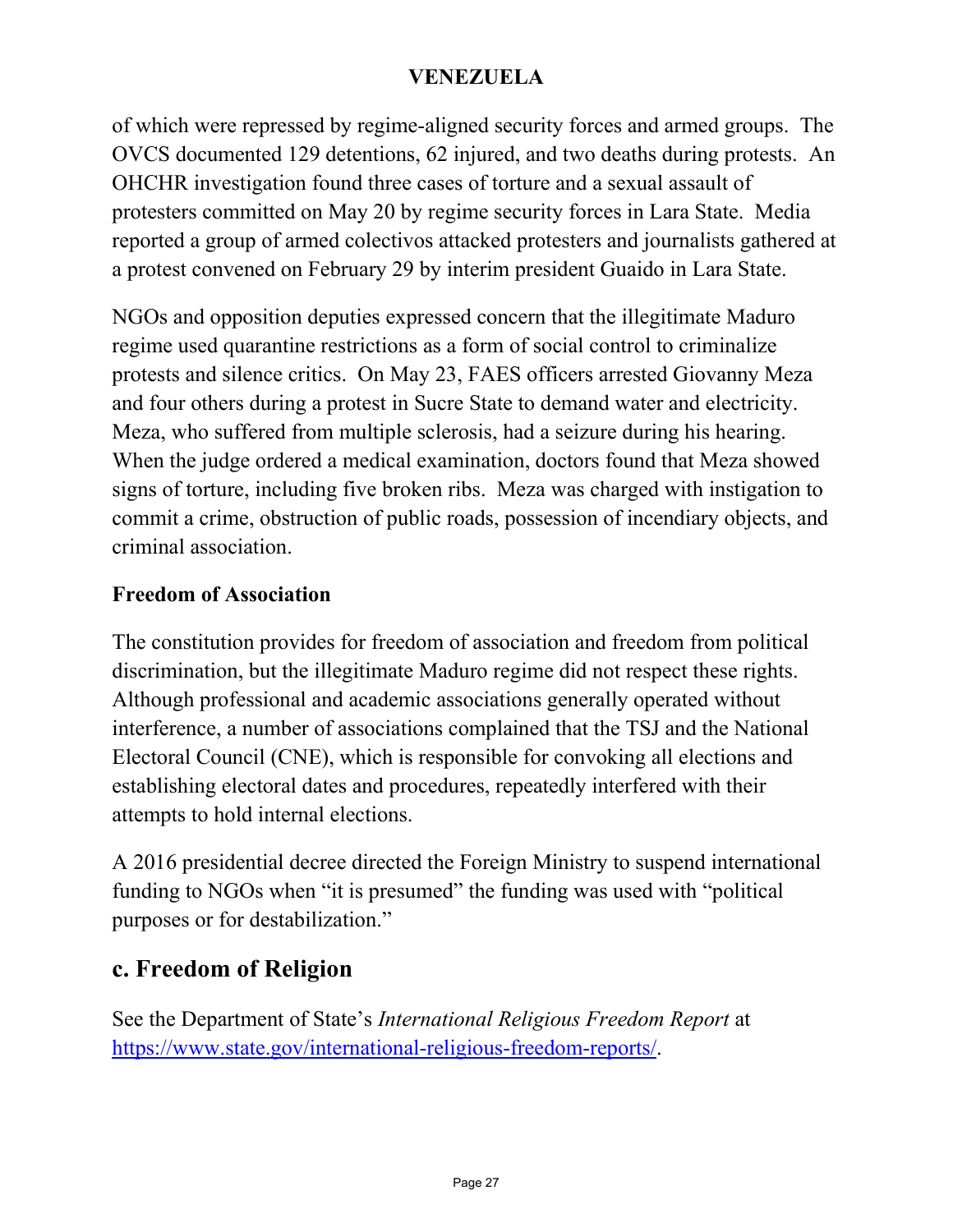of which were repressed by regime-aligned security forces and armed groups. The OVCS documented 129 detentions, 62 injured, and two deaths during protests. An OHCHR investigation found three cases of torture and a sexual assault of protesters committed on May 20 by regime security forces in Lara State. Media reported a group of armed colectivos attacked protesters and journalists gathered at a protest convened on February 29 by interim president Guaido in Lara State.

NGOs and opposition deputies expressed concern that the illegitimate Maduro regime used quarantine restrictions as a form of social control to criminalize protests and silence critics. On May 23, FAES officers arrested Giovanny Meza and four others during a protest in Sucre State to demand water and electricity. Meza, who suffered from multiple sclerosis, had a seizure during his hearing. When the judge ordered a medical examination, doctors found that Meza showed signs of torture, including five broken ribs. Meza was charged with instigation to commit a crime, obstruction of public roads, possession of incendiary objects, and criminal association.

**Freedom of Association**

The constitution provides for freedom of association and freedom from political discrimination, but the illegitimate Maduro regime did not respect these rights. Although professional and academic associations generally operated without interference, a number of associations complained that the TSJ and the National Electoral Council (CNE), which is responsible for convoking all elections and establishing electoral dates and procedures, repeatedly interfered with their attempts to hold internal elections.

A 2016 presidential decree directed the Foreign Ministry to suspend international funding to NGOs when "it is presumed" the funding was used with "political purposes or for destabilization."

## c. Freedom of Religion

See the Department of State's *International Religious Freedom Report* at [https://www.state.gov/international-religious-freedom-reports/](https://www.state.gov/international-religious-freedom-reports/).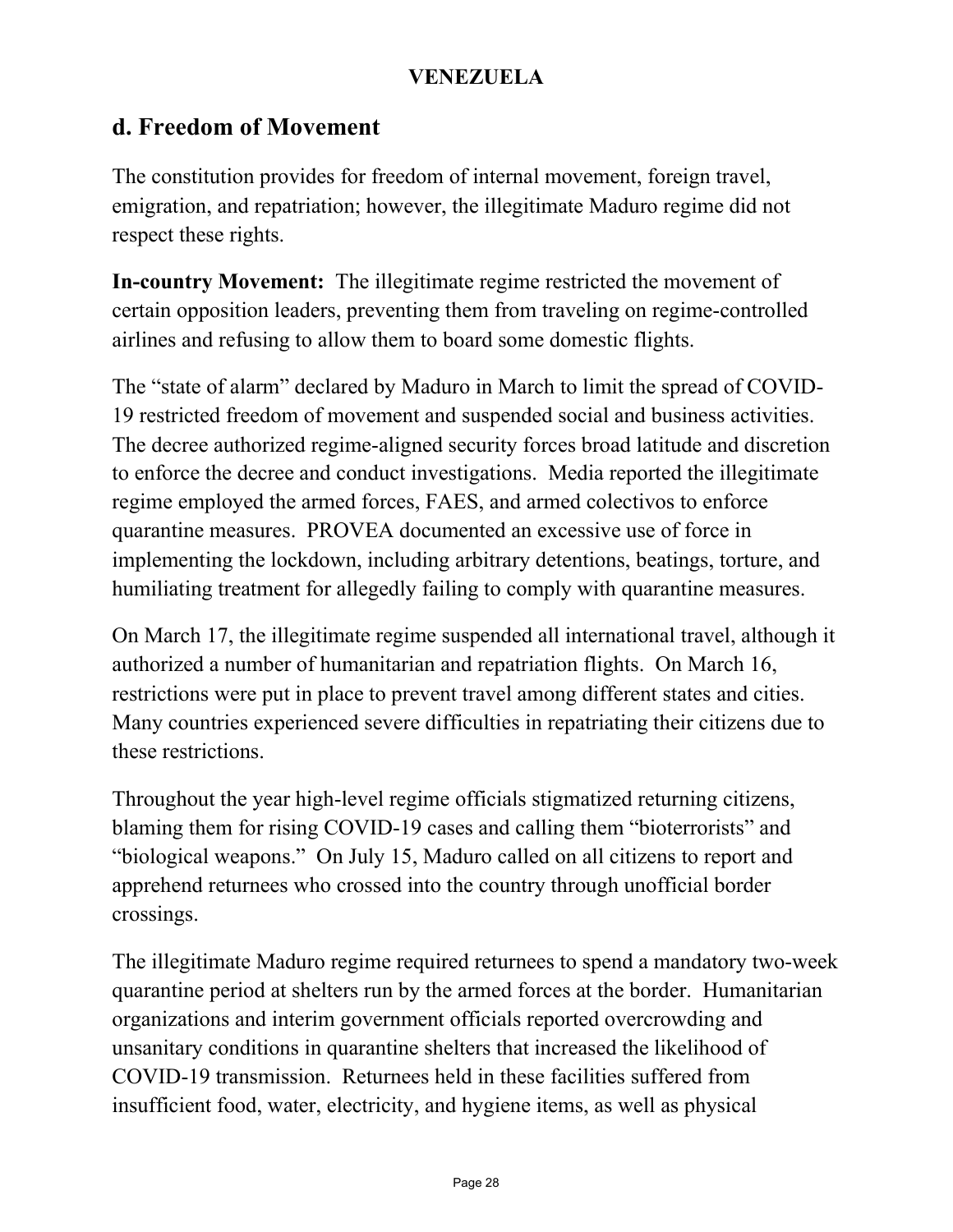## d. Freedom of Movement

The constitution provides for freedom of internal movement, foreign travel, emigration, and repatriation; however, the illegitimate Maduro regime did not respect these rights.

**In-country Movement:** The illegitimate regime restricted the movement of certain opposition leaders, preventing them from traveling on regime-controlled airlines and refusing to allow them to board some domestic flights.

The "state of alarm" declared by Maduro in March to limit the spread of COVID-19 restricted freedom of movement and suspended social and business activities. The decree authorized regime-aligned security forces broad latitude and discretion to enforce the decree and conduct investigations. Media reported the illegitimate regime employed the armed forces, FAES, and armed colectivos to enforce quarantine measures. PROVEA documented an excessive use of force in implementing the lockdown, including arbitrary detentions, beatings, torture, and humiliating treatment for allegedly failing to comply with quarantine measures.

On March 17, the illegitimate regime suspended all international travel, although it authorized a number of humanitarian and repatriation flights. On March 16, restrictions were put in place to prevent travel among different states and cities. Many countries experienced severe difficulties in repatriating their citizens due to these restrictions.

Throughout the year high-level regime officials stigmatized returning citizens, blaming them for rising COVID-19 cases and calling them "bioterrorists" and "biological weapons." On July 15, Maduro called on all citizens to report and apprehend returnees who crossed into the country through unofficial border crossings.

The illegitimate Maduro regime required returnees to spend a mandatory two-week quarantine period at shelters run by the armed forces at the border. Humanitarian organizations and interim government officials reported overcrowding and unsanitary conditions in quarantine shelters that increased the likelihood of COVID-19 transmission. Returnees held in these facilities suffered from insufficient food, water, electricity, and hygiene items, as well as physical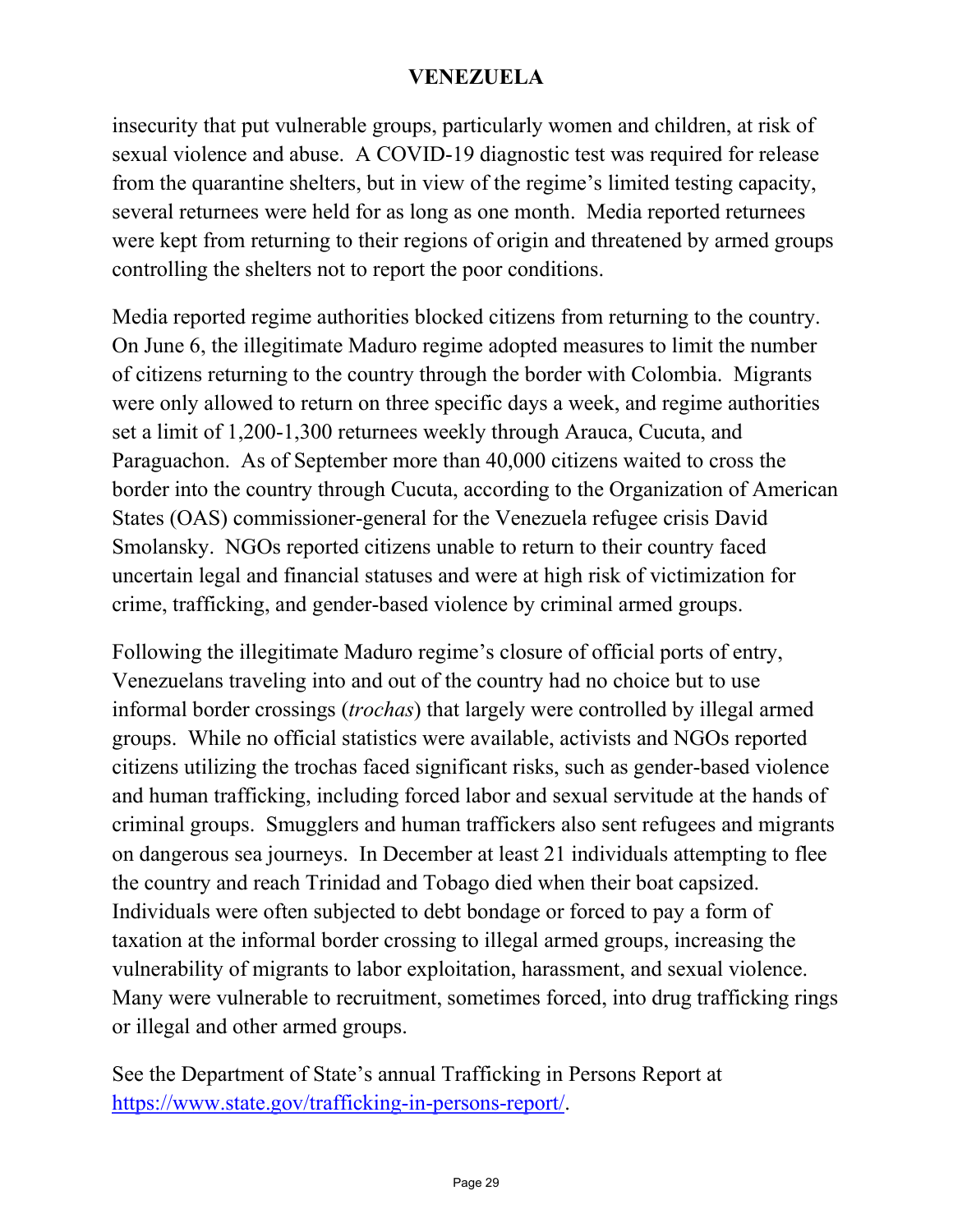insecurity that put vulnerable groups, particularly women and children, at risk of sexual violence and abuse. A COVID-19 diagnostic test was required for release from the quarantine shelters, but in view of the regime's limited testing capacity, several returnees were held for as long as one month. Media reported returnees were kept from returning to their regions of origin and threatened by armed groups controlling the shelters not to report the poor conditions.

Media reported regime authorities blocked citizens from returning to the country. On June 6, the illegitimate Maduro regime adopted measures to limit the number of citizens returning to the country through the border with Colombia. Migrants were only allowed to return on three specific days a week, and regime authorities set a limit of 1,200-1,300 returnees weekly through Arauca, Cucuta, and Paraguachon. As of September more than 40,000 citizens waited to cross the border into the country through Cucuta, according to the Organization of American States (OAS) commissioner-general for the Venezuela refugee crisis David Smolansky. NGOs reported citizens unable to return to their country faced uncertain legal and financial statuses and were at high risk of victimization for crime, trafficking, and gender-based violence by criminal armed groups.

Following the illegitimate Maduro regime's closure of official ports of entry, Venezuelans traveling into and out of the country had no choice but to use informal border crossings (*trochas*) that largely were controlled by illegal armed groups. While no official statistics were available, activists and NGOs reported citizens utilizing the trochas faced significant risks, such as gender-based violence and human trafficking, including forced labor and sexual servitude at the hands of criminal groups. Smugglers and human traffickers also sent refugees and migrants on dangerous sea journeys. In December at least 21 individuals attempting to flee the country and reach Trinidad and Tobago died when their boat capsized. Individuals were often subjected to debt bondage or forced to pay a form of taxation at the informal border crossing to illegal armed groups, increasing the vulnerability of migrants to labor exploitation, harassment, and sexual violence. Many were vulnerable to recruitment, sometimes forced, into drug trafficking rings or illegal and other armed groups.

See the Department of State's annual Trafficking in Persons Report at [https://www.state.gov/trafficking-in-persons-report/](https://www.state.gov/trafficking-in-persons-report/).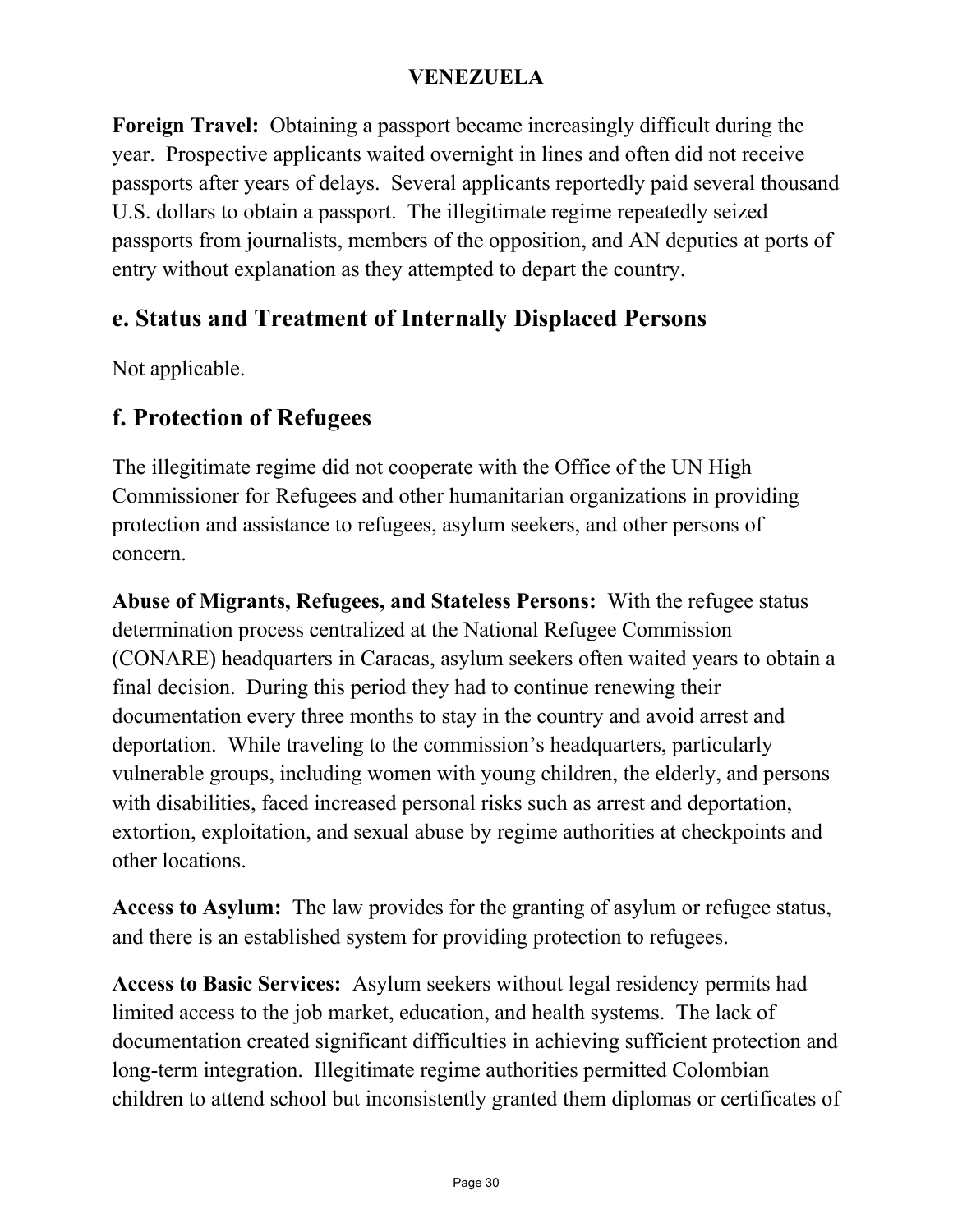**Foreign Travel:** Obtaining a passport became increasingly difficult during the year. Prospective applicants waited overnight in lines and often did not receive passports after years of delays. Several applicants reportedly paid several thousand U.S. dollars to obtain a passport. The illegitimate regime repeatedly seized passports from journalists, members of the opposition, and AN deputies at ports of entry without explanation as they attempted to depart the country.

## e. Status and Treatment of Internally Displaced Persons

Not applicable.

## f. Protection of Refugees

The illegitimate regime did not cooperate with the Office of the UN High Commissioner for Refugees and other humanitarian organizations in providing protection and assistance to refugees, asylum seekers, and other persons of concern.

**Abuse of Migrants, Refugees, and Stateless Persons:** With the refugee status determination process centralized at the National Refugee Commission (CONARE) headquarters in Caracas, asylum seekers often waited years to obtain a final decision. During this period they had to continue renewing their documentation every three months to stay in the country and avoid arrest and deportation. While traveling to the commission's headquarters, particularly vulnerable groups, including women with young children, the elderly, and persons with disabilities, faced increased personal risks such as arrest and deportation, extortion, exploitation, and sexual abuse by regime authorities at checkpoints and other locations.

**Access to Asylum:** The law provides for the granting of asylum or refugee status, and there is an established system for providing protection to refugees.

**Access to Basic Services:** Asylum seekers without legal residency permits had limited access to the job market, education, and health systems. The lack of documentation created significant difficulties in achieving sufficient protection and long-term integration. Illegitimate regime authorities permitted Colombian children to attend school but inconsistently granted them diplomas or certificates of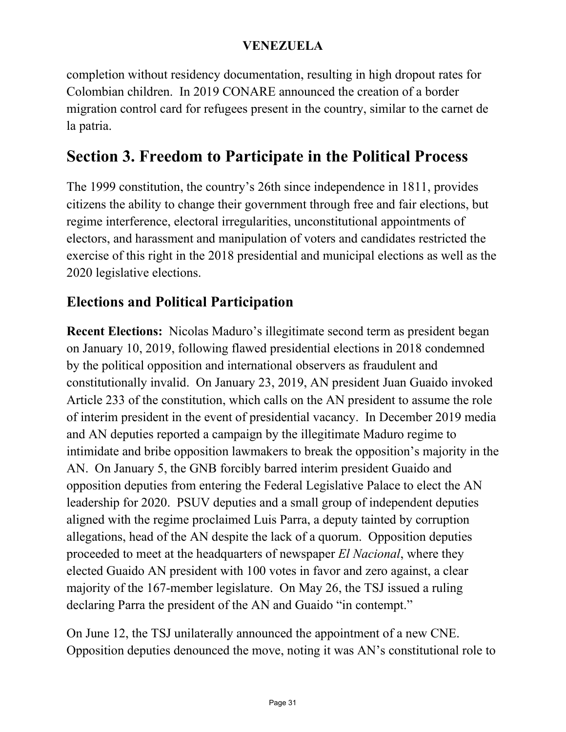completion without residency documentation, resulting in high dropout rates for Colombian children. In 2019 CONARE announced the creation of a border migration control card for refugees present in the country, similar to the carnet de la patria.

# Section 3. Freedom to Participate in the Political Process

The 1999 constitution, the country's 26th since independence in 1811, provides citizens the ability to change their government through free and fair elections, but regime interference, electoral irregularities, unconstitutional appointments of electors, and harassment and manipulation of voters and candidates restricted the exercise of this right in the 2018 presidential and municipal elections as well as the 2020 legislative elections.

## Elections and Political Participation

**Recent Elections:** Nicolas Maduro's illegitimate second term as president began on January 10, 2019, following flawed presidential elections in 2018 condemned by the political opposition and international observers as fraudulent and constitutionally invalid. On January 23, 2019, AN president Juan Guaido invoked Article 233 of the constitution, which calls on the AN president to assume the role of interim president in the event of presidential vacancy. In December 2019 media and AN deputies reported a campaign by the illegitimate Maduro regime to intimidate and bribe opposition lawmakers to break the opposition's majority in the AN. On January 5, the GNB forcibly barred interim president Guaido and opposition deputies from entering the Federal Legislative Palace to elect the AN leadership for 2020. PSUV deputies and a small group of independent deputies aligned with the regime proclaimed Luis Parra, a deputy tainted by corruption allegations, head of the AN despite the lack of a quorum. Opposition deputies proceeded to meet at the headquarters of newspaper *El Nacional*, where they elected Guaido AN president with 100 votes in favor and zero against, a clear majority of the 167-member legislature. On May 26, the TSJ issued a ruling declaring Parra the president of the AN and Guaido "in contempt."

On June 12, the TSJ unilaterally announced the appointment of a new CNE. Opposition deputies denounced the move, noting it was AN's constitutional role to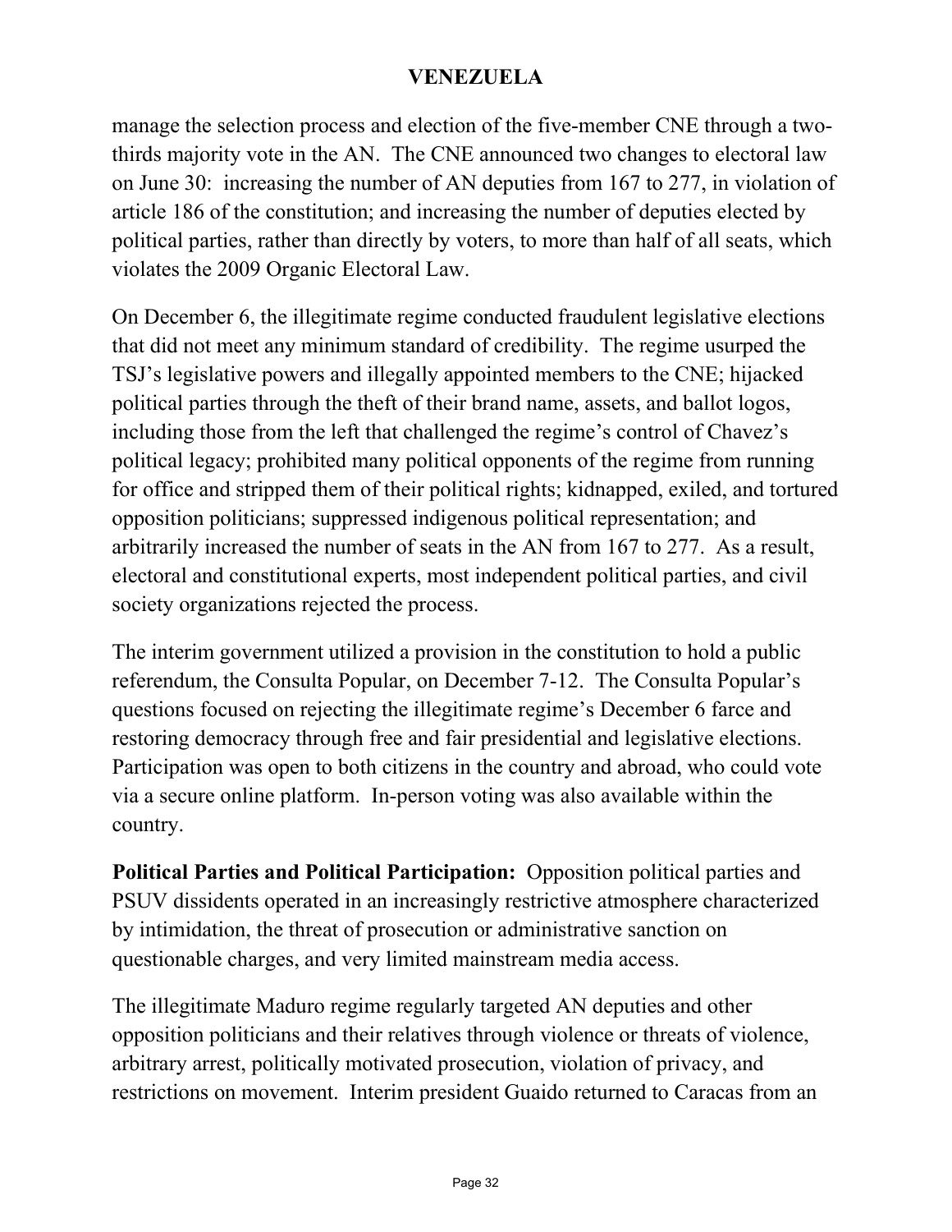manage the selection process and election of the five-member CNE through a two-thirds majority vote in the AN. The CNE announced two changes to electoral law on June 30: increasing the number of AN deputies from 167 to 277, in violation of article 186 of the constitution; and increasing the number of deputies elected by political parties, rather than directly by voters, to more than half of all seats, which violates the 2009 Organic Electoral Law.

On December 6, the illegitimate regime conducted fraudulent legislative elections that did not meet any minimum standard of credibility. The regime usurped the TSJ's legislative powers and illegally appointed members to the CNE; hijacked political parties through the theft of their brand name, assets, and ballot logos, including those from the left that challenged the regime's control of Chavez's political legacy; prohibited many political opponents of the regime from running for office and stripped them of their political rights; kidnapped, exiled, and tortured opposition politicians; suppressed indigenous political representation; and arbitrarily increased the number of seats in the AN from 167 to 277. As a result, electoral and constitutional experts, most independent political parties, and civil society organizations rejected the process.

The interim government utilized a provision in the constitution to hold a public referendum, the Consulta Popular, on December 7-12. The Consulta Popular's questions focused on rejecting the illegitimate regime's December 6 farce and restoring democracy through free and fair presidential and legislative elections. Participation was open to both citizens in the country and abroad, who could vote via a secure online platform. In-person voting was also available within the country.

**Political Parties and Political Participation:** Opposition political parties and PSUV dissidents operated in an increasingly restrictive atmosphere characterized by intimidation, the threat of prosecution or administrative sanction on questionable charges, and very limited mainstream media access.

The illegitimate Maduro regime regularly targeted AN deputies and other opposition politicians and their relatives through violence or threats of violence, arbitrary arrest, politically motivated prosecution, violation of privacy, and restrictions on movement. Interim president Guaido returned to Caracas from an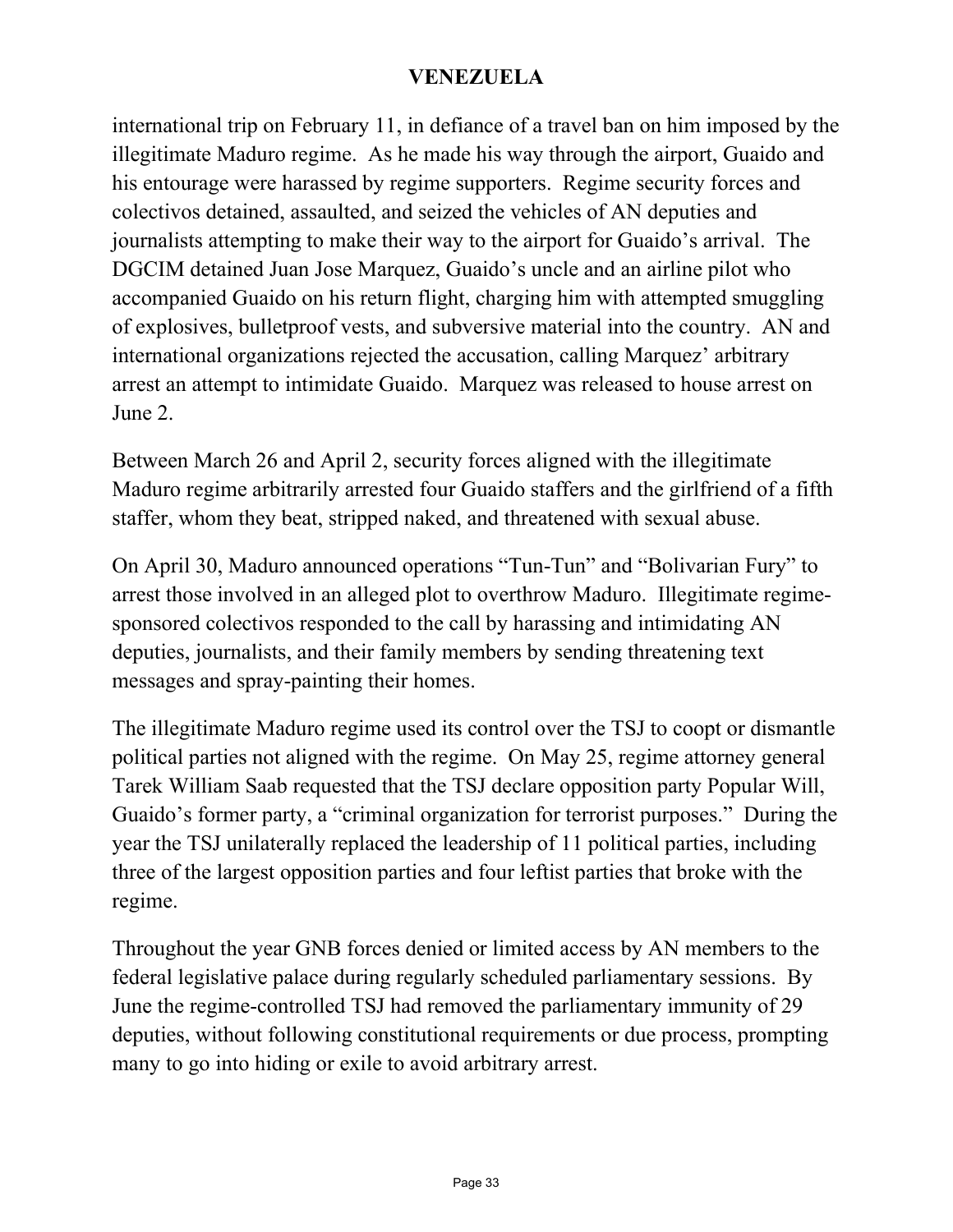international trip on February 11, in defiance of a travel ban on him imposed by the illegitimate Maduro regime. As he made his way through the airport, Guaido and his entourage were harassed by regime supporters. Regime security forces and colectivos detained, assaulted, and seized the vehicles of AN deputies and journalists attempting to make their way to the airport for Guaido's arrival. The DGCIM detained Juan Jose Marquez, Guaido's uncle and an airline pilot who accompanied Guaido on his return flight, charging him with attempted smuggling of explosives, bulletproof vests, and subversive material into the country. AN and international organizations rejected the accusation, calling Marquez' arbitrary arrest an attempt to intimidate Guaido. Marquez was released to house arrest on June 2.

Between March 26 and April 2, security forces aligned with the illegitimate Maduro regime arbitrarily arrested four Guaido staffers and the girlfriend of a fifth staffer, whom they beat, stripped naked, and threatened with sexual abuse.

On April 30, Maduro announced operations "Tun-Tun" and "Bolivarian Fury" to arrest those involved in an alleged plot to overthrow Maduro. Illegitimate regime-sponsored colectivos responded to the call by harassing and intimidating AN deputies, journalists, and their family members by sending threatening text messages and spray-painting their homes.

The illegitimate Maduro regime used its control over the TSJ to coopt or dismantle political parties not aligned with the regime. On May 25, regime attorney general Tarek William Saab requested that the TSJ declare opposition party Popular Will, Guaido's former party, a "criminal organization for terrorist purposes." During the year the TSJ unilaterally replaced the leadership of 11 political parties, including three of the largest opposition parties and four leftist parties that broke with the regime.

Throughout the year GNB forces denied or limited access by AN members to the federal legislative palace during regularly scheduled parliamentary sessions. By June the regime-controlled TSJ had removed the parliamentary immunity of 29 deputies, without following constitutional requirements or due process, prompting many to go into hiding or exile to avoid arbitrary arrest.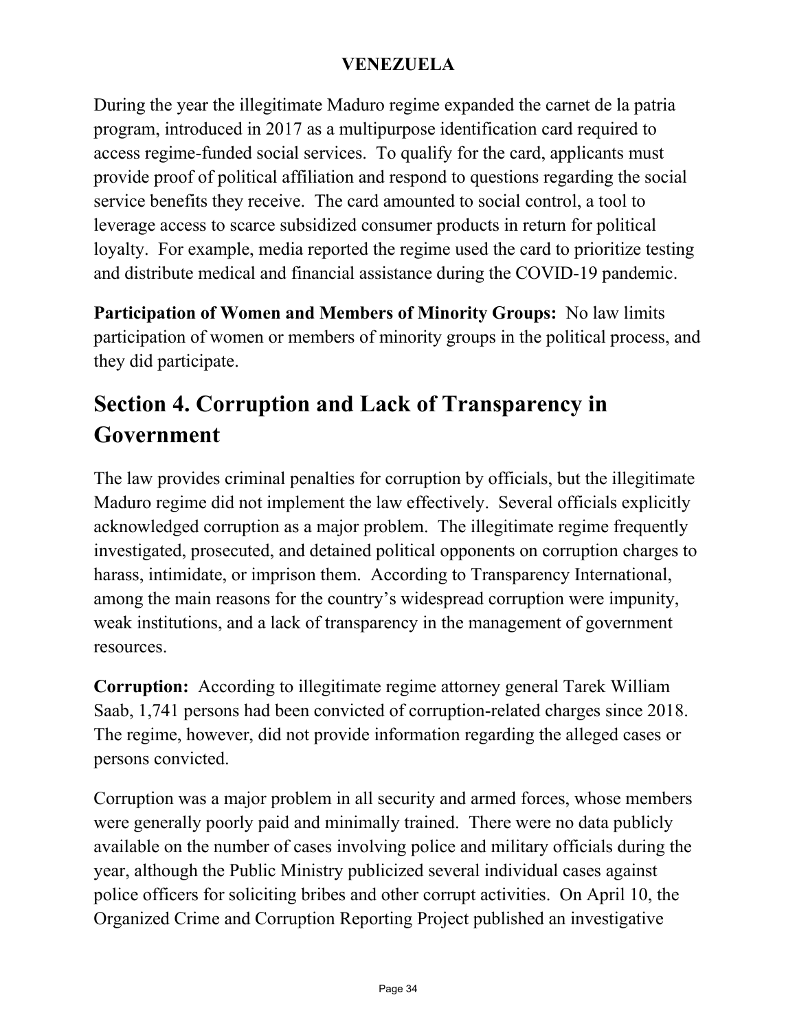During the year the illegitimate Maduro regime expanded the carnet de la patria program, introduced in 2017 as a multipurpose identification card required to access regime-funded social services. To qualify for the card, applicants must provide proof of political affiliation and respond to questions regarding the social service benefits they receive. The card amounted to social control, a tool to leverage access to scarce subsidized consumer products in return for political loyalty. For example, media reported the regime used the card to prioritize testing and distribute medical and financial assistance during the COVID-19 pandemic.

**Participation of Women and Members of Minority Groups:** No law limits participation of women or members of minority groups in the political process, and they did participate.

## Section 4. Corruption and Lack of Transparency in Government

The law provides criminal penalties for corruption by officials, but the illegitimate Maduro regime did not implement the law effectively. Several officials explicitly acknowledged corruption as a major problem. The illegitimate regime frequently investigated, prosecuted, and detained political opponents on corruption charges to harass, intimidate, or imprison them. According to Transparency International, among the main reasons for the country's widespread corruption were impunity, weak institutions, and a lack of transparency in the management of government resources.

**Corruption:** According to illegitimate regime attorney general Tarek William Saab, 1,741 persons had been convicted of corruption-related charges since 2018. The regime, however, did not provide information regarding the alleged cases or persons convicted.

Corruption was a major problem in all security and armed forces, whose members were generally poorly paid and minimally trained. There were no data publicly available on the number of cases involving police and military officials during the year, although the Public Ministry publicized several individual cases against police officers for soliciting bribes and other corrupt activities. On April 10, the Organized Crime and Corruption Reporting Project published an investigative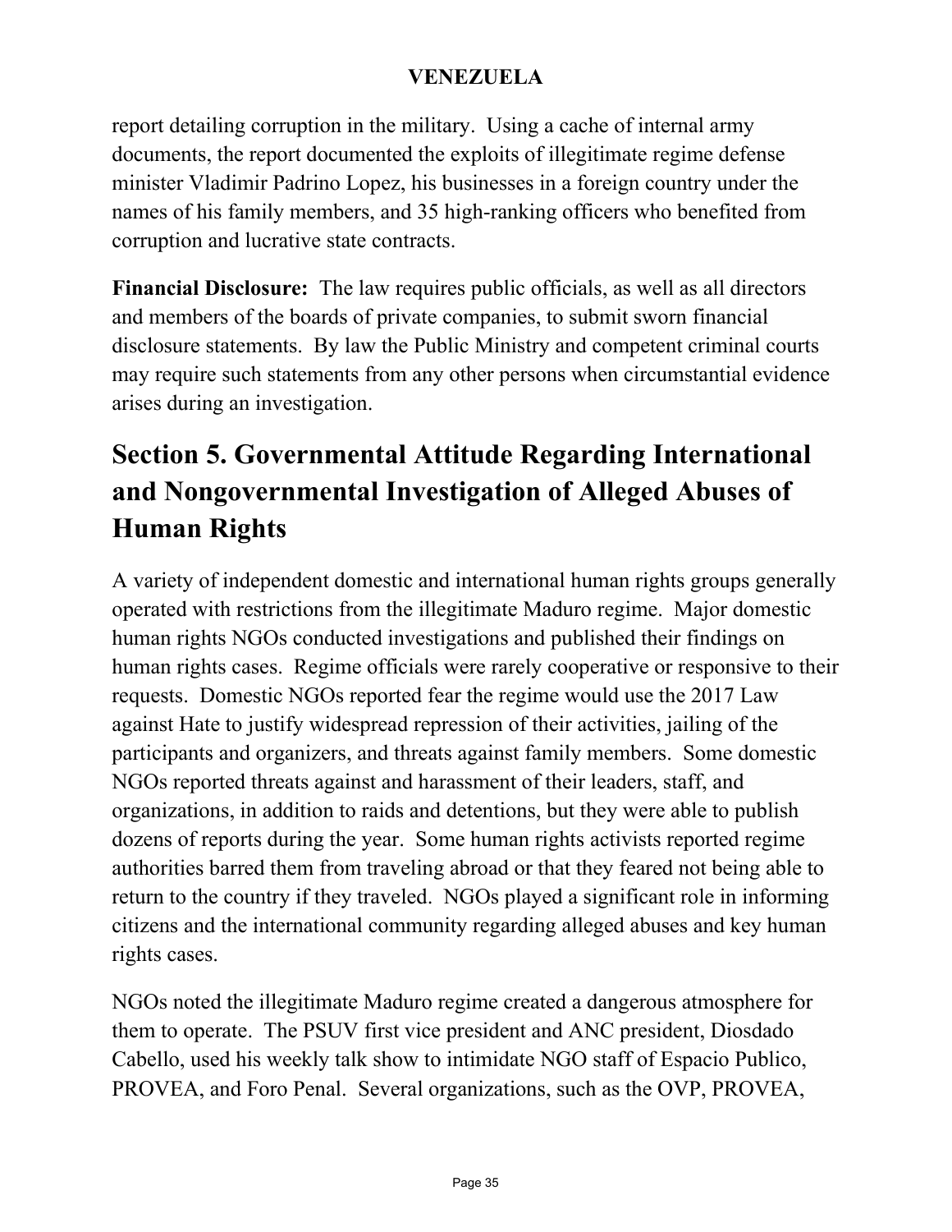report detailing corruption in the military. Using a cache of internal army documents, the report documented the exploits of illegitimate regime defense minister Vladimir Padrino Lopez, his businesses in a foreign country under the names of his family members, and 35 high-ranking officers who benefited from corruption and lucrative state contracts.

**Financial Disclosure:** The law requires public officials, as well as all directors and members of the boards of private companies, to submit sworn financial disclosure statements. By law the Public Ministry and competent criminal courts may require such statements from any other persons when circumstantial evidence arises during an investigation.

# Section 5. Governmental Attitude Regarding International and Nongovernmental Investigation of Alleged Abuses of Human Rights

A variety of independent domestic and international human rights groups generally operated with restrictions from the illegitimate Maduro regime. Major domestic human rights NGOs conducted investigations and published their findings on human rights cases. Regime officials were rarely cooperative or responsive to their requests. Domestic NGOs reported fear the regime would use the 2017 Law against Hate to justify widespread repression of their activities, jailing of the participants and organizers, and threats against family members. Some domestic NGOs reported threats against and harassment of their leaders, staff, and organizations, in addition to raids and detentions, but they were able to publish dozens of reports during the year. Some human rights activists reported regime authorities barred them from traveling abroad or that they feared not being able to return to the country if they traveled. NGOs played a significant role in informing citizens and the international community regarding alleged abuses and key human rights cases.

NGOs noted the illegitimate Maduro regime created a dangerous atmosphere for them to operate. The PSUV first vice president and ANC president, Diosdado Cabello, used his weekly talk show to intimidate NGO staff of Espacio Publico, PROVEA, and Foro Penal. Several organizations, such as the OVP, PROVEA,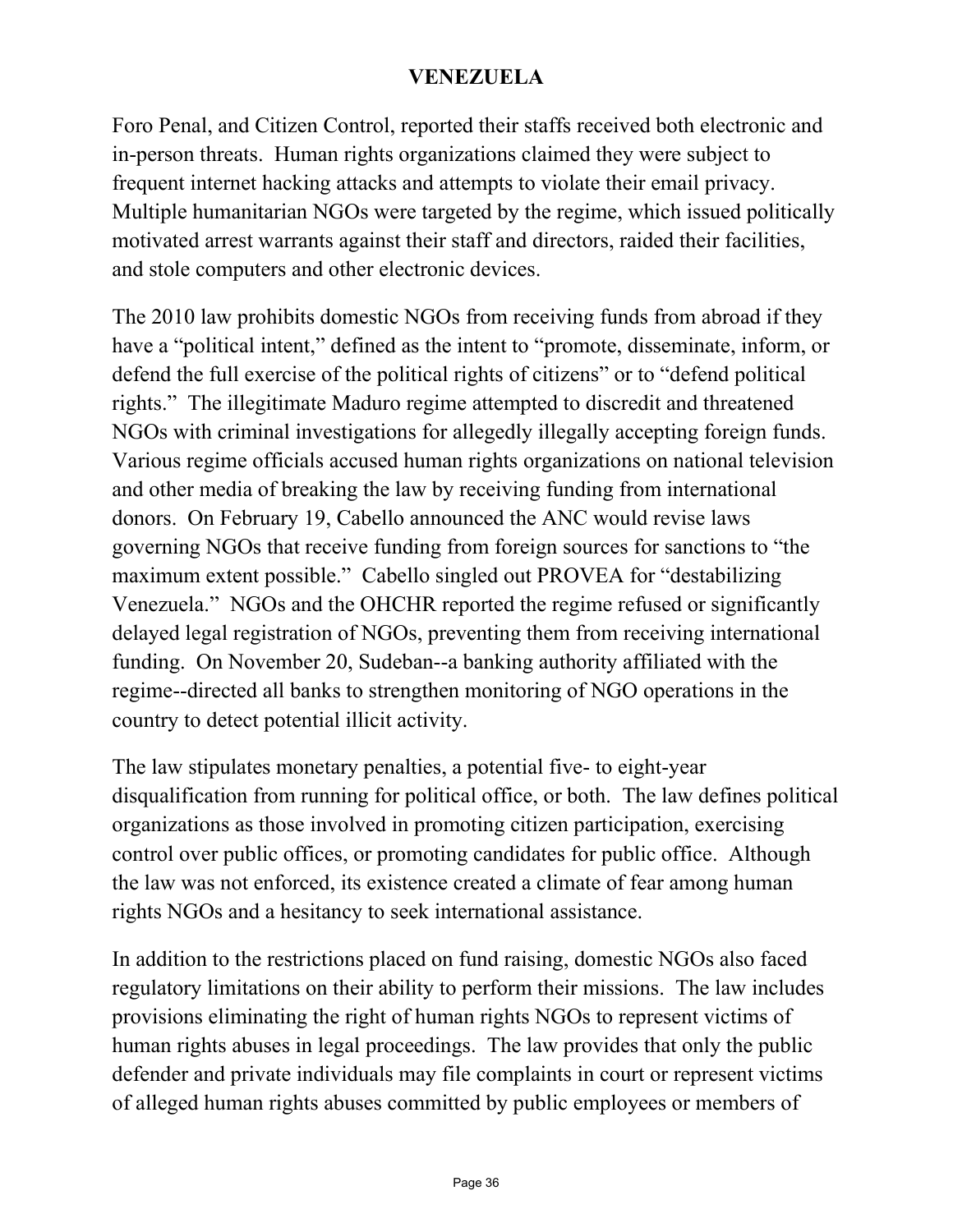Foro Penal, and Citizen Control, reported their staffs received both electronic and in-person threats. Human rights organizations claimed they were subject to frequent internet hacking attacks and attempts to violate their email privacy. Multiple humanitarian NGOs were targeted by the regime, which issued politically motivated arrest warrants against their staff and directors, raided their facilities, and stole computers and other electronic devices.

The 2010 law prohibits domestic NGOs from receiving funds from abroad if they have a "political intent," defined as the intent to "promote, disseminate, inform, or defend the full exercise of the political rights of citizens" or to "defend political rights." The illegitimate Maduro regime attempted to discredit and threatened NGOs with criminal investigations for allegedly illegally accepting foreign funds. Various regime officials accused human rights organizations on national television and other media of breaking the law by receiving funding from international donors. On February 19, Cabello announced the ANC would revise laws governing NGOs that receive funding from foreign sources for sanctions to "the maximum extent possible." Cabello singled out PROVEA for "destabilizing Venezuela." NGOs and the OHCHR reported the regime refused or significantly delayed legal registration of NGOs, preventing them from receiving international funding. On November 20, Sudeban--a banking authority affiliated with the regime--directed all banks to strengthen monitoring of NGO operations in the country to detect potential illicit activity.

The law stipulates monetary penalties, a potential five- to eight-year disqualification from running for political office, or both. The law defines political organizations as those involved in promoting citizen participation, exercising control over public offices, or promoting candidates for public office. Although the law was not enforced, its existence created a climate of fear among human rights NGOs and a hesitancy to seek international assistance.

In addition to the restrictions placed on fund raising, domestic NGOs also faced regulatory limitations on their ability to perform their missions. The law includes provisions eliminating the right of human rights NGOs to represent victims of human rights abuses in legal proceedings. The law provides that only the public defender and private individuals may file complaints in court or represent victims of alleged human rights abuses committed by public employees or members of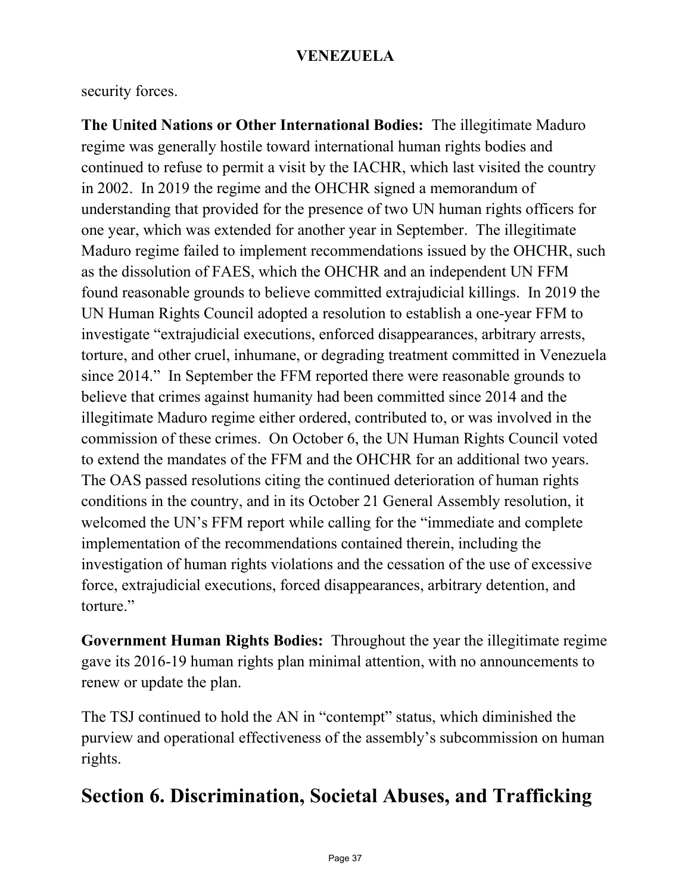security forces.

**The United Nations or Other International Bodies:** The illegitimate Maduro regime was generally hostile toward international human rights bodies and continued to refuse to permit a visit by the IACHR, which last visited the country in 2002. In 2019 the regime and the OHCHR signed a memorandum of understanding that provided for the presence of two UN human rights officers for one year, which was extended for another year in September. The illegitimate Maduro regime failed to implement recommendations issued by the OHCHR, such as the dissolution of FAES, which the OHCHR and an independent UN FFM found reasonable grounds to believe committed extrajudicial killings. In 2019 the UN Human Rights Council adopted a resolution to establish a one-year FFM to investigate "extrajudicial executions, enforced disappearances, arbitrary arrests, torture, and other cruel, inhumane, or degrading treatment committed in Venezuela since 2014." In September the FFM reported there were reasonable grounds to believe that crimes against humanity had been committed since 2014 and the illegitimate Maduro regime either ordered, contributed to, or was involved in the commission of these crimes. On October 6, the UN Human Rights Council voted to extend the mandates of the FFM and the OHCHR for an additional two years. The OAS passed resolutions citing the continued deterioration of human rights conditions in the country, and in its October 21 General Assembly resolution, it welcomed the UN's FFM report while calling for the "immediate and complete implementation of the recommendations contained therein, including the investigation of human rights violations and the cessation of the use of excessive force, extrajudicial executions, forced disappearances, arbitrary detention, and torture."

**Government Human Rights Bodies:** Throughout the year the illegitimate regime gave its 2016-19 human rights plan minimal attention, with no announcements to renew or update the plan.

The TSJ continued to hold the AN in "contempt" status, which diminished the purview and operational effectiveness of the assembly's subcommission on human rights.

## Section 6. Discrimination, Societal Abuses, and Trafficking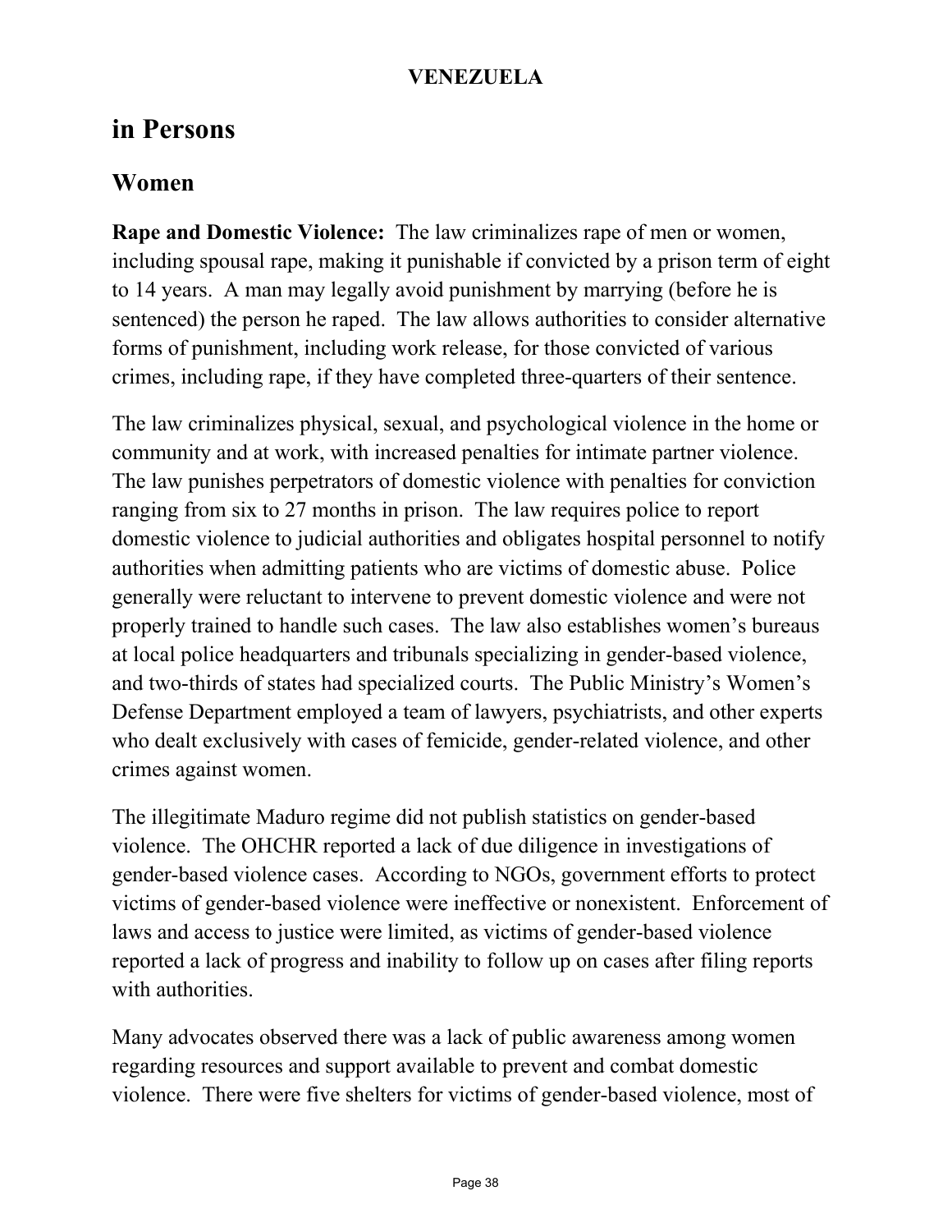## in Persons

## Women

**Rape and Domestic Violence:** The law criminalizes rape of men or women, including spousal rape, making it punishable if convicted by a prison term of eight to 14 years. A man may legally avoid punishment by marrying (before he is sentenced) the person he raped. The law allows authorities to consider alternative forms of punishment, including work release, for those convicted of various crimes, including rape, if they have completed three-quarters of their sentence.

The law criminalizes physical, sexual, and psychological violence in the home or community and at work, with increased penalties for intimate partner violence. The law punishes perpetrators of domestic violence with penalties for conviction ranging from six to 27 months in prison. The law requires police to report domestic violence to judicial authorities and obligates hospital personnel to notify authorities when admitting patients who are victims of domestic abuse. Police generally were reluctant to intervene to prevent domestic violence and were not properly trained to handle such cases. The law also establishes women's bureaus at local police headquarters and tribunals specializing in gender-based violence, and two-thirds of states had specialized courts. The Public Ministry's Women's Defense Department employed a team of lawyers, psychiatrists, and other experts who dealt exclusively with cases of femicide, gender-related violence, and other crimes against women.

The illegitimate Maduro regime did not publish statistics on gender-based violence. The OHCHR reported a lack of due diligence in investigations of gender-based violence cases. According to NGOs, government efforts to protect victims of gender-based violence were ineffective or nonexistent. Enforcement of laws and access to justice were limited, as victims of gender-based violence reported a lack of progress and inability to follow up on cases after filing reports with authorities.

Many advocates observed there was a lack of public awareness among women regarding resources and support available to prevent and combat domestic violence. There were five shelters for victims of gender-based violence, most of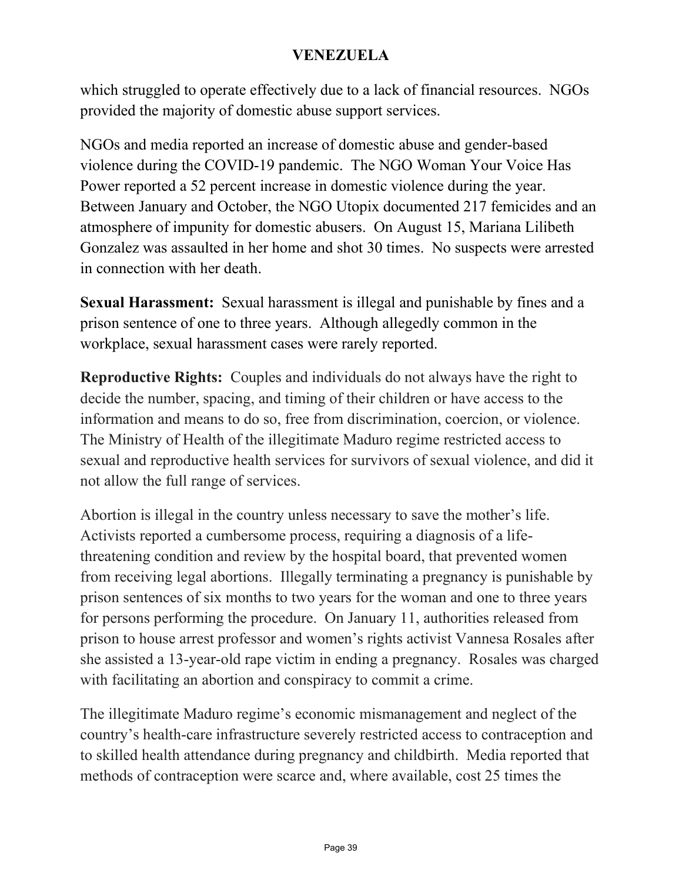which struggled to operate effectively due to a lack of financial resources. NGOs provided the majority of domestic abuse support services.

NGOs and media reported an increase of domestic abuse and gender-based violence during the COVID-19 pandemic. The NGO Woman Your Voice Has Power reported a 52 percent increase in domestic violence during the year. Between January and October, the NGO Utopix documented 217 femicides and an atmosphere of impunity for domestic abusers. On August 15, Mariana Lilibeth Gonzalez was assaulted in her home and shot 30 times. No suspects were arrested in connection with her death.

**Sexual Harassment:** Sexual harassment is illegal and punishable by fines and a prison sentence of one to three years. Although allegedly common in the workplace, sexual harassment cases were rarely reported.

**Reproductive Rights:** Couples and individuals do not always have the right to decide the number, spacing, and timing of their children or have access to the information and means to do so, free from discrimination, coercion, or violence. The Ministry of Health of the illegitimate Maduro regime restricted access to sexual and reproductive health services for survivors of sexual violence, and did it not allow the full range of services.

Abortion is illegal in the country unless necessary to save the mother's life. Activists reported a cumbersome process, requiring a diagnosis of a life-threatening condition and review by the hospital board, that prevented women from receiving legal abortions. Illegally terminating a pregnancy is punishable by prison sentences of six months to two years for the woman and one to three years for persons performing the procedure. On January 11, authorities released from prison to house arrest professor and women's rights activist Vannesa Rosales after she assisted a 13-year-old rape victim in ending a pregnancy. Rosales was charged with facilitating an abortion and conspiracy to commit a crime.

The illegitimate Maduro regime's economic mismanagement and neglect of the country's health-care infrastructure severely restricted access to contraception and to skilled health attendance during pregnancy and childbirth. Media reported that methods of contraception were scarce and, where available, cost 25 times the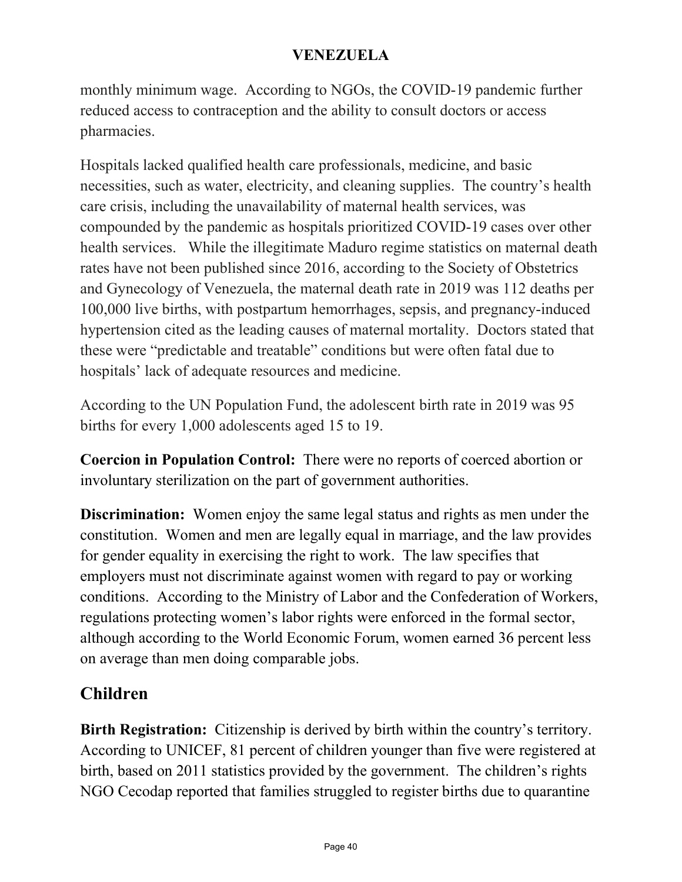monthly minimum wage. According to NGOs, the COVID-19 pandemic further reduced access to contraception and the ability to consult doctors or access pharmacies.

Hospitals lacked qualified health care professionals, medicine, and basic necessities, such as water, electricity, and cleaning supplies. The country's health care crisis, including the unavailability of maternal health services, was compounded by the pandemic as hospitals prioritized COVID-19 cases over other health services. While the illegitimate Maduro regime statistics on maternal death rates have not been published since 2016, according to the Society of Obstetrics and Gynecology of Venezuela, the maternal death rate in 2019 was 112 deaths per 100,000 live births, with postpartum hemorrhages, sepsis, and pregnancy-induced hypertension cited as the leading causes of maternal mortality. Doctors stated that these were "predictable and treatable" conditions but were often fatal due to hospitals' lack of adequate resources and medicine.

According to the UN Population Fund, the adolescent birth rate in 2019 was 95 births for every 1,000 adolescents aged 15 to 19.

**Coercion in Population Control:** There were no reports of coerced abortion or involuntary sterilization on the part of government authorities.

**Discrimination:** Women enjoy the same legal status and rights as men under the constitution. Women and men are legally equal in marriage, and the law provides for gender equality in exercising the right to work. The law specifies that employers must not discriminate against women with regard to pay or working conditions. According to the Ministry of Labor and the Confederation of Workers, regulations protecting women's labor rights were enforced in the formal sector, although according to the World Economic Forum, women earned 36 percent less on average than men doing comparable jobs.

## Children

**Birth Registration:** Citizenship is derived by birth within the country's territory. According to UNICEF, 81 percent of children younger than five were registered at birth, based on 2011 statistics provided by the government. The children's rights NGO Cecodap reported that families struggled to register births due to quarantine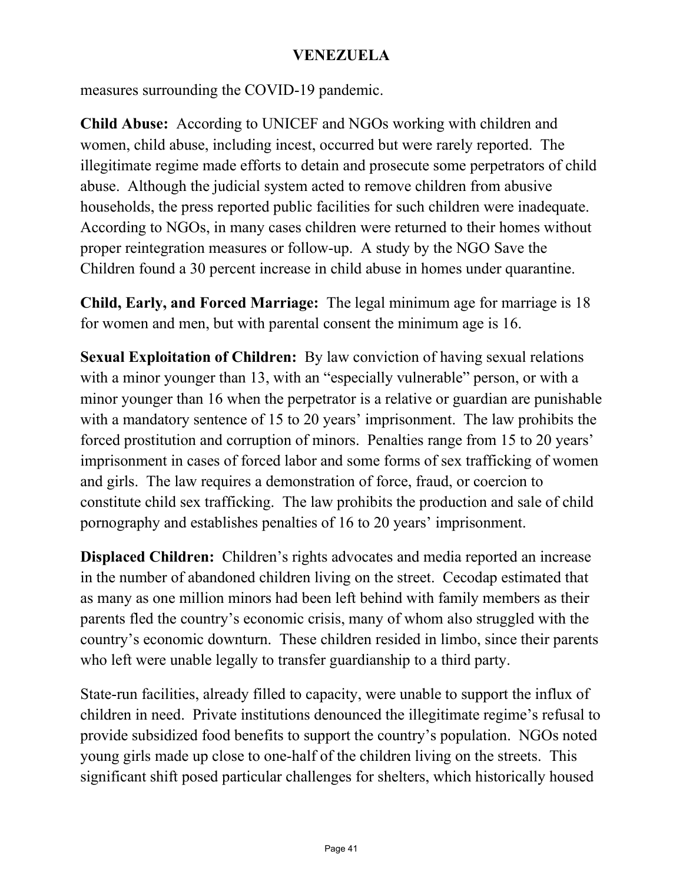measures surrounding the COVID-19 pandemic.

**Child Abuse:** According to UNICEF and NGOs working with children and women, child abuse, including incest, occurred but were rarely reported. The illegitimate regime made efforts to detain and prosecute some perpetrators of child abuse. Although the judicial system acted to remove children from abusive households, the press reported public facilities for such children were inadequate. According to NGOs, in many cases children were returned to their homes without proper reintegration measures or follow-up. A study by the NGO Save the Children found a 30 percent increase in child abuse in homes under quarantine.

**Child, Early, and Forced Marriage:** The legal minimum age for marriage is 18 for women and men, but with parental consent the minimum age is 16.

**Sexual Exploitation of Children:** By law conviction of having sexual relations with a minor younger than 13, with an "especially vulnerable" person, or with a minor younger than 16 when the perpetrator is a relative or guardian are punishable with a mandatory sentence of 15 to 20 years' imprisonment. The law prohibits the forced prostitution and corruption of minors. Penalties range from 15 to 20 years' imprisonment in cases of forced labor and some forms of sex trafficking of women and girls. The law requires a demonstration of force, fraud, or coercion to constitute child sex trafficking. The law prohibits the production and sale of child pornography and establishes penalties of 16 to 20 years' imprisonment.

**Displaced Children:** Children's rights advocates and media reported an increase in the number of abandoned children living on the street. Cecodap estimated that as many as one million minors had been left behind with family members as their parents fled the country's economic crisis, many of whom also struggled with the country's economic downturn. These children resided in limbo, since their parents who left were unable legally to transfer guardianship to a third party.

State-run facilities, already filled to capacity, were unable to support the influx of children in need. Private institutions denounced the illegitimate regime's refusal to provide subsidized food benefits to support the country's population. NGOs noted young girls made up close to one-half of the children living on the streets. This significant shift posed particular challenges for shelters, which historically housed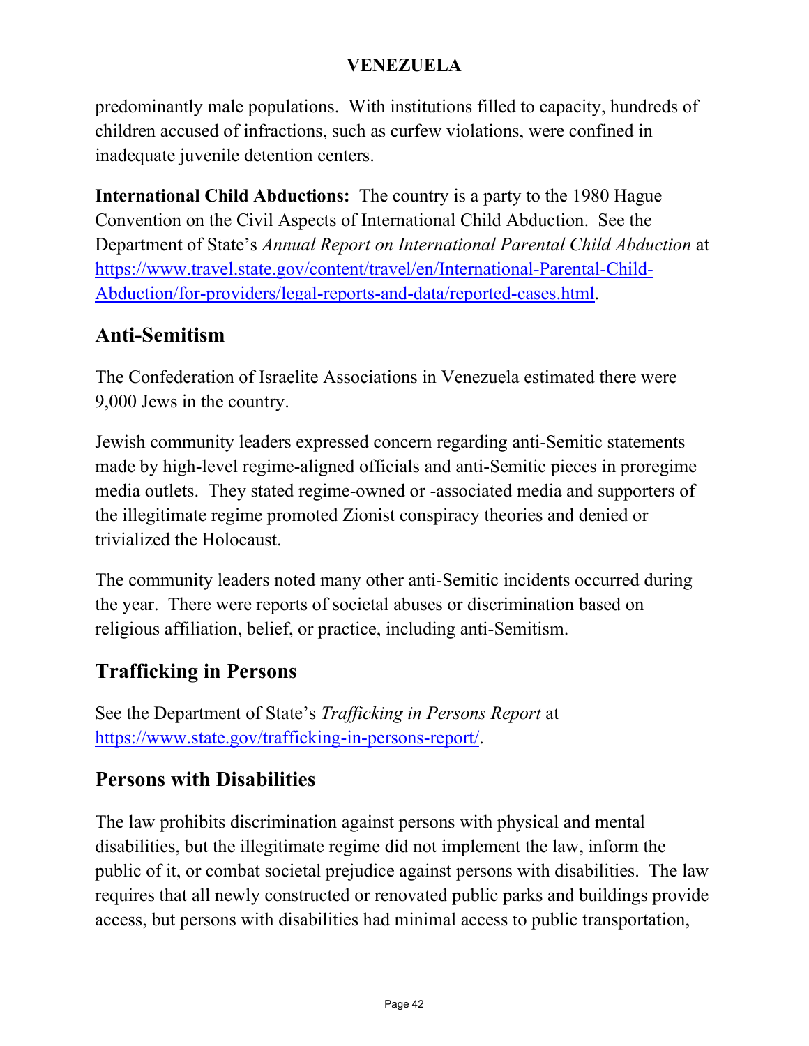predominantly male populations. With institutions filled to capacity, hundreds of children accused of infractions, such as curfew violations, were confined in inadequate juvenile detention centers.

**International Child Abductions:** The country is a party to the 1980 Hague Convention on the Civil Aspects of International Child Abduction. See the Department of State's *Annual Report on International Parental Child Abduction* at [https://www.travel.state.gov/content/travel/en/International-Parental-Child-Abduction/for-providers/legal-reports-and-data/reported-cases.html](https://www.travel.state.gov/content/travel/en/International-Parental-Child-Abduction/for-providers/legal-reports-and-data/reported-cases.html).

## Anti-Semitism

The Confederation of Israelite Associations in Venezuela estimated there were 9,000 Jews in the country.

Jewish community leaders expressed concern regarding anti-Semitic statements made by high-level regime-aligned officials and anti-Semitic pieces in proregime media outlets. They stated regime-owned or -associated media and supporters of the illegitimate regime promoted Zionist conspiracy theories and denied or trivialized the Holocaust.

The community leaders noted many other anti-Semitic incidents occurred during the year. There were reports of societal abuses or discrimination based on religious affiliation, belief, or practice, including anti-Semitism.

## Trafficking in Persons

See the Department of State's *Trafficking in Persons Report* at [https://www.state.gov/trafficking-in-persons-report/](https://www.state.gov/trafficking-in-persons-report/).

## Persons with Disabilities

The law prohibits discrimination against persons with physical and mental disabilities, but the illegitimate regime did not implement the law, inform the public of it, or combat societal prejudice against persons with disabilities. The law requires that all newly constructed or renovated public parks and buildings provide access, but persons with disabilities had minimal access to public transportation,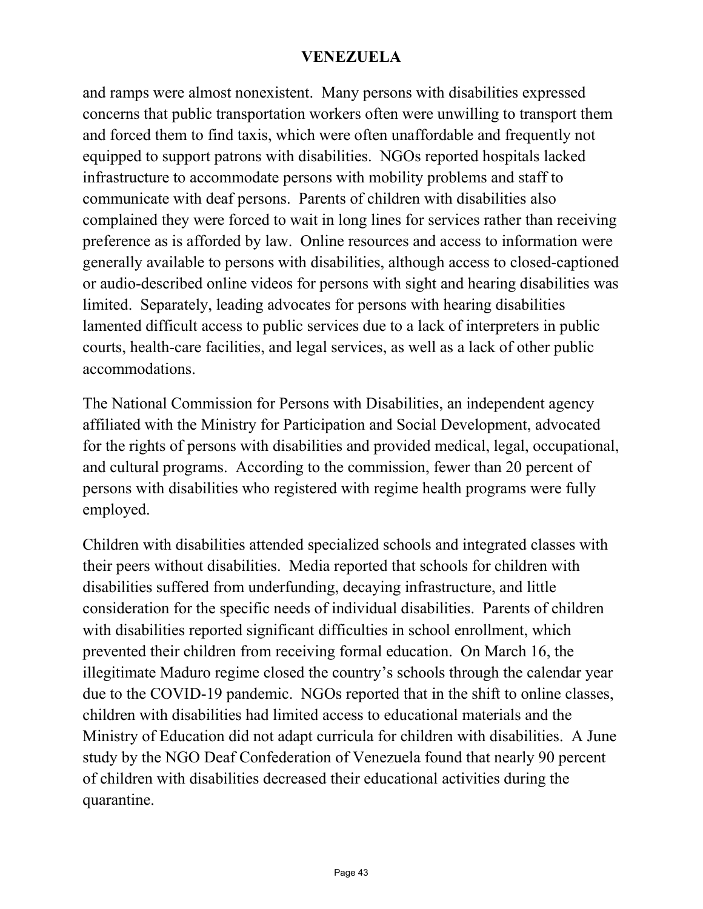and ramps were almost nonexistent. Many persons with disabilities expressed concerns that public transportation workers often were unwilling to transport them and forced them to find taxis, which were often unaffordable and frequently not equipped to support patrons with disabilities. NGOs reported hospitals lacked infrastructure to accommodate persons with mobility problems and staff to communicate with deaf persons. Parents of children with disabilities also complained they were forced to wait in long lines for services rather than receiving preference as is afforded by law. Online resources and access to information were generally available to persons with disabilities, although access to closed-captioned or audio-described online videos for persons with sight and hearing disabilities was limited. Separately, leading advocates for persons with hearing disabilities lamented difficult access to public services due to a lack of interpreters in public courts, health-care facilities, and legal services, as well as a lack of other public accommodations.

The National Commission for Persons with Disabilities, an independent agency affiliated with the Ministry for Participation and Social Development, advocated for the rights of persons with disabilities and provided medical, legal, occupational, and cultural programs. According to the commission, fewer than 20 percent of persons with disabilities who registered with regime health programs were fully employed.

Children with disabilities attended specialized schools and integrated classes with their peers without disabilities. Media reported that schools for children with disabilities suffered from underfunding, decaying infrastructure, and little consideration for the specific needs of individual disabilities. Parents of children with disabilities reported significant difficulties in school enrollment, which prevented their children from receiving formal education. On March 16, the illegitimate Maduro regime closed the country's schools through the calendar year due to the COVID-19 pandemic. NGOs reported that in the shift to online classes, children with disabilities had limited access to educational materials and the Ministry of Education did not adapt curricula for children with disabilities. A June study by the NGO Deaf Confederation of Venezuela found that nearly 90 percent of children with disabilities decreased their educational activities during the quarantine.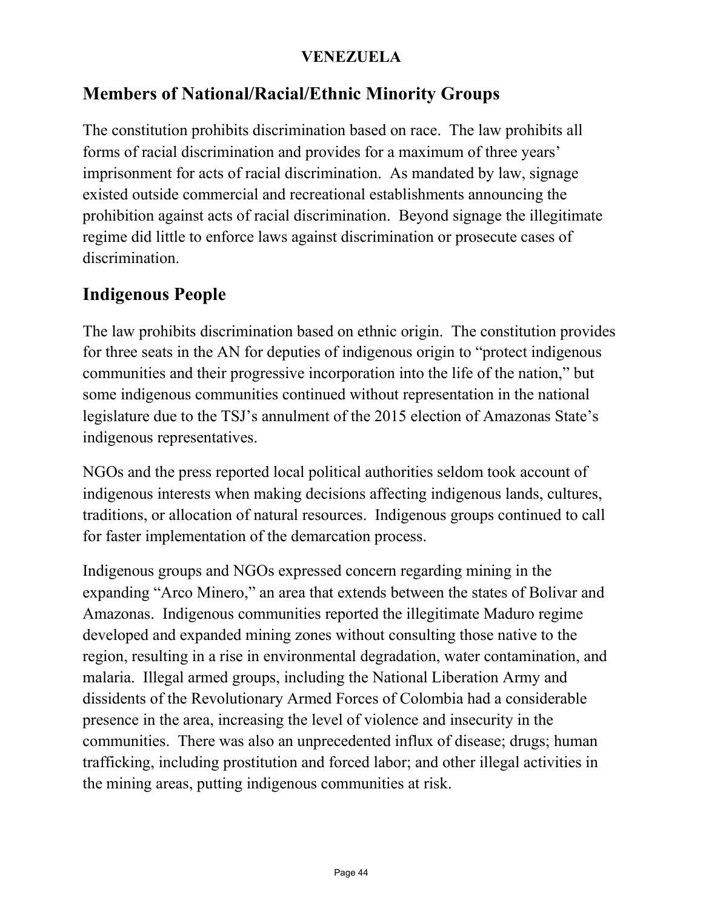## Members of National/Racial/Ethnic Minority Groups

The constitution prohibits discrimination based on race. The law prohibits all forms of racial discrimination and provides for a maximum of three years' imprisonment for acts of racial discrimination. As mandated by law, signage existed outside commercial and recreational establishments announcing the prohibition against acts of racial discrimination. Beyond signage the illegitimate regime did little to enforce laws against discrimination or prosecute cases of discrimination.

## Indigenous People

The law prohibits discrimination based on ethnic origin. The constitution provides for three seats in the AN for deputies of indigenous origin to "protect indigenous communities and their progressive incorporation into the life of the nation," but some indigenous communities continued without representation in the national legislature due to the TSJ's annulment of the 2015 election of Amazonas State's indigenous representatives.

NGOs and the press reported local political authorities seldom took account of indigenous interests when making decisions affecting indigenous lands, cultures, traditions, or allocation of natural resources. Indigenous groups continued to call for faster implementation of the demarcation process.

Indigenous groups and NGOs expressed concern regarding mining in the expanding "Arco Minero," an area that extends between the states of Bolivar and Amazonas. Indigenous communities reported the illegitimate Maduro regime developed and expanded mining zones without consulting those native to the region, resulting in a rise in environmental degradation, water contamination, and malaria. Illegal armed groups, including the National Liberation Army and dissidents of the Revolutionary Armed Forces of Colombia had a considerable presence in the area, increasing the level of violence and insecurity in the communities. There was also an unprecedented influx of disease; drugs; human trafficking, including prostitution and forced labor; and other illegal activities in the mining areas, putting indigenous communities at risk.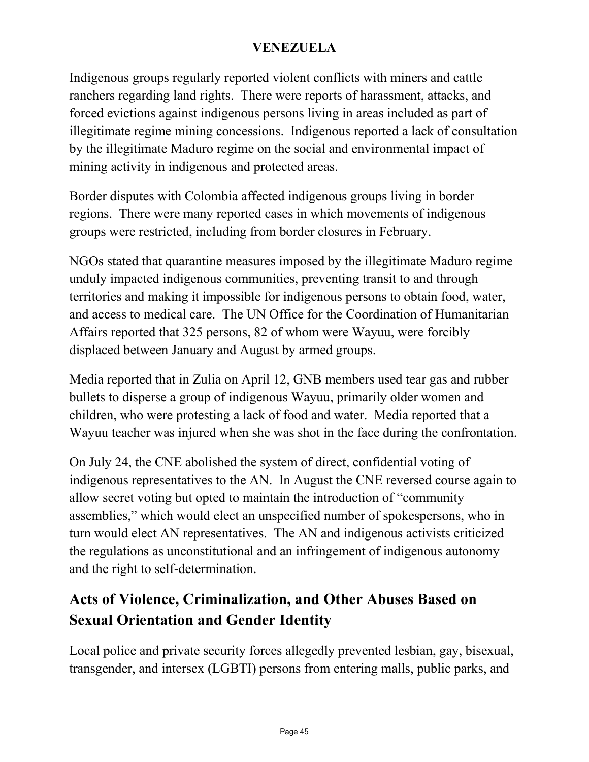Indigenous groups regularly reported violent conflicts with miners and cattle ranchers regarding land rights. There were reports of harassment, attacks, and forced evictions against indigenous persons living in areas included as part of illegitimate regime mining concessions. Indigenous reported a lack of consultation by the illegitimate Maduro regime on the social and environmental impact of mining activity in indigenous and protected areas.

Border disputes with Colombia affected indigenous groups living in border regions. There were many reported cases in which movements of indigenous groups were restricted, including from border closures in February.

NGOs stated that quarantine measures imposed by the illegitimate Maduro regime unduly impacted indigenous communities, preventing transit to and through territories and making it impossible for indigenous persons to obtain food, water, and access to medical care. The UN Office for the Coordination of Humanitarian Affairs reported that 325 persons, 82 of whom were Wayuu, were forcibly displaced between January and August by armed groups.

Media reported that in Zulia on April 12, GNB members used tear gas and rubber bullets to disperse a group of indigenous Wayuu, primarily older women and children, who were protesting a lack of food and water. Media reported that a Wayuu teacher was injured when she was shot in the face during the confrontation.

On July 24, the CNE abolished the system of direct, confidential voting of indigenous representatives to the AN. In August the CNE reversed course again to allow secret voting but opted to maintain the introduction of "community assemblies," which would elect an unspecified number of spokespersons, who in turn would elect AN representatives. The AN and indigenous activists criticized the regulations as unconstitutional and an infringement of indigenous autonomy and the right to self-determination.

## Acts of Violence, Criminalization, and Other Abuses Based on Sexual Orientation and Gender Identity

Local police and private security forces allegedly prevented lesbian, gay, bisexual, transgender, and intersex (LGBTI) persons from entering malls, public parks, and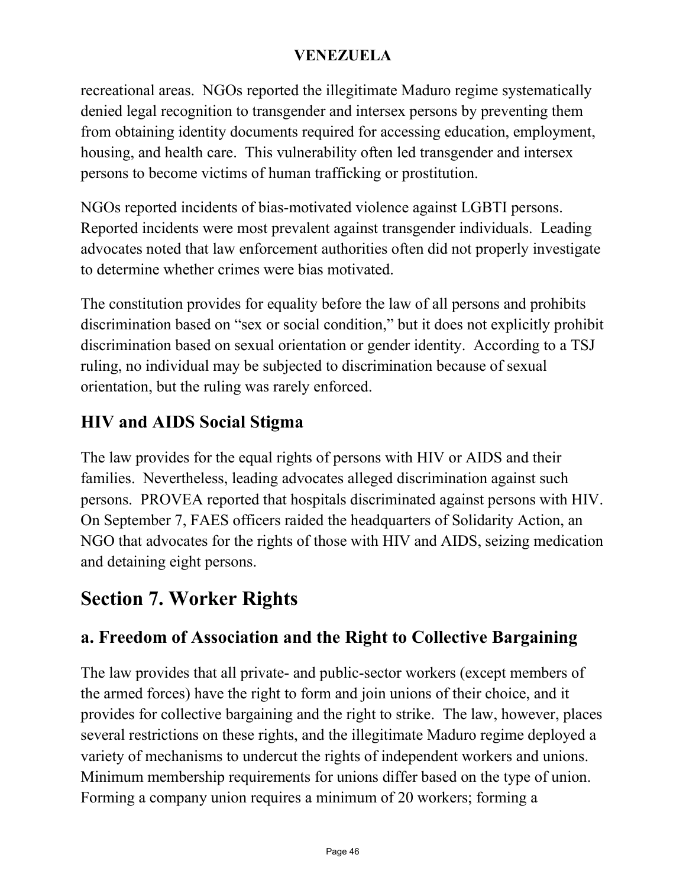recreational areas. NGOs reported the illegitimate Maduro regime systematically denied legal recognition to transgender and intersex persons by preventing them from obtaining identity documents required for accessing education, employment, housing, and health care. This vulnerability often led transgender and intersex persons to become victims of human trafficking or prostitution.

NGOs reported incidents of bias-motivated violence against LGBTI persons. Reported incidents were most prevalent against transgender individuals. Leading advocates noted that law enforcement authorities often did not properly investigate to determine whether crimes were bias motivated.

The constitution provides for equality before the law of all persons and prohibits discrimination based on "sex or social condition," but it does not explicitly prohibit discrimination based on sexual orientation or gender identity. According to a TSJ ruling, no individual may be subjected to discrimination because of sexual orientation, but the ruling was rarely enforced.

## HIV and AIDS Social Stigma

The law provides for the equal rights of persons with HIV or AIDS and their families. Nevertheless, leading advocates alleged discrimination against such persons. PROVEA reported that hospitals discriminated against persons with HIV. On September 7, FAES officers raided the headquarters of Solidarity Action, an NGO that advocates for the rights of those with HIV and AIDS, seizing medication and detaining eight persons.

# Section 7. Worker Rights

## a. Freedom of Association and the Right to Collective Bargaining

The law provides that all private- and public-sector workers (except members of the armed forces) have the right to form and join unions of their choice, and it provides for collective bargaining and the right to strike. The law, however, places several restrictions on these rights, and the illegitimate Maduro regime deployed a variety of mechanisms to undercut the rights of independent workers and unions. Minimum membership requirements for unions differ based on the type of union. Forming a company union requires a minimum of 20 workers; forming a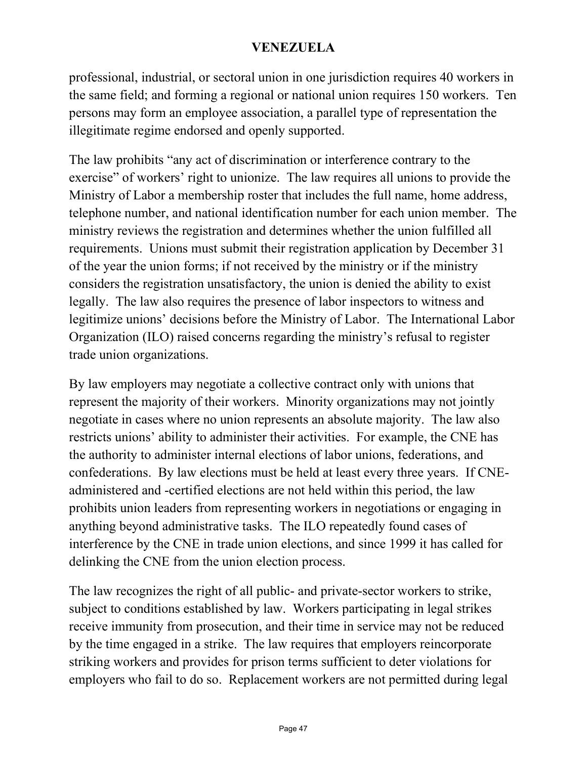professional, industrial, or sectoral union in one jurisdiction requires 40 workers in the same field; and forming a regional or national union requires 150 workers. Ten persons may form an employee association, a parallel type of representation the illegitimate regime endorsed and openly supported.

The law prohibits "any act of discrimination or interference contrary to the exercise" of workers' right to unionize. The law requires all unions to provide the Ministry of Labor a membership roster that includes the full name, home address, telephone number, and national identification number for each union member. The ministry reviews the registration and determines whether the union fulfilled all requirements. Unions must submit their registration application by December 31 of the year the union forms; if not received by the ministry or if the ministry considers the registration unsatisfactory, the union is denied the ability to exist legally. The law also requires the presence of labor inspectors to witness and legitimize unions' decisions before the Ministry of Labor. The International Labor Organization (ILO) raised concerns regarding the ministry's refusal to register trade union organizations.

By law employers may negotiate a collective contract only with unions that represent the majority of their workers. Minority organizations may not jointly negotiate in cases where no union represents an absolute majority. The law also restricts unions' ability to administer their activities. For example, the CNE has the authority to administer internal elections of labor unions, federations, and confederations. By law elections must be held at least every three years. If CNE-administered and -certified elections are not held within this period, the law prohibits union leaders from representing workers in negotiations or engaging in anything beyond administrative tasks. The ILO repeatedly found cases of interference by the CNE in trade union elections, and since 1999 it has called for delinking the CNE from the union election process.

The law recognizes the right of all public- and private-sector workers to strike, subject to conditions established by law. Workers participating in legal strikes receive immunity from prosecution, and their time in service may not be reduced by the time engaged in a strike. The law requires that employers reincorporate striking workers and provides for prison terms sufficient to deter violations for employers who fail to do so. Replacement workers are not permitted during legal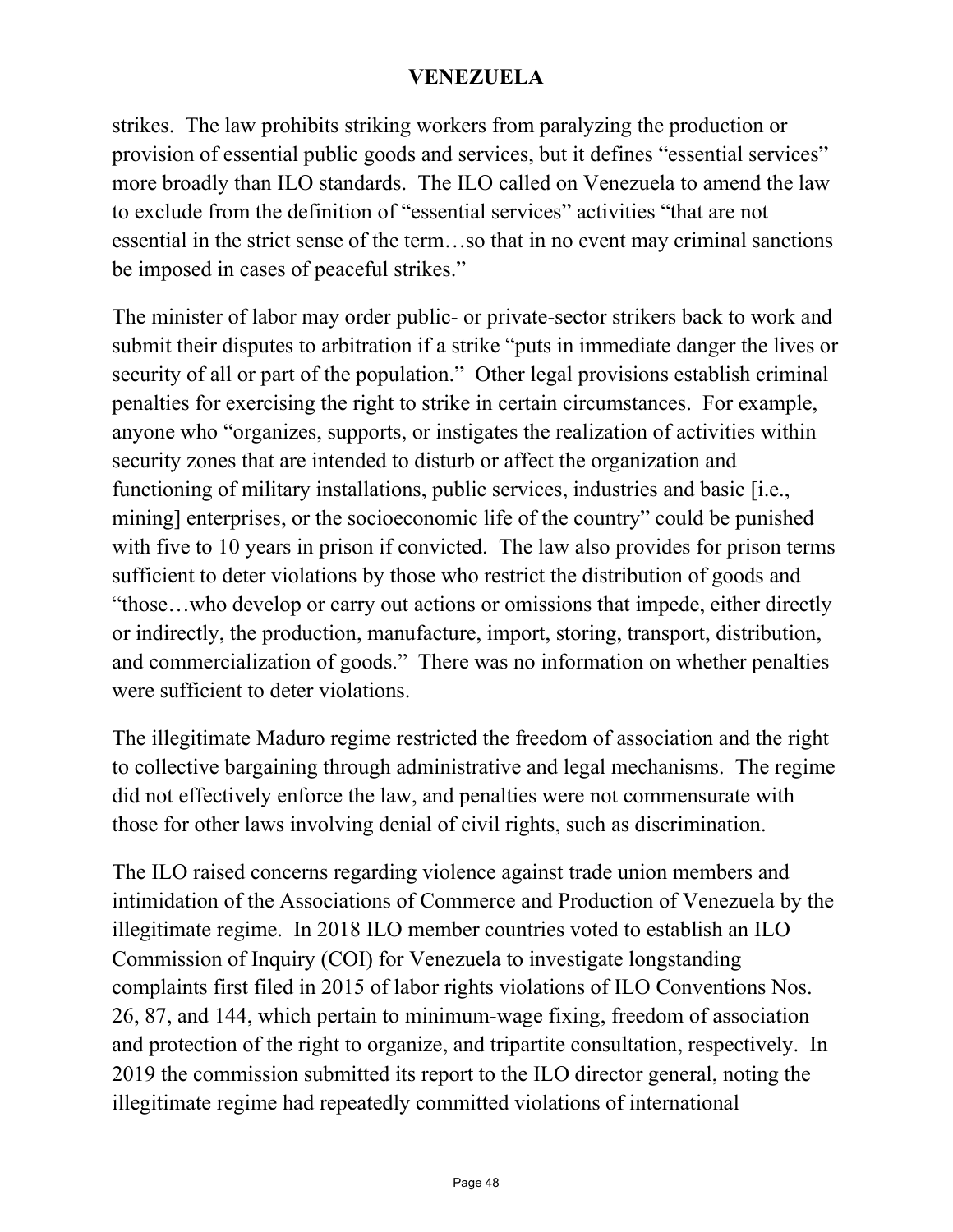strikes. The law prohibits striking workers from paralyzing the production or provision of essential public goods and services, but it defines "essential services" more broadly than ILO standards. The ILO called on Venezuela to amend the law to exclude from the definition of "essential services" activities "that are not essential in the strict sense of the term…so that in no event may criminal sanctions be imposed in cases of peaceful strikes."

The minister of labor may order public- or private-sector strikers back to work and submit their disputes to arbitration if a strike "puts in immediate danger the lives or security of all or part of the population." Other legal provisions establish criminal penalties for exercising the right to strike in certain circumstances. For example, anyone who "organizes, supports, or instigates the realization of activities within security zones that are intended to disturb or affect the organization and functioning of military installations, public services, industries and basic [i.e., mining] enterprises, or the socioeconomic life of the country" could be punished with five to 10 years in prison if convicted. The law also provides for prison terms sufficient to deter violations by those who restrict the distribution of goods and "those…who develop or carry out actions or omissions that impede, either directly or indirectly, the production, manufacture, import, storing, transport, distribution, and commercialization of goods." There was no information on whether penalties were sufficient to deter violations.

The illegitimate Maduro regime restricted the freedom of association and the right to collective bargaining through administrative and legal mechanisms. The regime did not effectively enforce the law, and penalties were not commensurate with those for other laws involving denial of civil rights, such as discrimination.

The ILO raised concerns regarding violence against trade union members and intimidation of the Associations of Commerce and Production of Venezuela by the illegitimate regime. In 2018 ILO member countries voted to establish an ILO Commission of Inquiry (COI) for Venezuela to investigate longstanding complaints first filed in 2015 of labor rights violations of ILO Conventions Nos. 26, 87, and 144, which pertain to minimum-wage fixing, freedom of association and protection of the right to organize, and tripartite consultation, respectively. In 2019 the commission submitted its report to the ILO director general, noting the illegitimate regime had repeatedly committed violations of international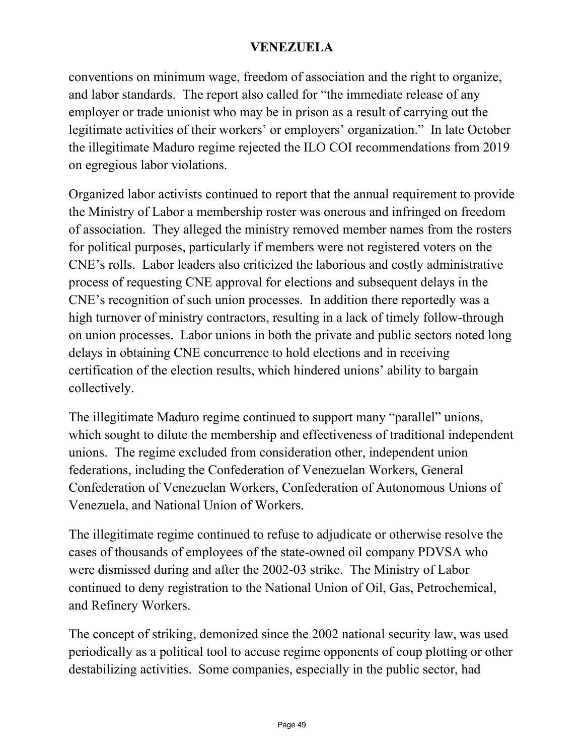conventions on minimum wage, freedom of association and the right to organize, and labor standards. The report also called for "the immediate release of any employer or trade unionist who may be in prison as a result of carrying out the legitimate activities of their workers' or employers' organization." In late October the illegitimate Maduro regime rejected the ILO COI recommendations from 2019 on egregious labor violations.

Organized labor activists continued to report that the annual requirement to provide the Ministry of Labor a membership roster was onerous and infringed on freedom of association. They alleged the ministry removed member names from the rosters for political purposes, particularly if members were not registered voters on the CNE's rolls. Labor leaders also criticized the laborious and costly administrative process of requesting CNE approval for elections and subsequent delays in the CNE's recognition of such union processes. In addition there reportedly was a high turnover of ministry contractors, resulting in a lack of timely follow-through on union processes. Labor unions in both the private and public sectors noted long delays in obtaining CNE concurrence to hold elections and in receiving certification of the election results, which hindered unions' ability to bargain collectively.

The illegitimate Maduro regime continued to support many "parallel" unions, which sought to dilute the membership and effectiveness of traditional independent unions. The regime excluded from consideration other, independent union federations, including the Confederation of Venezuelan Workers, General Confederation of Venezuelan Workers, Confederation of Autonomous Unions of Venezuela, and National Union of Workers.

The illegitimate regime continued to refuse to adjudicate or otherwise resolve the cases of thousands of employees of the state-owned oil company PDVSA who were dismissed during and after the 2002-03 strike. The Ministry of Labor continued to deny registration to the National Union of Oil, Gas, Petrochemical, and Refinery Workers.

The concept of striking, demonized since the 2002 national security law, was used periodically as a political tool to accuse regime opponents of coup plotting or other destabilizing activities. Some companies, especially in the public sector, had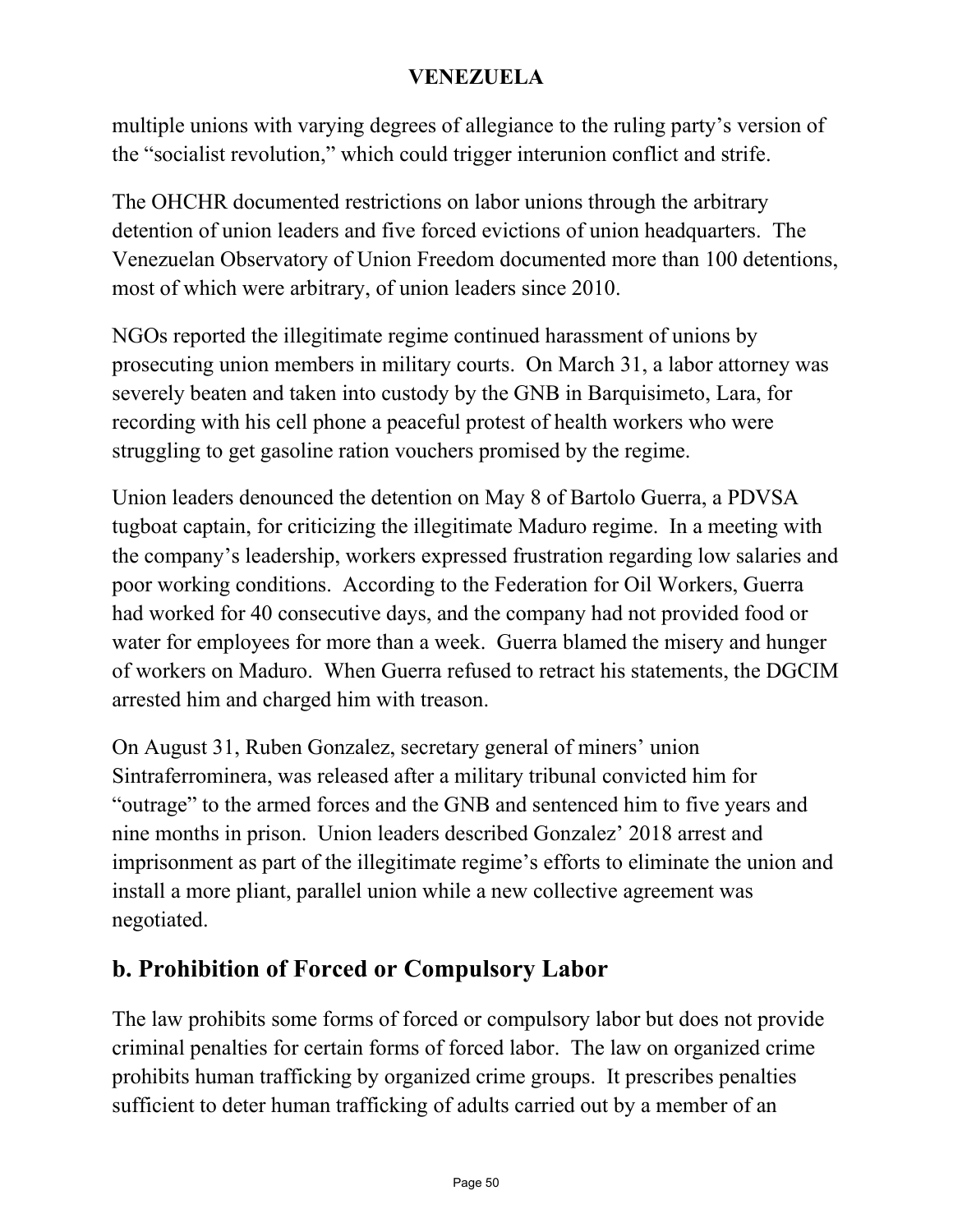multiple unions with varying degrees of allegiance to the ruling party's version of the "socialist revolution," which could trigger interunion conflict and strife.

The OHCHR documented restrictions on labor unions through the arbitrary detention of union leaders and five forced evictions of union headquarters. The Venezuelan Observatory of Union Freedom documented more than 100 detentions, most of which were arbitrary, of union leaders since 2010.

NGOs reported the illegitimate regime continued harassment of unions by prosecuting union members in military courts. On March 31, a labor attorney was severely beaten and taken into custody by the GNB in Barquisimeto, Lara, for recording with his cell phone a peaceful protest of health workers who were struggling to get gasoline ration vouchers promised by the regime.

Union leaders denounced the detention on May 8 of Bartolo Guerra, a PDVSA tugboat captain, for criticizing the illegitimate Maduro regime. In a meeting with the company's leadership, workers expressed frustration regarding low salaries and poor working conditions. According to the Federation for Oil Workers, Guerra had worked for 40 consecutive days, and the company had not provided food or water for employees for more than a week. Guerra blamed the misery and hunger of workers on Maduro. When Guerra refused to retract his statements, the DGCIM arrested him and charged him with treason.

On August 31, Ruben Gonzalez, secretary general of miners' union Sintraferrominera, was released after a military tribunal convicted him for "outrage" to the armed forces and the GNB and sentenced him to five years and nine months in prison. Union leaders described Gonzalez' 2018 arrest and imprisonment as part of the illegitimate regime's efforts to eliminate the union and install a more pliant, parallel union while a new collective agreement was negotiated.

## b. Prohibition of Forced or Compulsory Labor

The law prohibits some forms of forced or compulsory labor but does not provide criminal penalties for certain forms of forced labor. The law on organized crime prohibits human trafficking by organized crime groups. It prescribes penalties sufficient to deter human trafficking of adults carried out by a member of an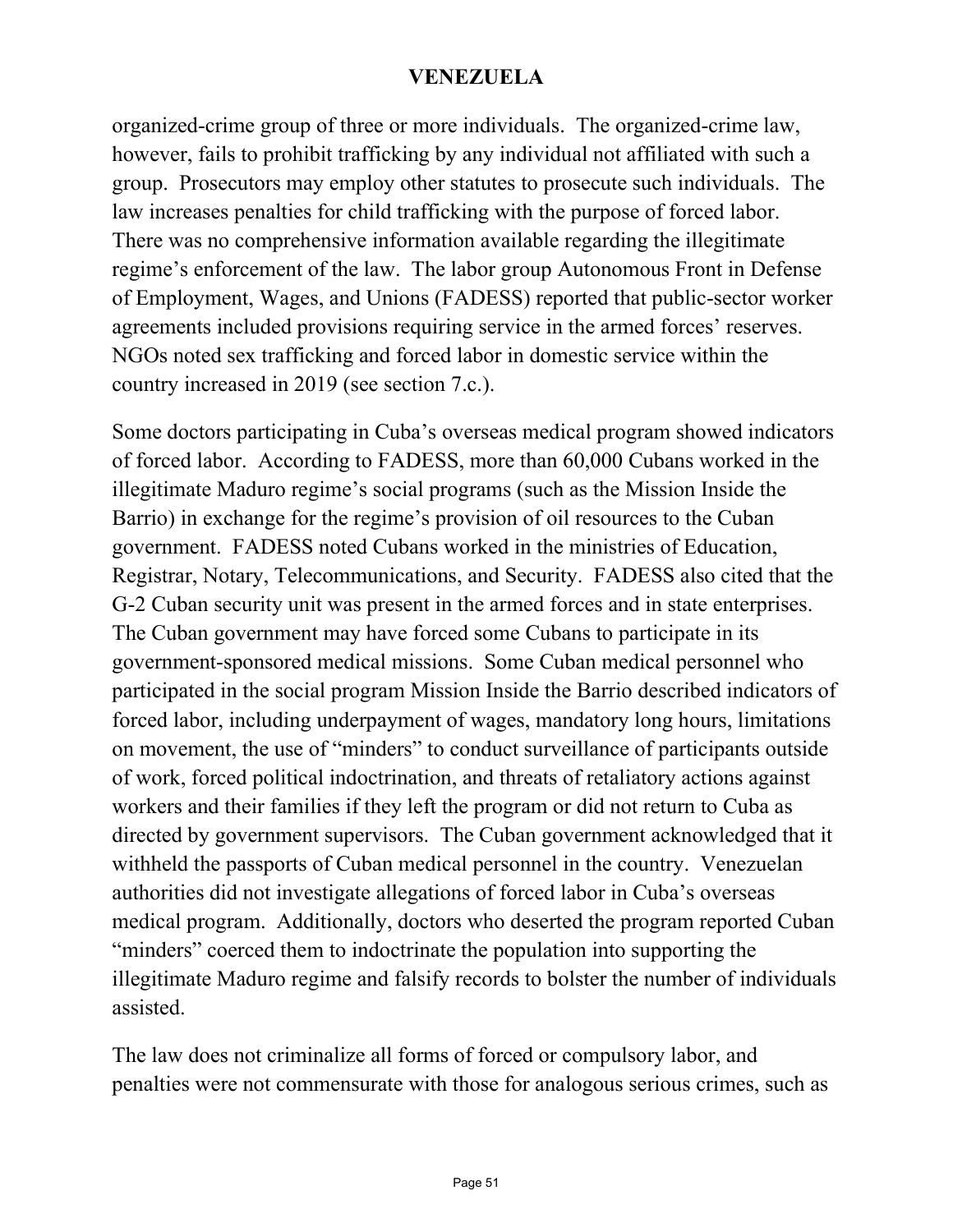organized-crime group of three or more individuals. The organized-crime law, however, fails to prohibit trafficking by any individual not affiliated with such a group. Prosecutors may employ other statutes to prosecute such individuals. The law increases penalties for child trafficking with the purpose of forced labor. There was no comprehensive information available regarding the illegitimate regime's enforcement of the law. The labor group Autonomous Front in Defense of Employment, Wages, and Unions (FADESS) reported that public-sector worker agreements included provisions requiring service in the armed forces' reserves. NGOs noted sex trafficking and forced labor in domestic service within the country increased in 2019 (see section 7.c.).

Some doctors participating in Cuba's overseas medical program showed indicators of forced labor. According to FADESS, more than 60,000 Cubans worked in the illegitimate Maduro regime's social programs (such as the Mission Inside the Barrio) in exchange for the regime's provision of oil resources to the Cuban government. FADESS noted Cubans worked in the ministries of Education, Registrar, Notary, Telecommunications, and Security. FADESS also cited that the G-2 Cuban security unit was present in the armed forces and in state enterprises. The Cuban government may have forced some Cubans to participate in its government-sponsored medical missions. Some Cuban medical personnel who participated in the social program Mission Inside the Barrio described indicators of forced labor, including underpayment of wages, mandatory long hours, limitations on movement, the use of "minders" to conduct surveillance of participants outside of work, forced political indoctrination, and threats of retaliatory actions against workers and their families if they left the program or did not return to Cuba as directed by government supervisors. The Cuban government acknowledged that it withheld the passports of Cuban medical personnel in the country. Venezuelan authorities did not investigate allegations of forced labor in Cuba's overseas medical program. Additionally, doctors who deserted the program reported Cuban "minders" coerced them to indoctrinate the population into supporting the illegitimate Maduro regime and falsify records to bolster the number of individuals assisted.

The law does not criminalize all forms of forced or compulsory labor, and penalties were not commensurate with those for analogous serious crimes, such as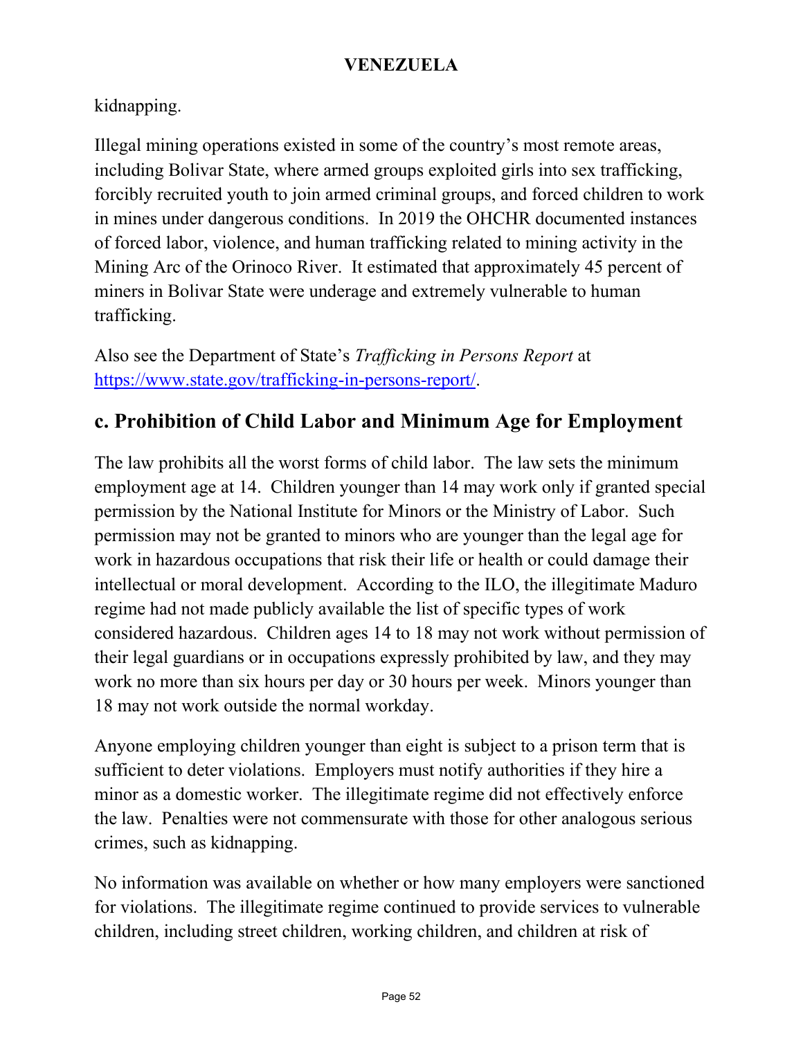kidnapping.

Illegal mining operations existed in some of the country's most remote areas, including Bolivar State, where armed groups exploited girls into sex trafficking, forcibly recruited youth to join armed criminal groups, and forced children to work in mines under dangerous conditions. In 2019 the OHCHR documented instances of forced labor, violence, and human trafficking related to mining activity in the Mining Arc of the Orinoco River. It estimated that approximately 45 percent of miners in Bolivar State were underage and extremely vulnerable to human trafficking.

Also see the Department of State's *Trafficking in Persons Report* at [https://www.state.gov/trafficking-in-persons-report/](https://www.state.gov/trafficking-in-persons-report/).

## c. Prohibition of Child Labor and Minimum Age for Employment

The law prohibits all the worst forms of child labor. The law sets the minimum employment age at 14. Children younger than 14 may work only if granted special permission by the National Institute for Minors or the Ministry of Labor. Such permission may not be granted to minors who are younger than the legal age for work in hazardous occupations that risk their life or health or could damage their intellectual or moral development. According to the ILO, the illegitimate Maduro regime had not made publicly available the list of specific types of work considered hazardous. Children ages 14 to 18 may not work without permission of their legal guardians or in occupations expressly prohibited by law, and they may work no more than six hours per day or 30 hours per week. Minors younger than 18 may not work outside the normal workday.

Anyone employing children younger than eight is subject to a prison term that is sufficient to deter violations. Employers must notify authorities if they hire a minor as a domestic worker. The illegitimate regime did not effectively enforce the law. Penalties were not commensurate with those for other analogous serious crimes, such as kidnapping.

No information was available on whether or how many employers were sanctioned for violations. The illegitimate regime continued to provide services to vulnerable children, including street children, working children, and children at risk of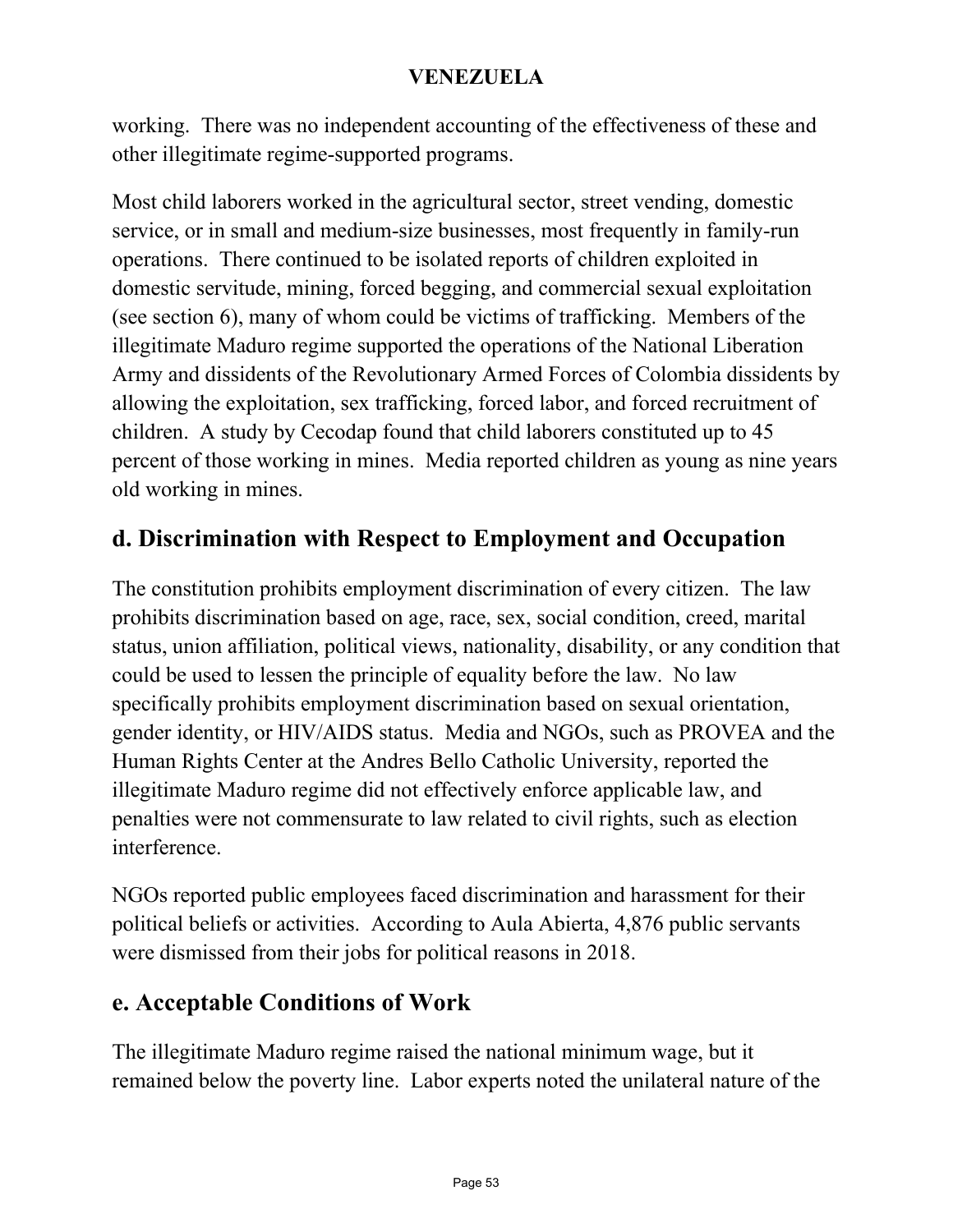working. There was no independent accounting of the effectiveness of these and other illegitimate regime-supported programs.

Most child laborers worked in the agricultural sector, street vending, domestic service, or in small and medium-size businesses, most frequently in family-run operations. There continued to be isolated reports of children exploited in domestic servitude, mining, forced begging, and commercial sexual exploitation (see section 6), many of whom could be victims of trafficking. Members of the illegitimate Maduro regime supported the operations of the National Liberation Army and dissidents of the Revolutionary Armed Forces of Colombia dissidents by allowing the exploitation, sex trafficking, forced labor, and forced recruitment of children. A study by Cecodap found that child laborers constituted up to 45 percent of those working in mines. Media reported children as young as nine years old working in mines.

## d. Discrimination with Respect to Employment and Occupation

The constitution prohibits employment discrimination of every citizen. The law prohibits discrimination based on age, race, sex, social condition, creed, marital status, union affiliation, political views, nationality, disability, or any condition that could be used to lessen the principle of equality before the law. No law specifically prohibits employment discrimination based on sexual orientation, gender identity, or HIV/AIDS status. Media and NGOs, such as PROVEA and the Human Rights Center at the Andres Bello Catholic University, reported the illegitimate Maduro regime did not effectively enforce applicable law, and penalties were not commensurate to law related to civil rights, such as election interference.

NGOs reported public employees faced discrimination and harassment for their political beliefs or activities. According to Aula Abierta, 4,876 public servants were dismissed from their jobs for political reasons in 2018.

## e. Acceptable Conditions of Work

The illegitimate Maduro regime raised the national minimum wage, but it remained below the poverty line. Labor experts noted the unilateral nature of the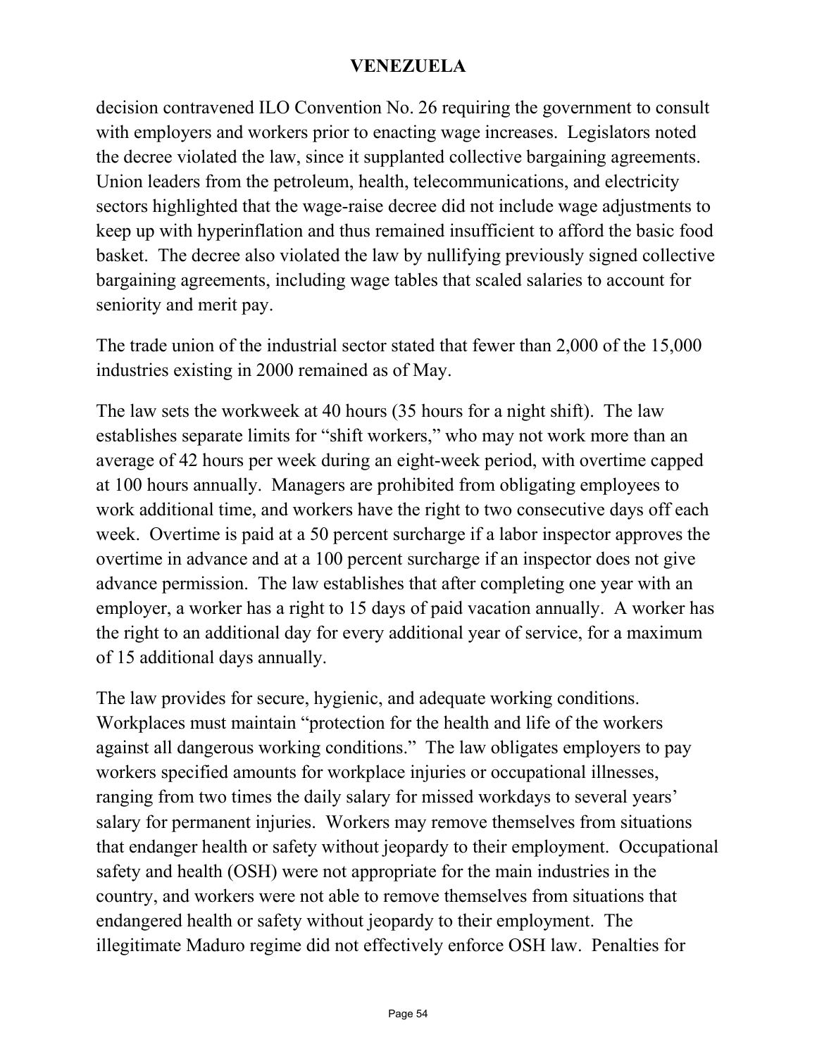decision contravened ILO Convention No. 26 requiring the government to consult with employers and workers prior to enacting wage increases. Legislators noted the decree violated the law, since it supplanted collective bargaining agreements. Union leaders from the petroleum, health, telecommunications, and electricity sectors highlighted that the wage-raise decree did not include wage adjustments to keep up with hyperinflation and thus remained insufficient to afford the basic food basket. The decree also violated the law by nullifying previously signed collective bargaining agreements, including wage tables that scaled salaries to account for seniority and merit pay.

The trade union of the industrial sector stated that fewer than 2,000 of the 15,000 industries existing in 2000 remained as of May.

The law sets the workweek at 40 hours (35 hours for a night shift). The law establishes separate limits for "shift workers," who may not work more than an average of 42 hours per week during an eight-week period, with overtime capped at 100 hours annually. Managers are prohibited from obligating employees to work additional time, and workers have the right to two consecutive days off each week. Overtime is paid at a 50 percent surcharge if a labor inspector approves the overtime in advance and at a 100 percent surcharge if an inspector does not give advance permission. The law establishes that after completing one year with an employer, a worker has a right to 15 days of paid vacation annually. A worker has the right to an additional day for every additional year of service, for a maximum of 15 additional days annually.

The law provides for secure, hygienic, and adequate working conditions. Workplaces must maintain "protection for the health and life of the workers against all dangerous working conditions." The law obligates employers to pay workers specified amounts for workplace injuries or occupational illnesses, ranging from two times the daily salary for missed workdays to several years' salary for permanent injuries. Workers may remove themselves from situations that endanger health or safety without jeopardy to their employment. Occupational safety and health (OSH) were not appropriate for the main industries in the country, and workers were not able to remove themselves from situations that endangered health or safety without jeopardy to their employment. The illegitimate Maduro regime did not effectively enforce OSH law. Penalties for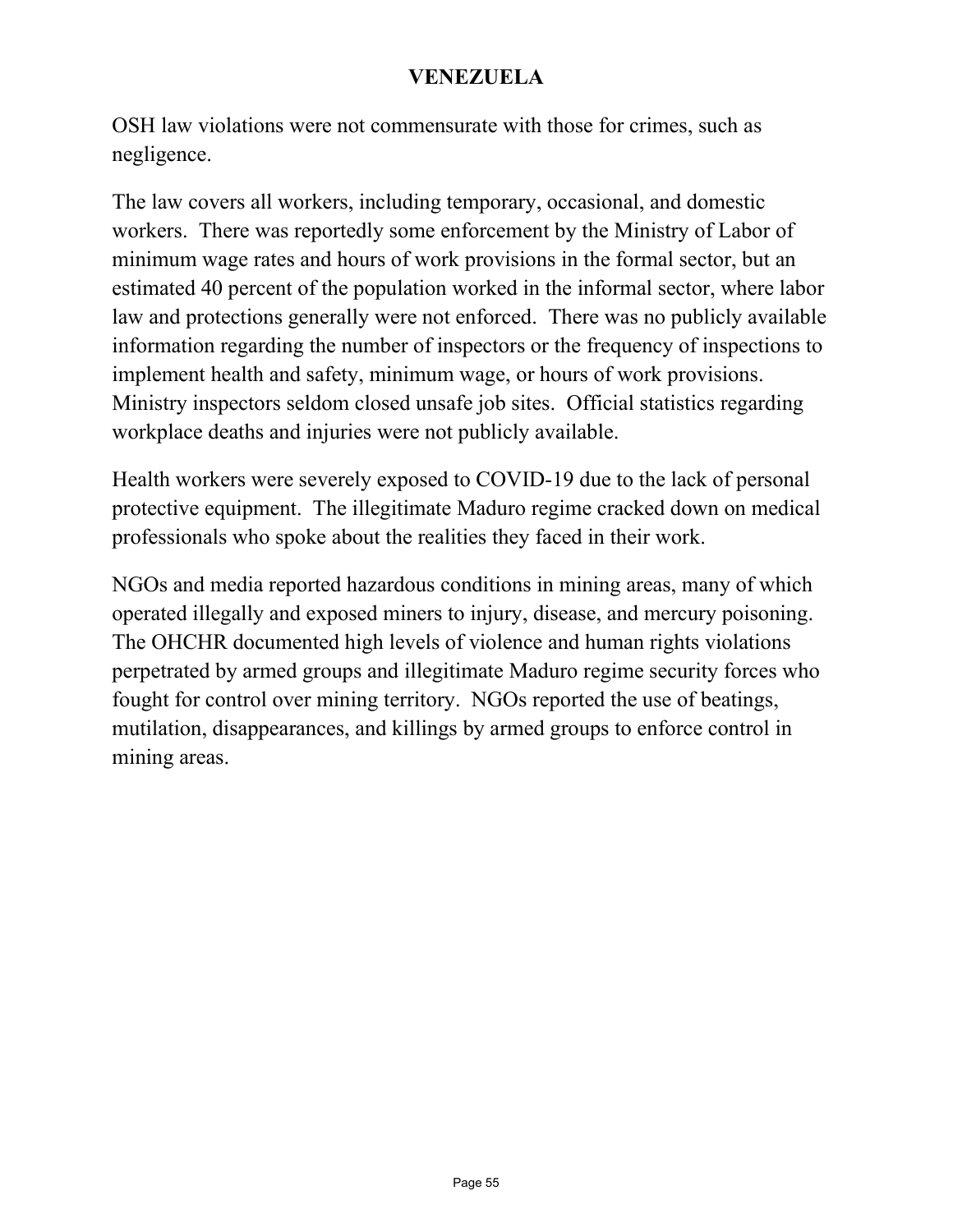OSH law violations were not commensurate with those for crimes, such as negligence.

The law covers all workers, including temporary, occasional, and domestic workers. There was reportedly some enforcement by the Ministry of Labor of minimum wage rates and hours of work provisions in the formal sector, but an estimated 40 percent of the population worked in the informal sector, where labor law and protections generally were not enforced. There was no publicly available information regarding the number of inspectors or the frequency of inspections to implement health and safety, minimum wage, or hours of work provisions. Ministry inspectors seldom closed unsafe job sites. Official statistics regarding workplace deaths and injuries were not publicly available.

Health workers were severely exposed to COVID-19 due to the lack of personal protective equipment. The illegitimate Maduro regime cracked down on medical professionals who spoke about the realities they faced in their work.

NGOs and media reported hazardous conditions in mining areas, many of which operated illegally and exposed miners to injury, disease, and mercury poisoning. The OHCHR documented high levels of violence and human rights violations perpetrated by armed groups and illegitimate Maduro regime security forces who fought for control over mining territory. NGOs reported the use of beatings, mutilation, disappearances, and killings by armed groups to enforce control in mining areas.